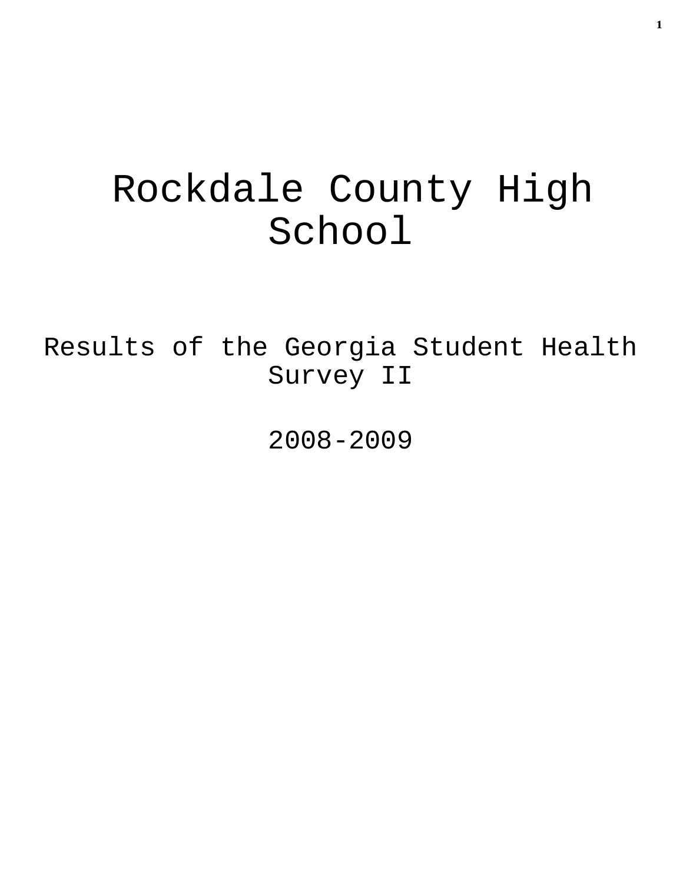# Rockdale County High School

## Results of the Georgia Student Health Survey II

2008-2009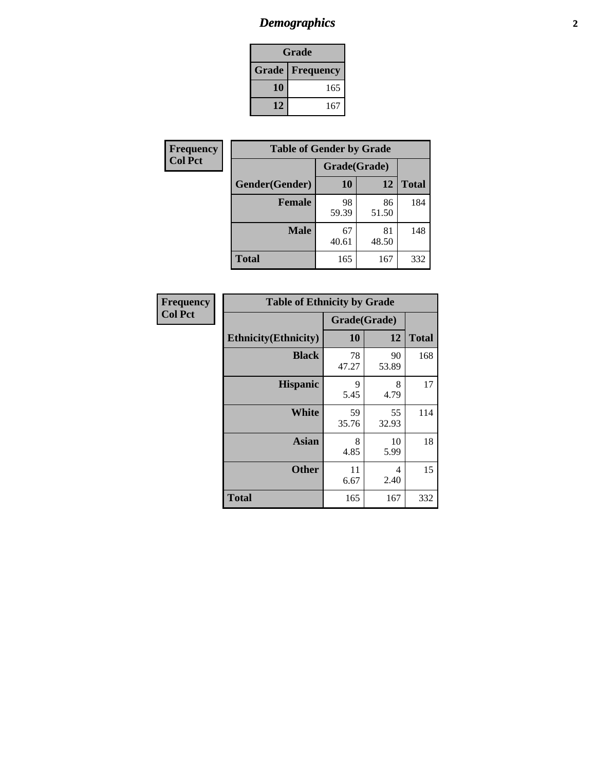# Demographics

| Grade | |
|---|---|
| **Grade** | **Frequency** |
| **10** | 165 |
| **12** | 167 |

**Frequency**
**Col Pct**

| Table of Gender by Grade | | | |
|---|---|---|---|
| | Grade(Grade) | | |
| **Gender(Gender)** | **10** | **12** | **Total** |
| **Female** | 98<br>59.39 | 86<br>51.50 | 184 |
| **Male** | 67<br>40.61 | 81<br>48.50 | 148 |
| **Total** | 165 | 167 | 332 |

**Frequency**
**Col Pct**

| Table of Ethnicity by Grade | | | |
|---|---|---|---|
| | Grade(Grade) | | |
| **Ethnicity(Ethnicity)** | **10** | **12** | **Total** |
| **Black** | 78<br>47.27 | 90<br>53.89 | 168 |
| **Hispanic** | 9<br>5.45 | 8<br>4.79 | 17 |
| **White** | 59<br>35.76 | 55<br>32.93 | 114 |
| **Asian** | 8<br>4.85 | 10<br>5.99 | 18 |
| **Other** | 11<br>6.67 | 4<br>2.40 | 15 |
| **Total** | 165 | 167 | 332 |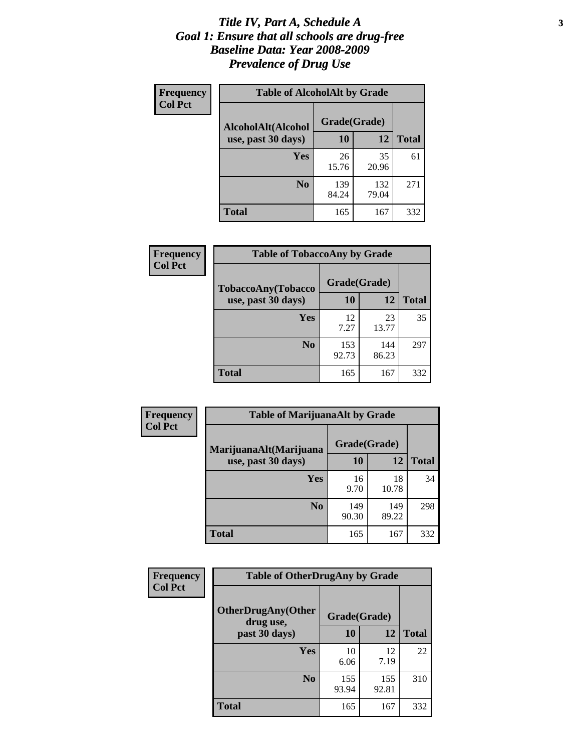# *Title IV, Part A, Schedule A*
# *Goal 1: Ensure that all schools are drug-free*
# *Baseline Data: Year 2008-2009*
# *Prevalence of Drug Use*

**Frequency**
**Col Pct**

**Table of AlcoholAlt by Grade**

| AlcoholAlt(Alcohol use, past 30 days) | Grade(Grade) 10 | 12 | Total |
|---|---|---|---|
| **Yes** | 26<br>15.76 | 35<br>20.96 | 61 |
| **No** | 139<br>84.24 | 132<br>79.04 | 271 |
| **Total** | 165 | 167 | 332 |

**Frequency**
**Col Pct**

**Table of TobaccoAny by Grade**

| TobaccoAny(Tobacco use, past 30 days) | Grade(Grade) 10 | 12 | Total |
|---|---|---|---|
| **Yes** | 12<br>7.27 | 23<br>13.77 | 35 |
| **No** | 153<br>92.73 | 144<br>86.23 | 297 |
| **Total** | 165 | 167 | 332 |

**Frequency**
**Col Pct**

**Table of MarijuanaAlt by Grade**

| MarijuanaAlt(Marijuana use, past 30 days) | Grade(Grade) 10 | 12 | Total |
|---|---|---|---|
| **Yes** | 16<br>9.70 | 18<br>10.78 | 34 |
| **No** | 149<br>90.30 | 149<br>89.22 | 298 |
| **Total** | 165 | 167 | 332 |

**Frequency**
**Col Pct**

**Table of OtherDrugAny by Grade**

| OtherDrugAny(Other drug use, past 30 days) | Grade(Grade) 10 | 12 | Total |
|---|---|---|---|
| **Yes** | 10<br>6.06 | 12<br>7.19 | 22 |
| **No** | 155<br>93.94 | 155<br>92.81 | 310 |
| **Total** | 165 | 167 | 332 |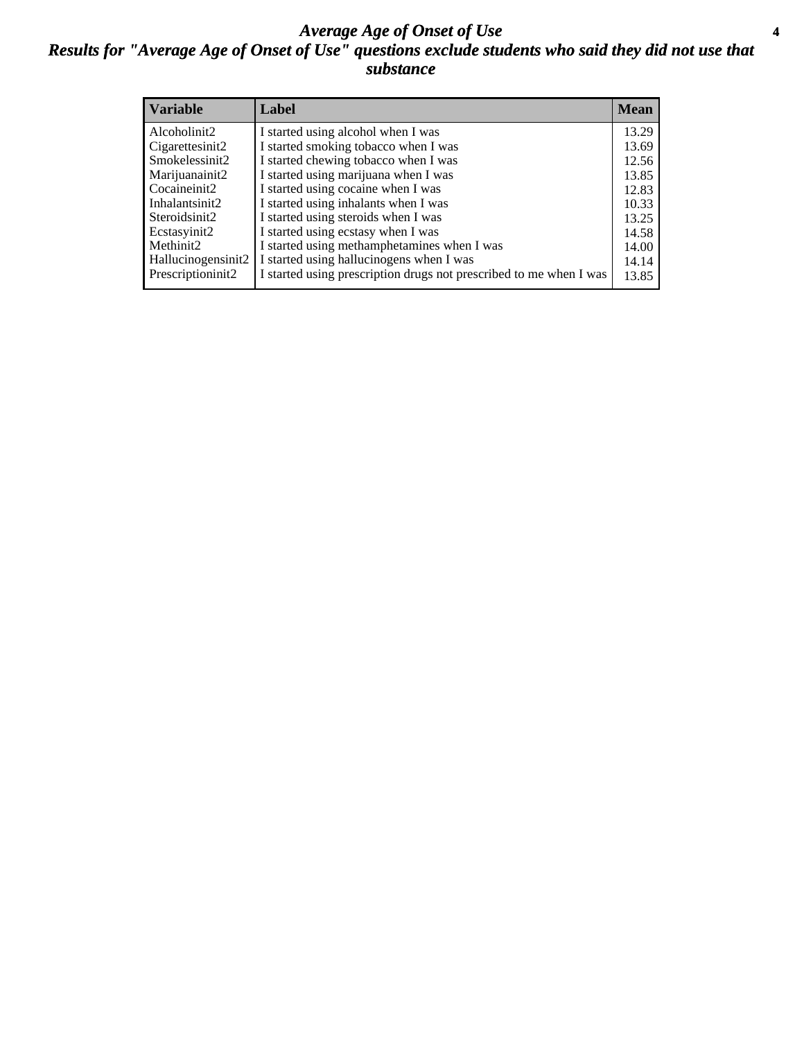# *Average Age of Onset of Use*

## *Results for "Average Age of Onset of Use" questions exclude students who said they did not use that substance*

| Variable | Label | Mean |
|---|---|---|
| Alcoholinit2 | I started using alcohol when I was | 13.29 |
| Cigarettesinit2 | I started smoking tobacco when I was | 13.69 |
| Smokelessinit2 | I started chewing tobacco when I was | 12.56 |
| Marijuanainit2 | I started using marijuana when I was | 13.85 |
| Cocaineinit2 | I started using cocaine when I was | 12.83 |
| Inhalantsinit2 | I started using inhalants when I was | 10.33 |
| Steroidsinit2 | I started using steroids when I was | 13.25 |
| Ecstasyinit2 | I started using ecstasy when I was | 14.58 |
| Methinit2 | I started using methamphetamines when I was | 14.00 |
| Hallucinogensinit2 | I started using hallucinogens when I was | 14.14 |
| Prescriptioninit2 | I started using prescription drugs not prescribed to me when I was | 13.85 |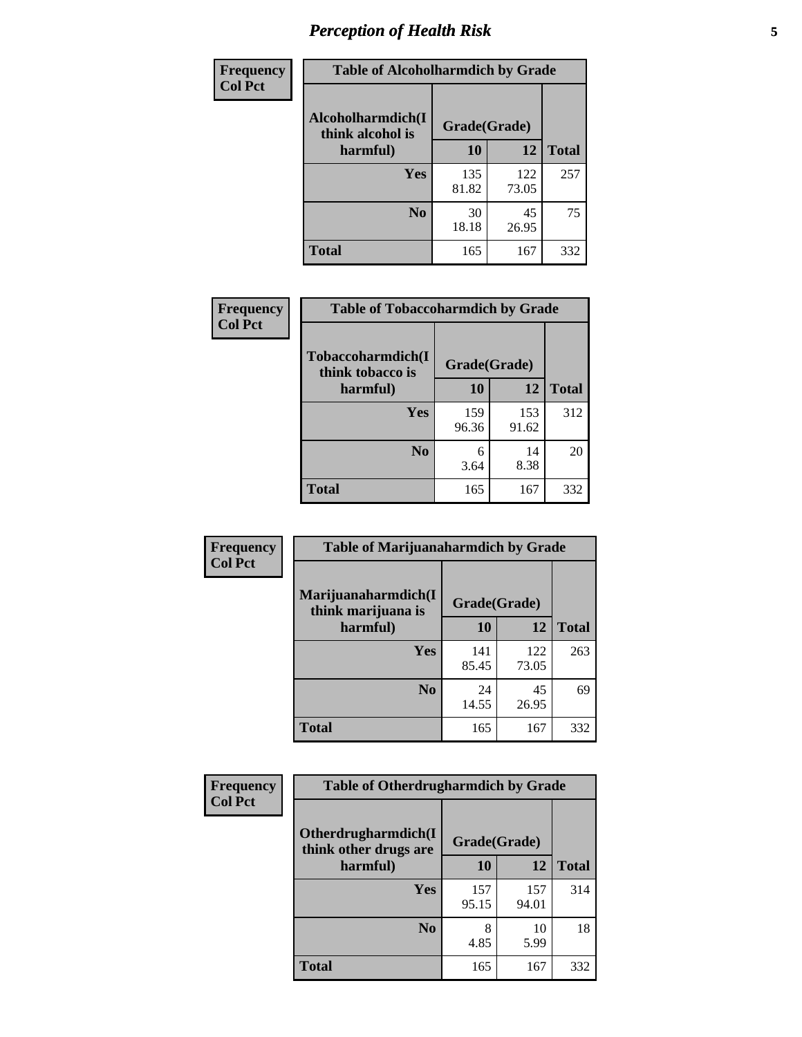| Frequency<br>Col Pct | Table of Alcoholharmdich by Grade | | |
|---|---|---|---|
| Alcoholharmdich(I think alcohol is harmful) | Grade(Grade) | | |
| | 10 | 12 | Total |
| Yes | 135<br>81.82 | 122<br>73.05 | 257 |
| No | 30<br>18.18 | 45<br>26.95 | 75 |
| Total | 165 | 167 | 332 |

| Frequency<br>Col Pct | Table of Tobaccoharmdich by Grade | | |
|---|---|---|---|
| Tobaccoharmdich(I think tobacco is harmful) | Grade(Grade) | | |
| | 10 | 12 | Total |
| Yes | 159<br>96.36 | 153<br>91.62 | 312 |
| No | 6<br>3.64 | 14<br>8.38 | 20 |
| Total | 165 | 167 | 332 |

| Frequency<br>Col Pct | Table of Marijuanaharmdich by Grade | | |
|---|---|---|---|
| Marijuanaharmdich(I think marijuana is harmful) | Grade(Grade) | | |
| | 10 | 12 | Total |
| Yes | 141<br>85.45 | 122<br>73.05 | 263 |
| No | 24<br>14.55 | 45<br>26.95 | 69 |
| Total | 165 | 167 | 332 |

| Frequency<br>Col Pct | Table of Otherdrugharmdich by Grade | | |
|---|---|---|---|
| Otherdrugharmdich(I think other drugs are harmful) | Grade(Grade) | | |
| | 10 | 12 | Total |
| Yes | 157<br>95.15 | 157<br>94.01 | 314 |
| No | 8<br>4.85 | 10<br>5.99 | 18 |
| Total | 165 | 167 | 332 |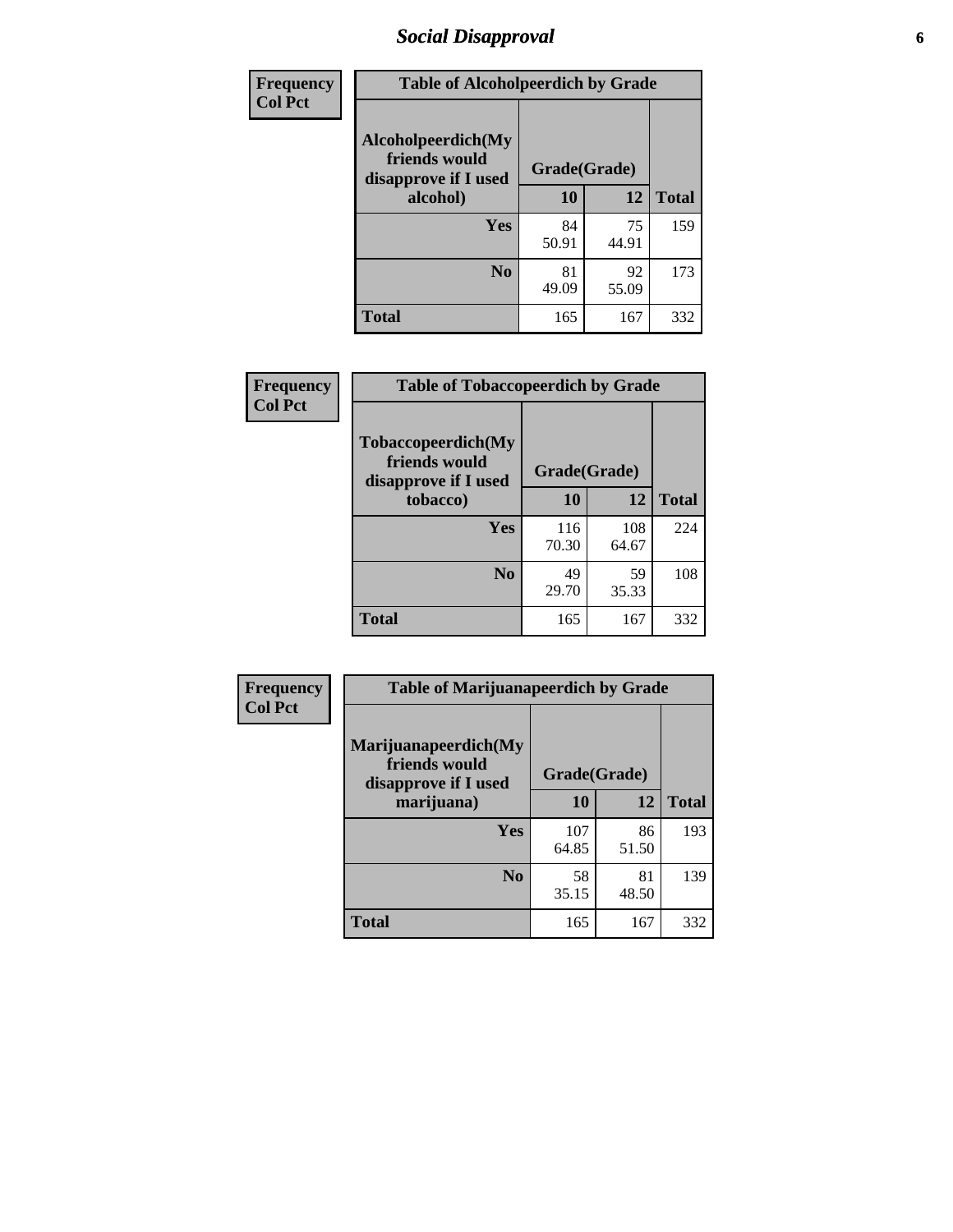# Social Disapproval

**Frequency**
**Col Pct**

| Table of Alcoholpeerdich by Grade | | | |
|---|---|---|---|
| Alcoholpeerdich(My friends would disapprove if I used alcohol) | Grade(Grade) | | |
| | 10 | 12 | Total |
| Yes | 84<br>50.91 | 75<br>44.91 | 159 |
| No | 81<br>49.09 | 92<br>55.09 | 173 |
| Total | 165 | 167 | 332 |

**Frequency**
**Col Pct**

| Table of Tobaccopeerdich by Grade | | | |
|---|---|---|---|
| Tobaccopeerdich(My friends would disapprove if I used tobacco) | Grade(Grade) | | |
| | 10 | 12 | Total |
| Yes | 116<br>70.30 | 108<br>64.67 | 224 |
| No | 49<br>29.70 | 59<br>35.33 | 108 |
| Total | 165 | 167 | 332 |

**Frequency**
**Col Pct**

| Table of Marijuanapeerdich by Grade | | | |
|---|---|---|---|
| Marijuanapeerdich(My friends would disapprove if I used marijuana) | Grade(Grade) | | |
| | 10 | 12 | Total |
| Yes | 107<br>64.85 | 86<br>51.50 | 193 |
| No | 58<br>35.15 | 81<br>48.50 | 139 |
| Total | 165 | 167 | 332 |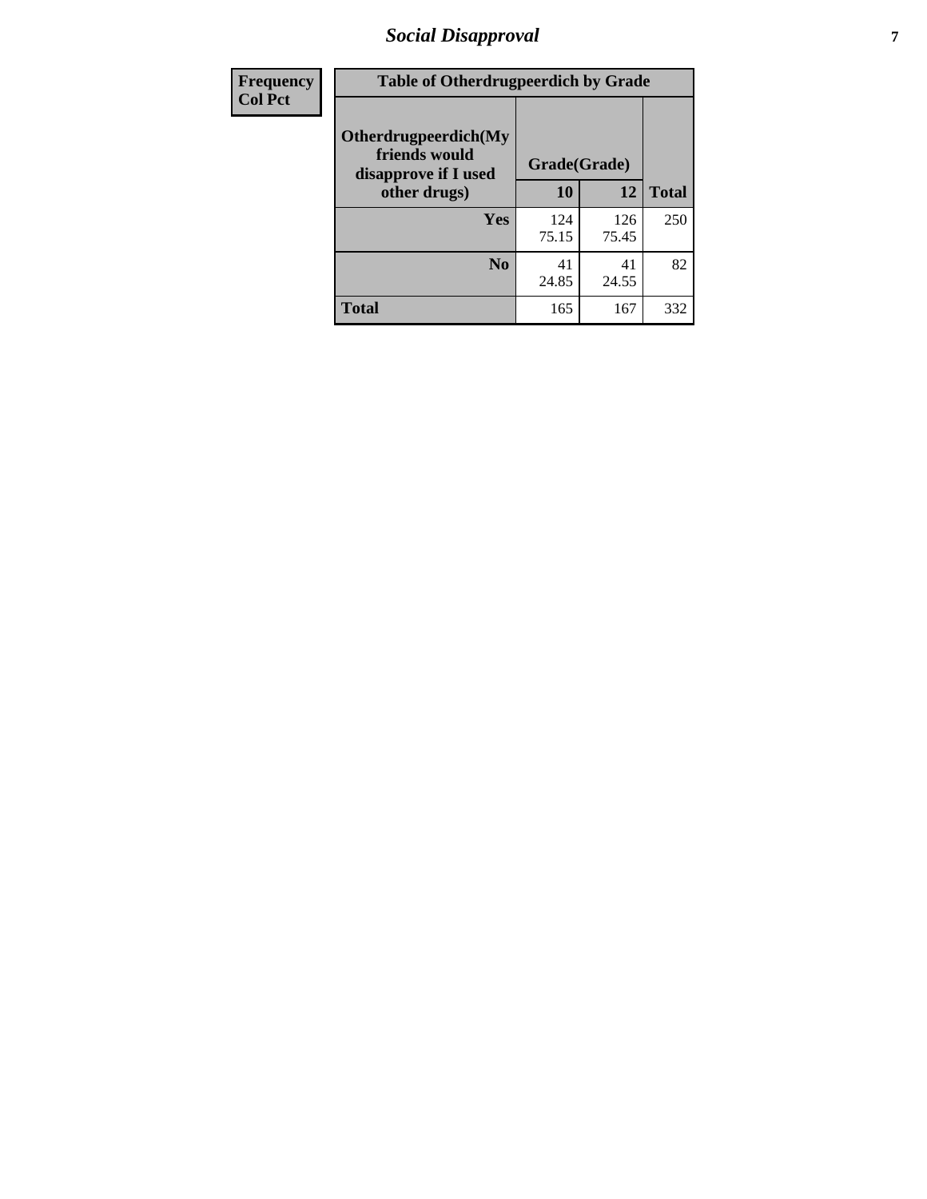| Frequency<br>Col Pct |
|---|

| Table of Otherdrugpeerdich by Grade | | | |
|---|---|---|---|
| Otherdrugpeerdich(My friends would disapprove if I used other drugs) | Grade(Grade) | | Total |
| | 10 | 12 | |
| Yes | 124<br>75.15 | 126<br>75.45 | 250 |
| No | 41<br>24.85 | 41<br>24.55 | 82 |
| Total | 165 | 167 | 332 |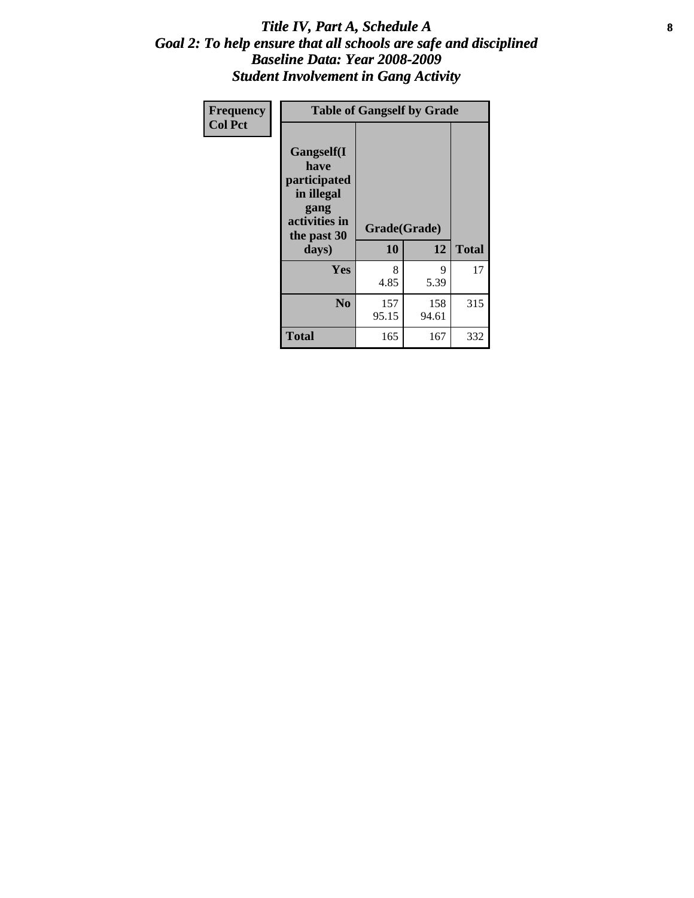# *Title IV, Part A, Schedule A*
## *Goal 2: To help ensure that all schools are safe and disciplined*
## *Baseline Data: Year 2008-2009*
## *Student Involvement in Gang Activity*

| Frequency<br>Col Pct | Table of Gangself by Grade | | |
|---|---|---|---|
| **Gangself(I have participated in illegal gang activities in the past 30 days)** | **Grade(Grade)** | | |
| | **10** | **12** | **Total** |
| **Yes** | 8<br>4.85 | 9<br>5.39 | 17 |
| **No** | 157<br>95.15 | 158<br>94.61 | 315 |
| **Total** | 165 | 167 | 332 |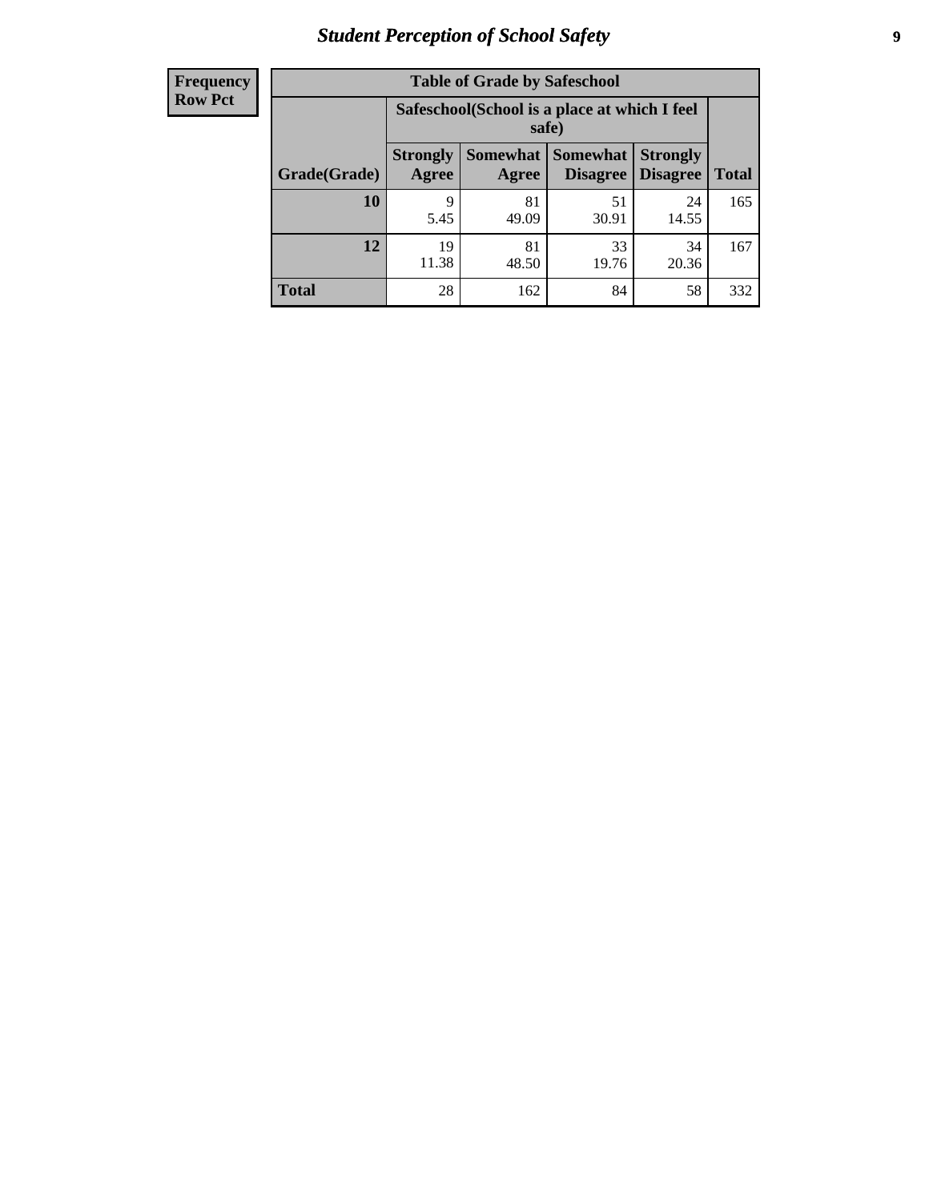# Student Perception of School Safety

| Frequency Row Pct | Table of Grade by Safeschool | | | | |
|---|---|---|---|---|---|
| | Safeschool(School is a place at which I feel safe) | | | | |
| Grade(Grade) | Strongly Agree | Somewhat Agree | Somewhat Disagree | Strongly Disagree | Total |
| 10 | 9<br>5.45 | 81<br>49.09 | 51<br>30.91 | 24<br>14.55 | 165 |
| 12 | 19<br>11.38 | 81<br>48.50 | 33<br>19.76 | 34<br>20.36 | 167 |
| Total | 28 | 162 | 84 | 58 | 332 |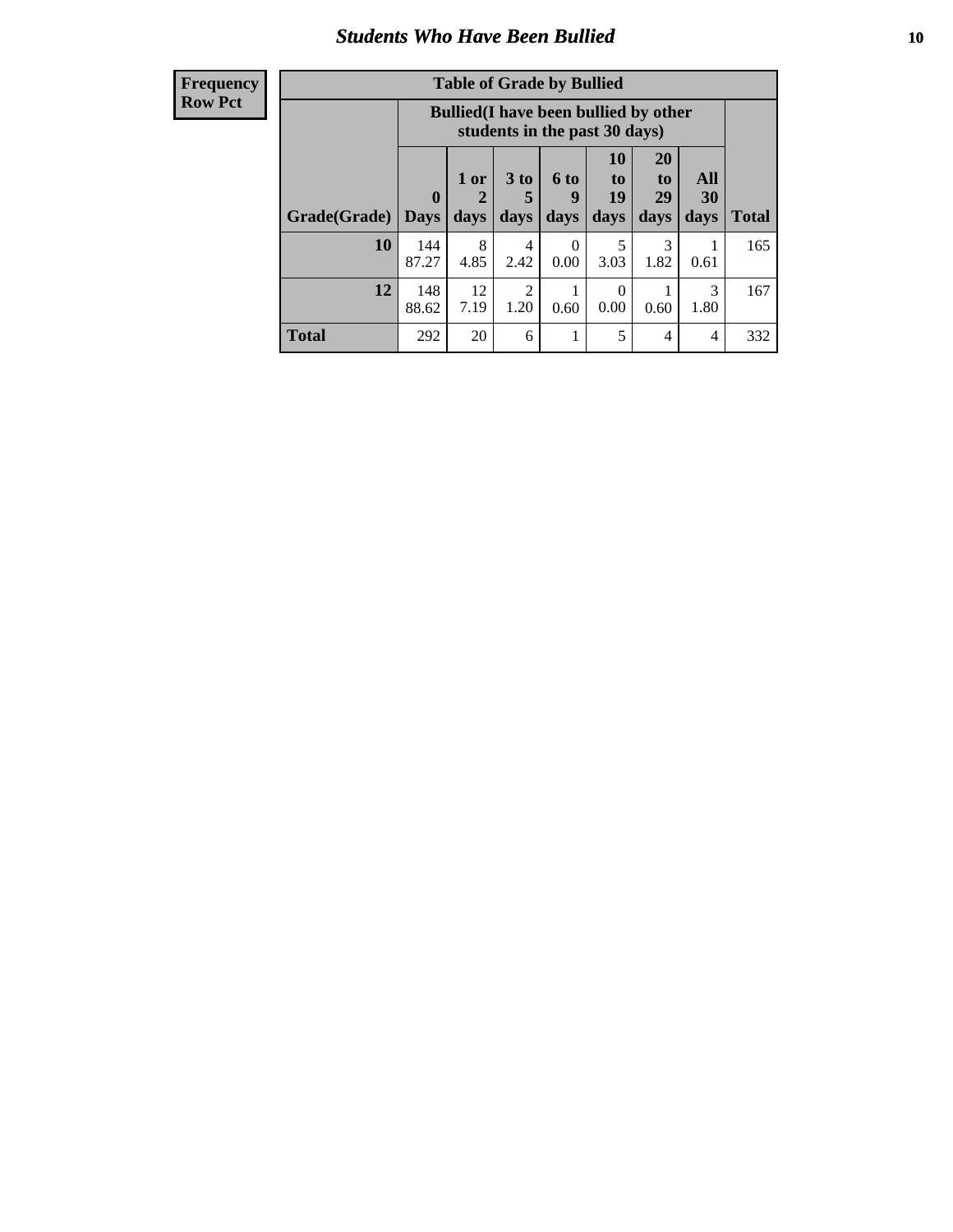## Students Who Have Been Bullied

| Frequency Row Pct |
|---|

**Table of Grade by Bullied**

| Grade(Grade) | Bullied(I have been bullied by other students in the past 30 days) | | | | | | | Total |
|---|---|---|---|---|---|---|---|---|
| | 0 Days | 1 or 2 days | 3 to 5 days | 6 to 9 days | 10 to 19 days | 20 to 29 days | All 30 days | |
| **10** | 144<br>87.27 | 8<br>4.85 | 4<br>2.42 | 0<br>0.00 | 5<br>3.03 | 3<br>1.82 | 1<br>0.61 | 165 |
| **12** | 148<br>88.62 | 12<br>7.19 | 2<br>1.20 | 1<br>0.60 | 0<br>0.00 | 1<br>0.60 | 3<br>1.80 | 167 |
| **Total** | 292 | 20 | 6 | 1 | 5 | 4 | 4 | 332 |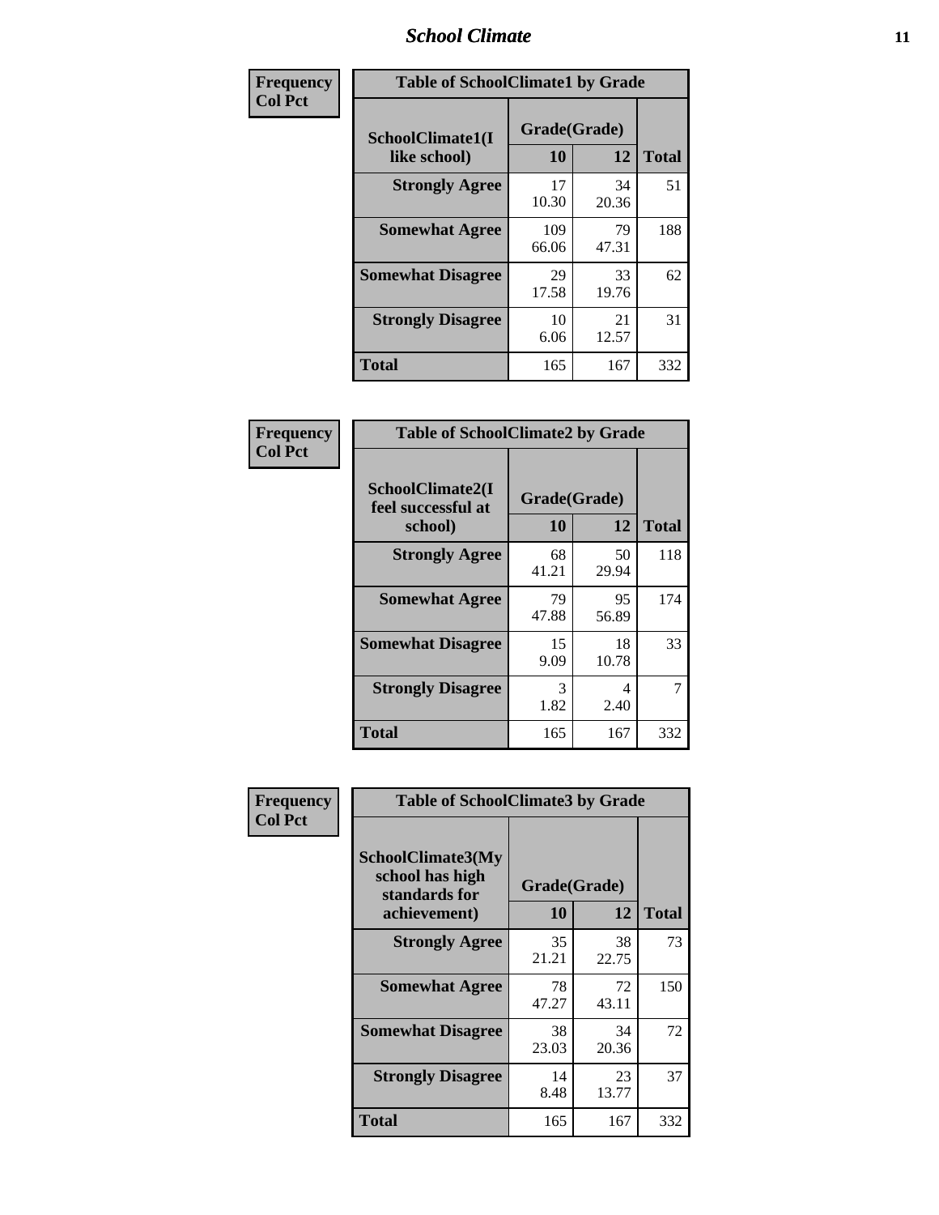| Frequency Col Pct |
|---|

| Table of SchoolClimate1 by Grade | | | |
|---|---|---|---|
| SchoolClimate1(I like school) | Grade(Grade) | | Total |
| | 10 | 12 | |
| Strongly Agree | 17<br>10.30 | 34<br>20.36 | 51 |
| Somewhat Agree | 109<br>66.06 | 79<br>47.31 | 188 |
| Somewhat Disagree | 29<br>17.58 | 33<br>19.76 | 62 |
| Strongly Disagree | 10<br>6.06 | 21<br>12.57 | 31 |
| Total | 165 | 167 | 332 |

| Frequency Col Pct |
|---|

| Table of SchoolClimate2 by Grade | | | |
|---|---|---|---|
| SchoolClimate2(I feel successful at school) | Grade(Grade) | | Total |
| | 10 | 12 | |
| Strongly Agree | 68<br>41.21 | 50<br>29.94 | 118 |
| Somewhat Agree | 79<br>47.88 | 95<br>56.89 | 174 |
| Somewhat Disagree | 15<br>9.09 | 18<br>10.78 | 33 |
| Strongly Disagree | 3<br>1.82 | 4<br>2.40 | 7 |
| Total | 165 | 167 | 332 |

| Frequency Col Pct |
|---|

| Table of SchoolClimate3 by Grade | | | |
|---|---|---|---|
| SchoolClimate3(My school has high standards for achievement) | Grade(Grade) | | Total |
| | 10 | 12 | |
| Strongly Agree | 35<br>21.21 | 38<br>22.75 | 73 |
| Somewhat Agree | 78<br>47.27 | 72<br>43.11 | 150 |
| Somewhat Disagree | 38<br>23.03 | 34<br>20.36 | 72 |
| Strongly Disagree | 14<br>8.48 | 23<br>13.77 | 37 |
| Total | 165 | 167 | 332 |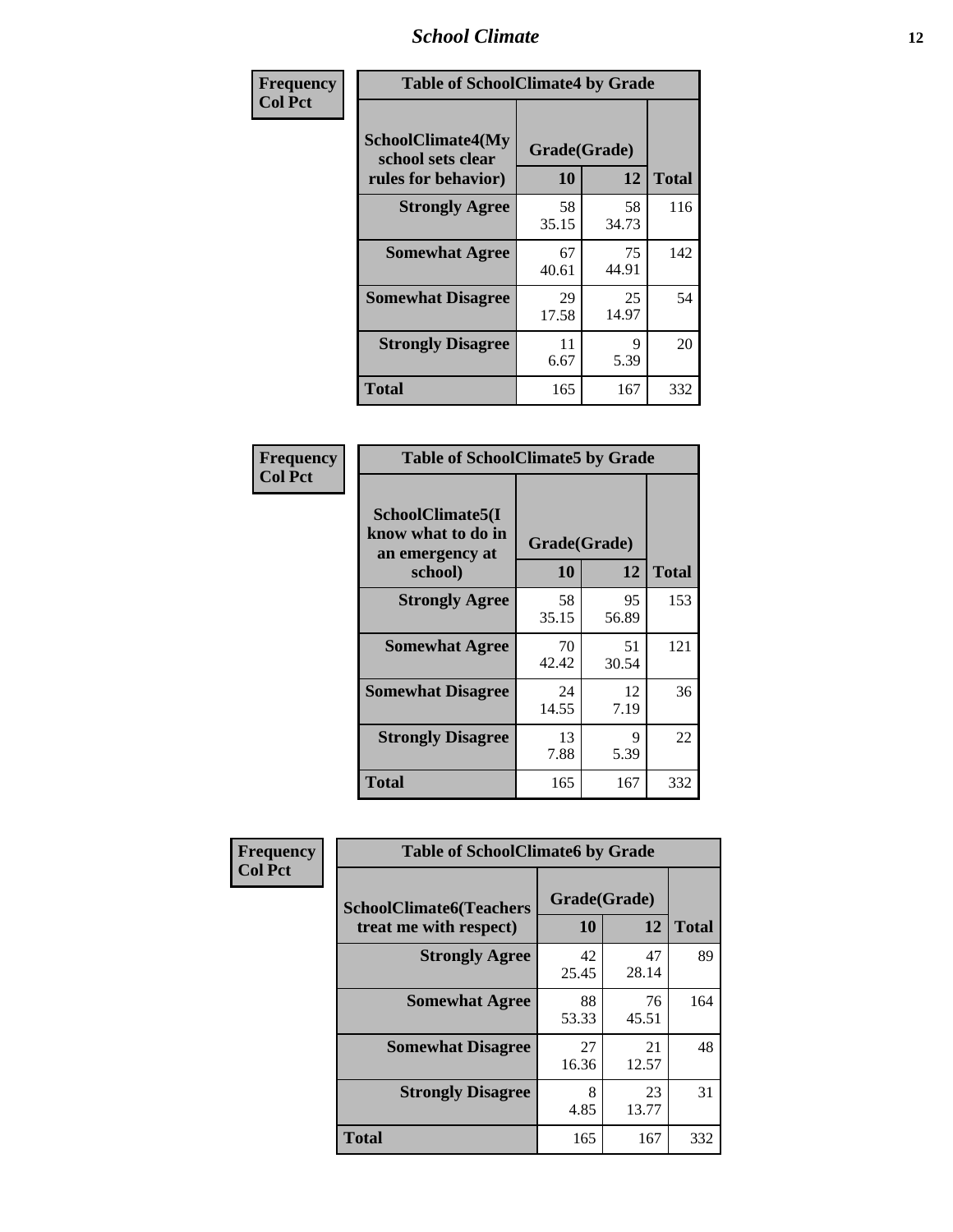| Frequency<br>Col Pct | Table of SchoolClimate4 by Grade | | |
|---|---|---|---|
| SchoolClimate4(My school sets clear rules for behavior) | Grade(Grade) | | |
| | 10 | 12 | Total |
| Strongly Agree | 58<br>35.15 | 58<br>34.73 | 116 |
| Somewhat Agree | 67<br>40.61 | 75<br>44.91 | 142 |
| Somewhat Disagree | 29<br>17.58 | 25<br>14.97 | 54 |
| Strongly Disagree | 11<br>6.67 | 9<br>5.39 | 20 |
| Total | 165 | 167 | 332 |

| Frequency<br>Col Pct | Table of SchoolClimate5 by Grade | | |
|---|---|---|---|
| SchoolClimate5(I know what to do in an emergency at school) | Grade(Grade) | | |
| | 10 | 12 | Total |
| Strongly Agree | 58<br>35.15 | 95<br>56.89 | 153 |
| Somewhat Agree | 70<br>42.42 | 51<br>30.54 | 121 |
| Somewhat Disagree | 24<br>14.55 | 12<br>7.19 | 36 |
| Strongly Disagree | 13<br>7.88 | 9<br>5.39 | 22 |
| Total | 165 | 167 | 332 |

| Frequency<br>Col Pct | Table of SchoolClimate6 by Grade | | |
|---|---|---|---|
| SchoolClimate6(Teachers treat me with respect) | Grade(Grade) | | |
| | 10 | 12 | Total |
| Strongly Agree | 42<br>25.45 | 47<br>28.14 | 89 |
| Somewhat Agree | 88<br>53.33 | 76<br>45.51 | 164 |
| Somewhat Disagree | 27<br>16.36 | 21<br>12.57 | 48 |
| Strongly Disagree | 8<br>4.85 | 23<br>13.77 | 31 |
| Total | 165 | 167 | 332 |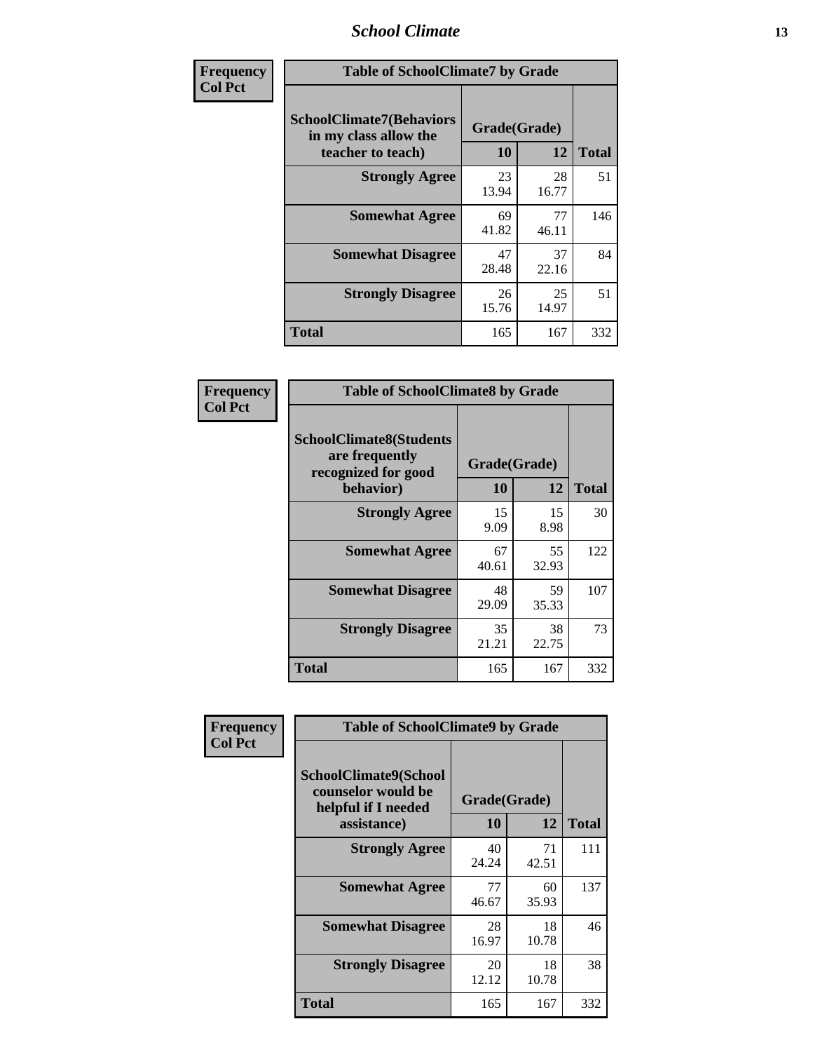| Frequency<br>Col Pct | | | |
|---|---|---|---|

**Table of SchoolClimate7 by Grade**

| SchoolClimate7(Behaviors in my class allow the teacher to teach) | Grade(Grade) | | Total |
|---|---|---|---|
| | 10 | 12 | |
| Strongly Agree | 23<br>13.94 | 28<br>16.77 | 51 |
| Somewhat Agree | 69<br>41.82 | 77<br>46.11 | 146 |
| Somewhat Disagree | 47<br>28.48 | 37<br>22.16 | 84 |
| Strongly Disagree | 26<br>15.76 | 25<br>14.97 | 51 |
| Total | 165 | 167 | 332 |

**Table of SchoolClimate8 by Grade**

| SchoolClimate8(Students are frequently recognized for good behavior) | Grade(Grade) | | Total |
|---|---|---|---|
| | 10 | 12 | |
| Strongly Agree | 15<br>9.09 | 15<br>8.98 | 30 |
| Somewhat Agree | 67<br>40.61 | 55<br>32.93 | 122 |
| Somewhat Disagree | 48<br>29.09 | 59<br>35.33 | 107 |
| Strongly Disagree | 35<br>21.21 | 38<br>22.75 | 73 |
| Total | 165 | 167 | 332 |

**Table of SchoolClimate9 by Grade**

| SchoolClimate9(School counselor would be helpful if I needed assistance) | Grade(Grade) | | Total |
|---|---|---|---|
| | 10 | 12 | |
| Strongly Agree | 40<br>24.24 | 71<br>42.51 | 111 |
| Somewhat Agree | 77<br>46.67 | 60<br>35.93 | 137 |
| Somewhat Disagree | 28<br>16.97 | 18<br>10.78 | 46 |
| Strongly Disagree | 20<br>12.12 | 18<br>10.78 | 38 |
| Total | 165 | 167 | 332 |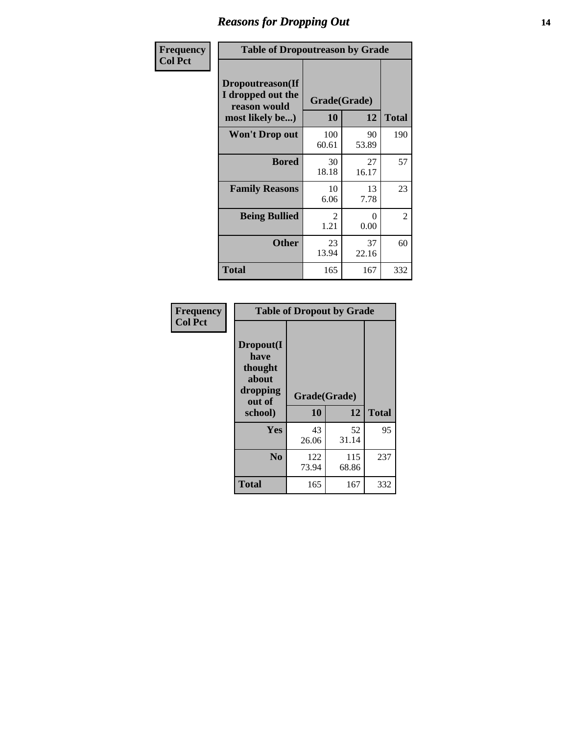# Reasons for Dropping Out

Frequency
Col Pct

**Table of Dropoutreason by Grade**

| Dropoutreason(If I dropped out the reason would most likely be...) | Grade(Grade) | | Total |
|---|---|---|---|
| | 10 | 12 | |
| **Won't Drop out** | 100<br>60.61 | 90<br>53.89 | 190 |
| **Bored** | 30<br>18.18 | 27<br>16.17 | 57 |
| **Family Reasons** | 10<br>6.06 | 13<br>7.78 | 23 |
| **Being Bullied** | 2<br>1.21 | 0<br>0.00 | 2 |
| **Other** | 23<br>13.94 | 37<br>22.16 | 60 |
| **Total** | 165 | 167 | 332 |

Frequency
Col Pct

**Table of Dropout by Grade**

| Dropout(I have thought about dropping out of school) | Grade(Grade) | | Total |
|---|---|---|---|
| | 10 | 12 | |
| **Yes** | 43<br>26.06 | 52<br>31.14 | 95 |
| **No** | 122<br>73.94 | 115<br>68.86 | 237 |
| **Total** | 165 | 167 | 332 |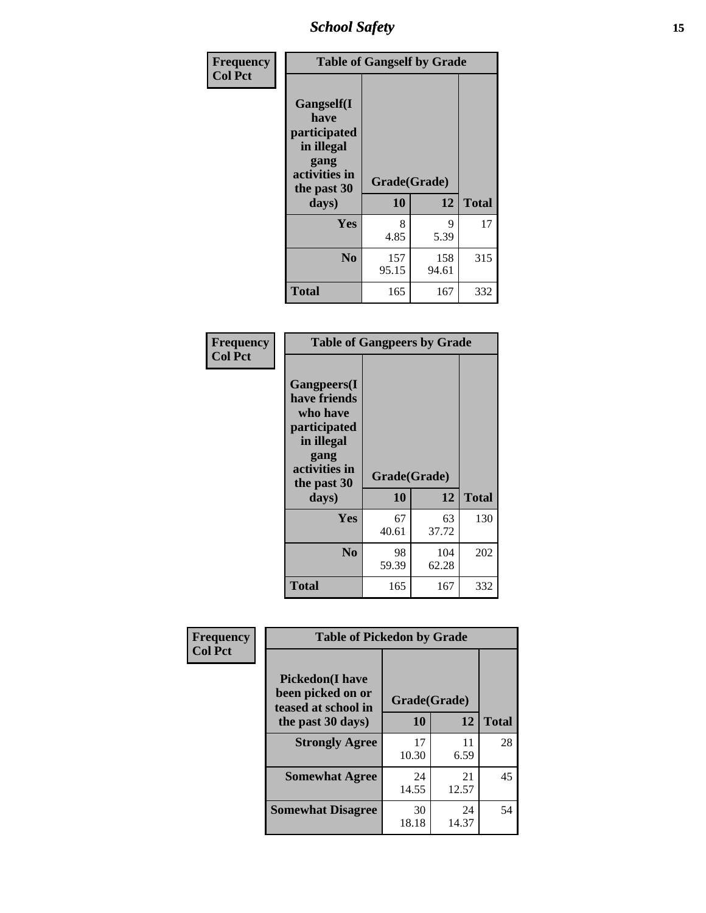| Frequency<br>Col Pct |
|---|

**Table of Gangself by Grade**

| Gangself(I have participated in illegal gang activities in the past 30 days) | Grade(Grade) 10 | 12 | Total |
|---|---|---|---|
| **Yes** | 8<br>4.85 | 9<br>5.39 | 17 |
| **No** | 157<br>95.15 | 158<br>94.61 | 315 |
| **Total** | 165 | 167 | 332 |

| Frequency<br>Col Pct |
|---|

**Table of Gangpeers by Grade**

| Gangpeers(I have friends who have participated in illegal gang activities in the past 30 days) | Grade(Grade) 10 | 12 | Total |
|---|---|---|---|
| **Yes** | 67<br>40.61 | 63<br>37.72 | 130 |
| **No** | 98<br>59.39 | 104<br>62.28 | 202 |
| **Total** | 165 | 167 | 332 |

| Frequency<br>Col Pct |
|---|

**Table of Pickedon by Grade**

| Pickedon(I have been picked on or teased at school in the past 30 days) | Grade(Grade) 10 | 12 | Total |
|---|---|---|---|
| **Strongly Agree** | 17<br>10.30 | 11<br>6.59 | 28 |
| **Somewhat Agree** | 24<br>14.55 | 21<br>12.57 | 45 |
| **Somewhat Disagree** | 30<br>18.18 | 24<br>14.37 | 54 |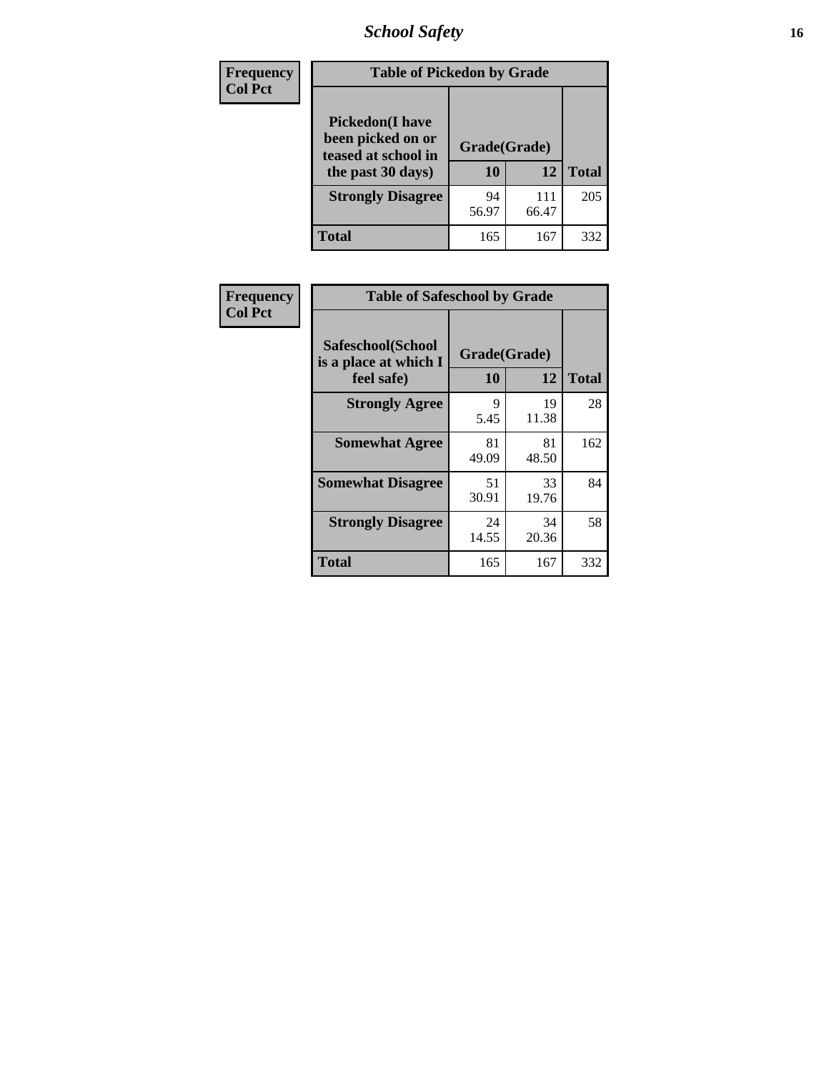# School Safety

| Frequency<br>Col Pct |
|---|

**Table of Pickedon by Grade**

| Pickedon(I have been picked on or teased at school in the past 30 days) | Grade(Grade) | | |
|---|---|---|---|
| | 10 | 12 | Total |
| Strongly Disagree | 94<br>56.97 | 111<br>66.47 | 205 |
| Total | 165 | 167 | 332 |

| Frequency<br>Col Pct |
|---|

**Table of Safeschool by Grade**

| Safeschool(School is a place at which I feel safe) | Grade(Grade) | | |
|---|---|---|---|
| | 10 | 12 | Total |
| Strongly Agree | 9<br>5.45 | 19<br>11.38 | 28 |
| Somewhat Agree | 81<br>49.09 | 81<br>48.50 | 162 |
| Somewhat Disagree | 51<br>30.91 | 33<br>19.76 | 84 |
| Strongly Disagree | 24<br>14.55 | 34<br>20.36 | 58 |
| Total | 165 | 167 | 332 |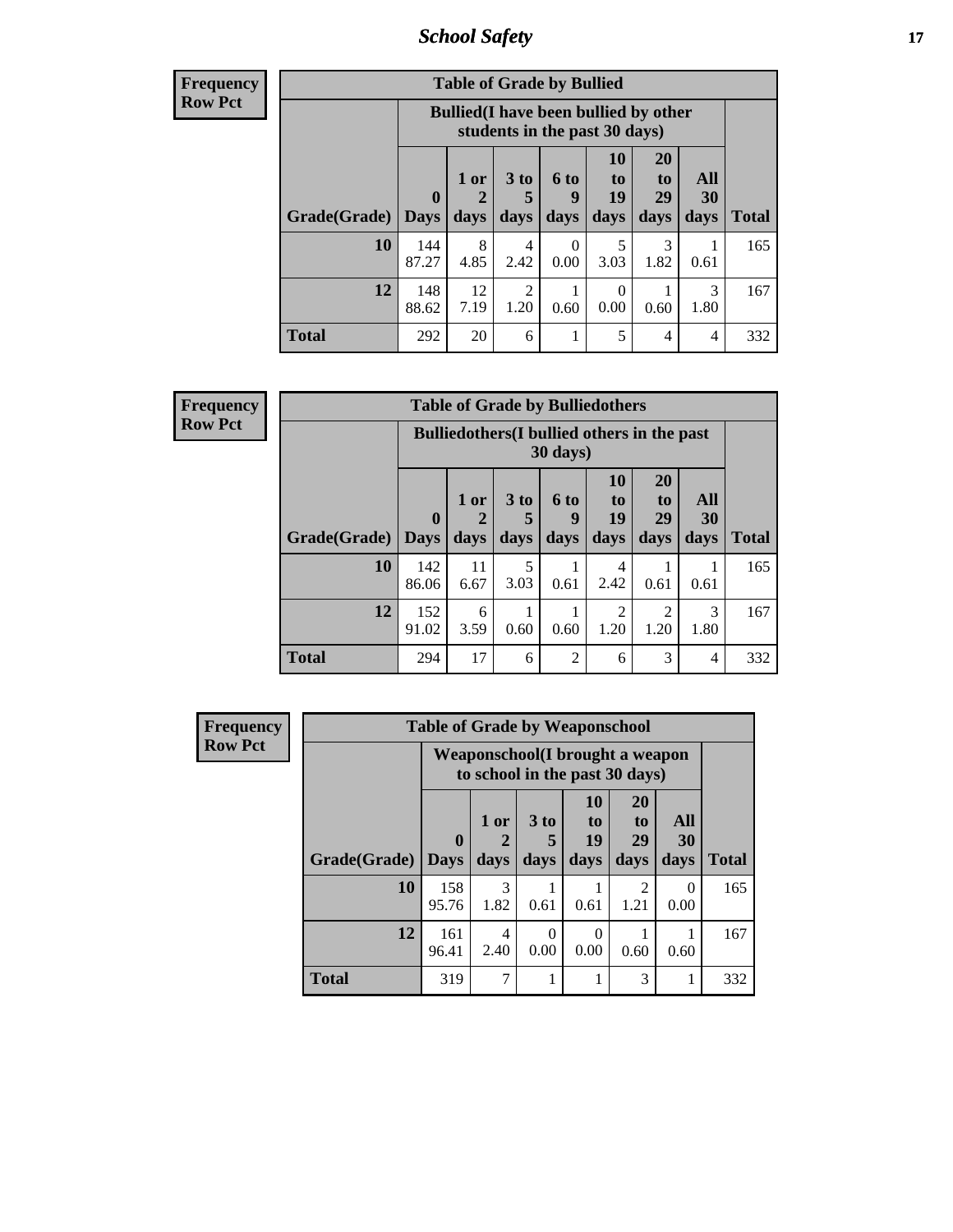| Frequency<br>Row Pct | | | | | | | | |
|---|---|---|---|---|---|---|---|---|

**Table of Grade by Bullied**

| | Bullied(I have been bullied by other students in the past 30 days) | | | | | | | |
|---|---|---|---|---|---|---|---|---|
| Grade(Grade) | 0 Days | 1 or 2 days | 3 to 5 days | 6 to 9 days | 10 to 19 days | 20 to 29 days | All 30 days | Total |
| 10 | 144<br>87.27 | 8<br>4.85 | 4<br>2.42 | 0<br>0.00 | 5<br>3.03 | 3<br>1.82 | 1<br>0.61 | 165 |
| 12 | 148<br>88.62 | 12<br>7.19 | 2<br>1.20 | 1<br>0.60 | 0<br>0.00 | 1<br>0.60 | 3<br>1.80 | 167 |
| Total | 292 | 20 | 6 | 1 | 5 | 4 | 4 | 332 |

**Frequency**
**Row Pct**

**Table of Grade by Bulliedothers**

| | Bulliedothers(I bullied others in the past 30 days) | | | | | | | |
|---|---|---|---|---|---|---|---|---|
| Grade(Grade) | 0 Days | 1 or 2 days | 3 to 5 days | 6 to 9 days | 10 to 19 days | 20 to 29 days | All 30 days | Total |
| 10 | 142<br>86.06 | 11<br>6.67 | 5<br>3.03 | 1<br>0.61 | 4<br>2.42 | 1<br>0.61 | 1<br>0.61 | 165 |
| 12 | 152<br>91.02 | 6<br>3.59 | 1<br>0.60 | 1<br>0.60 | 2<br>1.20 | 2<br>1.20 | 3<br>1.80 | 167 |
| Total | 294 | 17 | 6 | 2 | 6 | 3 | 4 | 332 |

**Frequency**
**Row Pct**

**Table of Grade by Weaponschool**

| | Weaponschool(I brought a weapon to school in the past 30 days) | | | | | | |
|---|---|---|---|---|---|---|---|
| Grade(Grade) | 0 Days | 1 or 2 days | 3 to 5 days | 10 to 19 days | 20 to 29 days | All 30 days | Total |
| 10 | 158<br>95.76 | 3<br>1.82 | 1<br>0.61 | 1<br>0.61 | 2<br>1.21 | 0<br>0.00 | 165 |
| 12 | 161<br>96.41 | 4<br>2.40 | 0<br>0.00 | 0<br>0.00 | 1<br>0.60 | 1<br>0.60 | 167 |
| Total | 319 | 7 | 1 | 1 | 3 | 1 | 332 |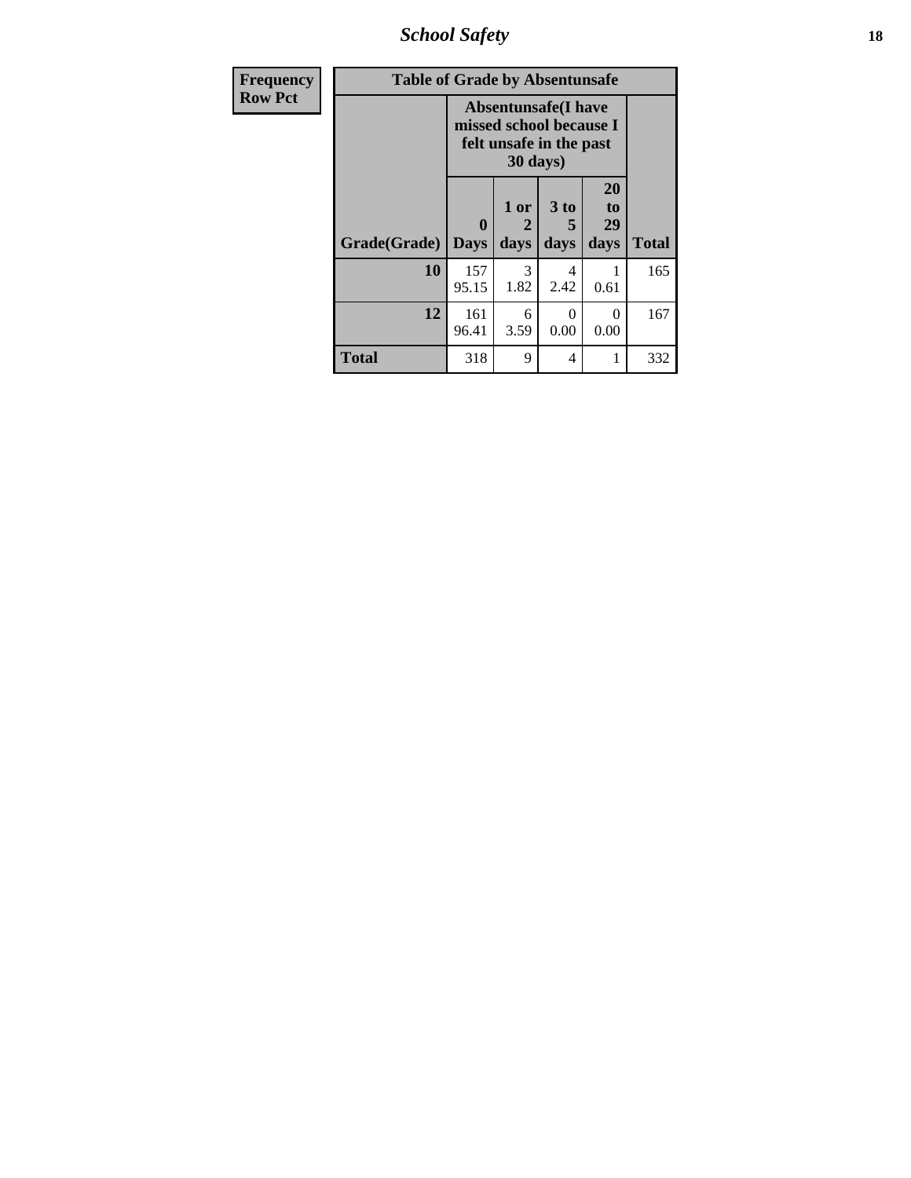| Frequency<br>Row Pct |
|---|

**Table of Grade by Absentunsafe**

| Grade(Grade) | Absentunsafe(I have missed school because I felt unsafe in the past 30 days) | | | | Total |
|---|---|---|---|---|---|
| | 0 Days | 1 or 2 days | 3 to 5 days | 20 to 29 days | |
| **10** | 157<br>95.15 | 3<br>1.82 | 4<br>2.42 | 1<br>0.61 | 165 |
| **12** | 161<br>96.41 | 6<br>3.59 | 0<br>0.00 | 0<br>0.00 | 167 |
| **Total** | 318 | 9 | 4 | 1 | 332 |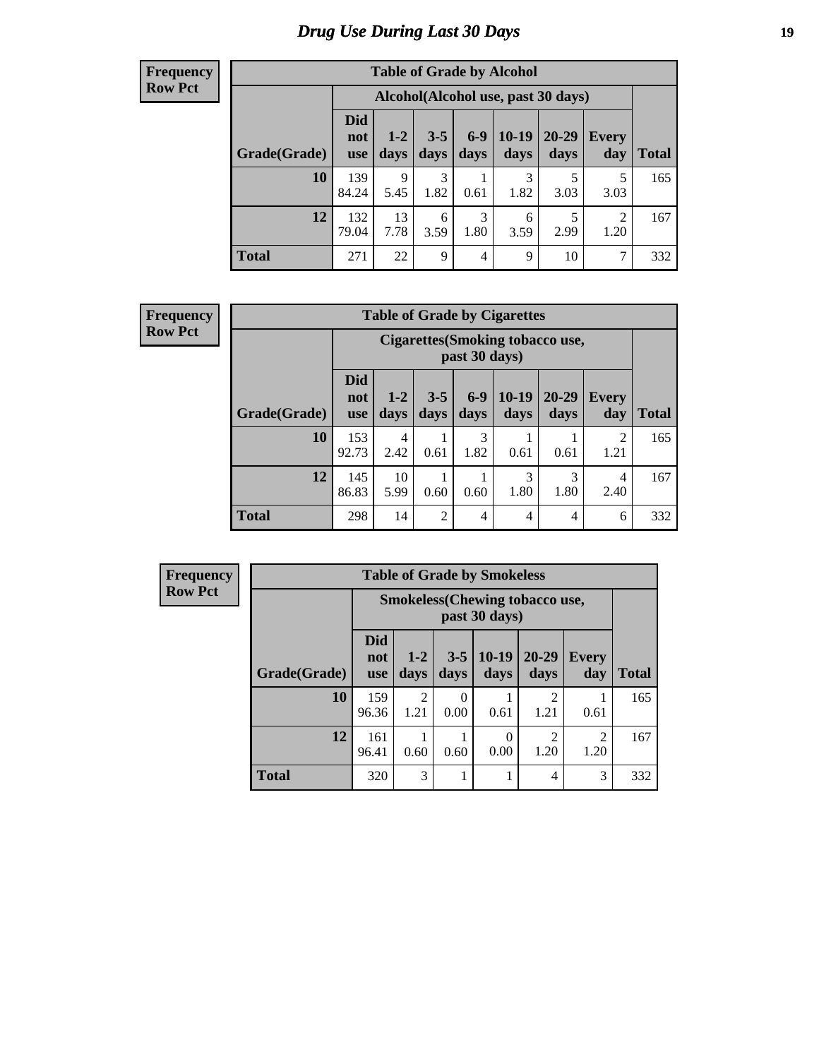# Drug Use During Last 30 Days

**Frequency**
**Row Pct**

| Table of Grade by Alcohol | | | | | | | | |
|---|---|---|---|---|---|---|---|---|
| | Alcohol(Alcohol use, past 30 days) | | | | | | | |
| Grade(Grade) | Did not use | 1-2 days | 3-5 days | 6-9 days | 10-19 days | 20-29 days | Every day | Total |
| 10 | 139<br>84.24 | 9<br>5.45 | 3<br>1.82 | 1<br>0.61 | 3<br>1.82 | 5<br>3.03 | 5<br>3.03 | 165 |
| 12 | 132<br>79.04 | 13<br>7.78 | 6<br>3.59 | 3<br>1.80 | 6<br>3.59 | 5<br>2.99 | 2<br>1.20 | 167 |
| Total | 271 | 22 | 9 | 4 | 9 | 10 | 7 | 332 |

**Frequency**
**Row Pct**

| Table of Grade by Cigarettes | | | | | | | | |
|---|---|---|---|---|---|---|---|---|
| | Cigarettes(Smoking tobacco use, past 30 days) | | | | | | | |
| Grade(Grade) | Did not use | 1-2 days | 3-5 days | 6-9 days | 10-19 days | 20-29 days | Every day | Total |
| 10 | 153<br>92.73 | 4<br>2.42 | 1<br>0.61 | 3<br>1.82 | 1<br>0.61 | 1<br>0.61 | 2<br>1.21 | 165 |
| 12 | 145<br>86.83 | 10<br>5.99 | 1<br>0.60 | 1<br>0.60 | 3<br>1.80 | 3<br>1.80 | 4<br>2.40 | 167 |
| Total | 298 | 14 | 2 | 4 | 4 | 4 | 6 | 332 |

**Frequency**
**Row Pct**

| Table of Grade by Smokeless | | | | | | | |
|---|---|---|---|---|---|---|---|
| | Smokeless(Chewing tobacco use, past 30 days) | | | | | | |
| Grade(Grade) | Did not use | 1-2 days | 3-5 days | 10-19 days | 20-29 days | Every day | Total |
| 10 | 159<br>96.36 | 2<br>1.21 | 0<br>0.00 | 1<br>0.61 | 2<br>1.21 | 1<br>0.61 | 165 |
| 12 | 161<br>96.41 | 1<br>0.60 | 1<br>0.60 | 0<br>0.00 | 2<br>1.20 | 2<br>1.20 | 167 |
| Total | 320 | 3 | 1 | 1 | 4 | 3 | 332 |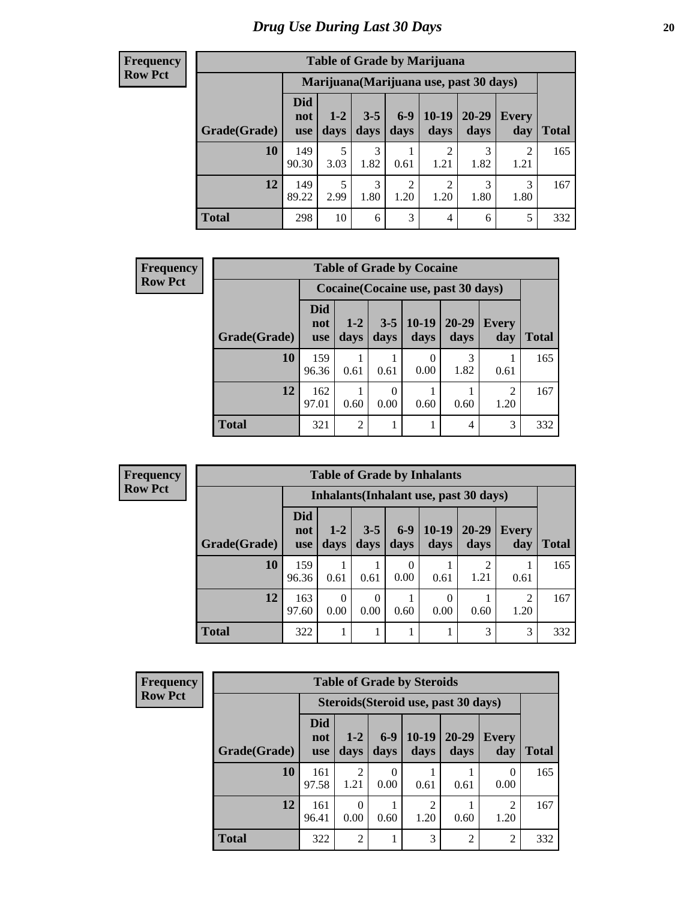# Drug Use During Last 30 Days

**Frequency**
**Row Pct**

| Table of Grade by Marijuana | | | | | | | | |
|---|---|---|---|---|---|---|---|---|
| | Marijuana(Marijuana use, past 30 days) | | | | | | | |
| Grade(Grade) | Did not use | 1-2 days | 3-5 days | 6-9 days | 10-19 days | 20-29 days | Every day | Total |
| 10 | 149<br>90.30 | 5<br>3.03 | 3<br>1.82 | 1<br>0.61 | 2<br>1.21 | 3<br>1.82 | 2<br>1.21 | 165 |
| 12 | 149<br>89.22 | 5<br>2.99 | 3<br>1.80 | 2<br>1.20 | 2<br>1.20 | 3<br>1.80 | 3<br>1.80 | 167 |
| Total | 298 | 10 | 6 | 3 | 4 | 6 | 5 | 332 |

**Frequency**
**Row Pct**

| Table of Grade by Cocaine | | | | | | | |
|---|---|---|---|---|---|---|---|
| | Cocaine(Cocaine use, past 30 days) | | | | | | |
| Grade(Grade) | Did not use | 1-2 days | 3-5 days | 10-19 days | 20-29 days | Every day | Total |
| 10 | 159<br>96.36 | 1<br>0.61 | 1<br>0.61 | 0<br>0.00 | 3<br>1.82 | 1<br>0.61 | 165 |
| 12 | 162<br>97.01 | 1<br>0.60 | 0<br>0.00 | 1<br>0.60 | 1<br>0.60 | 2<br>1.20 | 167 |
| Total | 321 | 2 | 1 | 1 | 4 | 3 | 332 |

**Frequency**
**Row Pct**

| Table of Grade by Inhalants | | | | | | | | |
|---|---|---|---|---|---|---|---|---|
| | Inhalants(Inhalant use, past 30 days) | | | | | | | |
| Grade(Grade) | Did not use | 1-2 days | 3-5 days | 6-9 days | 10-19 days | 20-29 days | Every day | Total |
| 10 | 159<br>96.36 | 1<br>0.61 | 1<br>0.61 | 0<br>0.00 | 1<br>0.61 | 2<br>1.21 | 1<br>0.61 | 165 |
| 12 | 163<br>97.60 | 0<br>0.00 | 0<br>0.00 | 1<br>0.60 | 0<br>0.00 | 1<br>0.60 | 2<br>1.20 | 167 |
| Total | 322 | 1 | 1 | 1 | 1 | 3 | 3 | 332 |

**Frequency**
**Row Pct**

| Table of Grade by Steroids | | | | | | | |
|---|---|---|---|---|---|---|---|
| | Steroids(Steroid use, past 30 days) | | | | | | |
| Grade(Grade) | Did not use | 1-2 days | 6-9 days | 10-19 days | 20-29 days | Every day | Total |
| 10 | 161<br>97.58 | 2<br>1.21 | 0<br>0.00 | 1<br>0.61 | 1<br>0.61 | 0<br>0.00 | 165 |
| 12 | 161<br>96.41 | 0<br>0.00 | 1<br>0.60 | 2<br>1.20 | 1<br>0.60 | 2<br>1.20 | 167 |
| Total | 322 | 2 | 1 | 3 | 2 | 2 | 332 |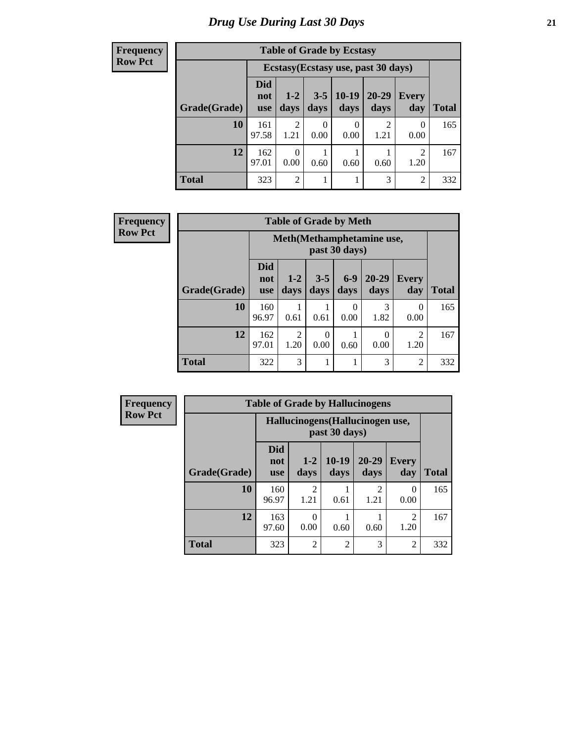# Drug Use During Last 30 Days

**Frequency**
**Row Pct**

**Table of Grade by Ecstasy**

| Grade(Grade) | Ecstasy(Ecstasy use, past 30 days) | | | | | | Total |
|---|---|---|---|---|---|---|---|
| | Did not use | 1-2 days | 3-5 days | 10-19 days | 20-29 days | Every day | |
| 10 | 161<br>97.58 | 2<br>1.21 | 0<br>0.00 | 0<br>0.00 | 2<br>1.21 | 0<br>0.00 | 165 |
| 12 | 162<br>97.01 | 0<br>0.00 | 1<br>0.60 | 1<br>0.60 | 1<br>0.60 | 2<br>1.20 | 167 |
| Total | 323 | 2 | 1 | 1 | 3 | 2 | 332 |

**Frequency**
**Row Pct**

**Table of Grade by Meth**

| Grade(Grade) | Meth(Methamphetamine use, past 30 days) | | | | | | Total |
|---|---|---|---|---|---|---|---|
| | Did not use | 1-2 days | 3-5 days | 6-9 days | 20-29 days | Every day | |
| 10 | 160<br>96.97 | 1<br>0.61 | 1<br>0.61 | 0<br>0.00 | 3<br>1.82 | 0<br>0.00 | 165 |
| 12 | 162<br>97.01 | 2<br>1.20 | 0<br>0.00 | 1<br>0.60 | 0<br>0.00 | 2<br>1.20 | 167 |
| Total | 322 | 3 | 1 | 1 | 3 | 2 | 332 |

**Frequency**
**Row Pct**

**Table of Grade by Hallucinogens**

| Grade(Grade) | Hallucinogens(Hallucinogen use, past 30 days) | | | | | Total |
|---|---|---|---|---|---|---|
| | Did not use | 1-2 days | 10-19 days | 20-29 days | Every day | |
| 10 | 160<br>96.97 | 2<br>1.21 | 1<br>0.61 | 2<br>1.21 | 0<br>0.00 | 165 |
| 12 | 163<br>97.60 | 0<br>0.00 | 1<br>0.60 | 1<br>0.60 | 2<br>1.20 | 167 |
| Total | 323 | 2 | 2 | 3 | 2 | 332 |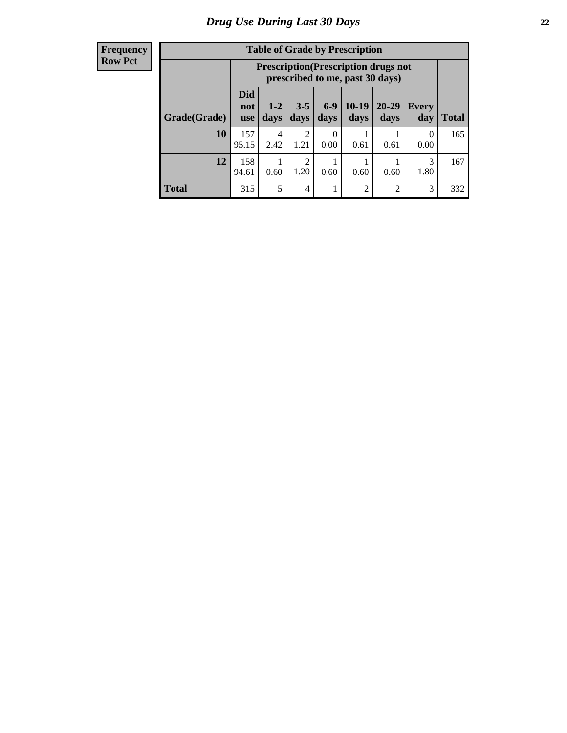# Drug Use During Last 30 Days

| Frequency Row Pct | Table of Grade by Prescription | | | | | | | |
|---|---|---|---|---|---|---|---|---|
| | Prescription(Prescription drugs not prescribed to me, past 30 days) | | | | | | | |
| Grade(Grade) | Did not use | 1-2 days | 3-5 days | 6-9 days | 10-19 days | 20-29 days | Every day | Total |
| 10 | 157<br>95.15 | 4<br>2.42 | 2<br>1.21 | 0<br>0.00 | 1<br>0.61 | 1<br>0.61 | 0<br>0.00 | 165 |
| 12 | 158<br>94.61 | 1<br>0.60 | 2<br>1.20 | 1<br>0.60 | 1<br>0.60 | 1<br>0.60 | 3<br>1.80 | 167 |
| Total | 315 | 5 | 4 | 1 | 2 | 2 | 3 | 332 |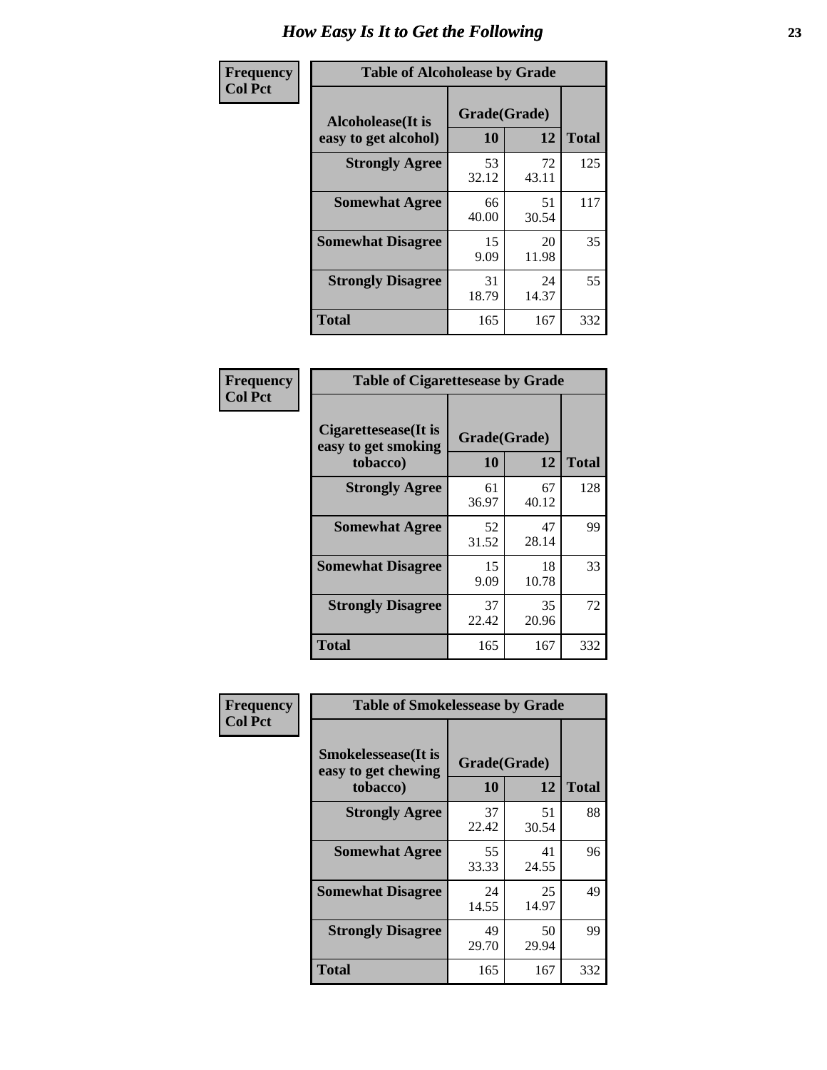# How Easy Is It to Get the Following

**Frequency**
**Col Pct**

**Table of Alcoholease by Grade**

| Alcoholease(It is easy to get alcohol) | Grade(Grade) | | Total |
|---|---|---|---|
| | 10 | 12 | |
| **Strongly Agree** | 53<br>32.12 | 72<br>43.11 | 125 |
| **Somewhat Agree** | 66<br>40.00 | 51<br>30.54 | 117 |
| **Somewhat Disagree** | 15<br>9.09 | 20<br>11.98 | 35 |
| **Strongly Disagree** | 31<br>18.79 | 24<br>14.37 | 55 |
| **Total** | 165 | 167 | 332 |

**Frequency**
**Col Pct**

**Table of Cigarettesease by Grade**

| Cigarettesease(It is easy to get smoking tobacco) | Grade(Grade) | | Total |
|---|---|---|---|
| | 10 | 12 | |
| **Strongly Agree** | 61<br>36.97 | 67<br>40.12 | 128 |
| **Somewhat Agree** | 52<br>31.52 | 47<br>28.14 | 99 |
| **Somewhat Disagree** | 15<br>9.09 | 18<br>10.78 | 33 |
| **Strongly Disagree** | 37<br>22.42 | 35<br>20.96 | 72 |
| **Total** | 165 | 167 | 332 |

**Frequency**
**Col Pct**

**Table of Smokelessease by Grade**

| Smokelessease(It is easy to get chewing tobacco) | Grade(Grade) | | Total |
|---|---|---|---|
| | 10 | 12 | |
| **Strongly Agree** | 37<br>22.42 | 51<br>30.54 | 88 |
| **Somewhat Agree** | 55<br>33.33 | 41<br>24.55 | 96 |
| **Somewhat Disagree** | 24<br>14.55 | 25<br>14.97 | 49 |
| **Strongly Disagree** | 49<br>29.70 | 50<br>29.94 | 99 |
| **Total** | 165 | 167 | 332 |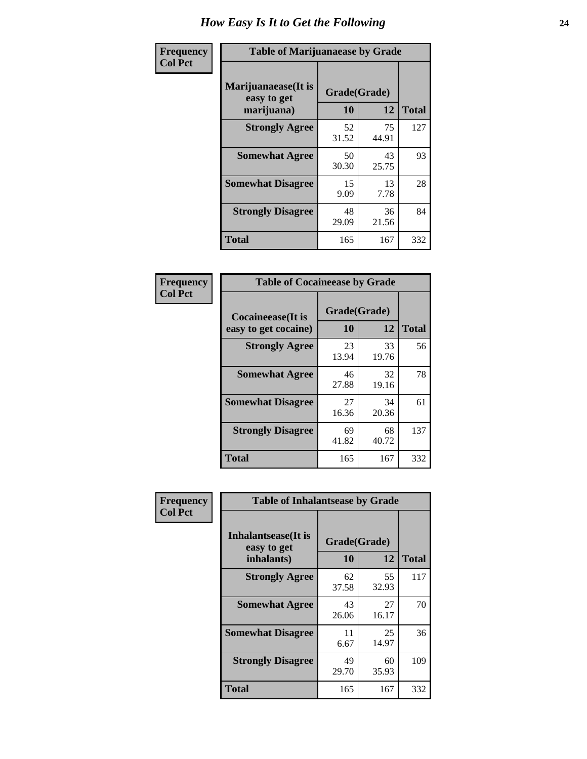# How Easy Is It to Get the Following

**Frequency**
**Col Pct**

| Table of Marijuanaease by Grade | | | |
|---|---|---|---|
| **Marijuanaease(It is easy to get marijuana)** | **Grade(Grade)** | | **Total** |
| | **10** | **12** | |
| **Strongly Agree** | 52<br>31.52 | 75<br>44.91 | 127 |
| **Somewhat Agree** | 50<br>30.30 | 43<br>25.75 | 93 |
| **Somewhat Disagree** | 15<br>9.09 | 13<br>7.78 | 28 |
| **Strongly Disagree** | 48<br>29.09 | 36<br>21.56 | 84 |
| **Total** | 165 | 167 | 332 |

**Frequency**
**Col Pct**

| Table of Cocaineease by Grade | | | |
|---|---|---|---|
| **Cocaineease(It is easy to get cocaine)** | **Grade(Grade)** | | **Total** |
| | **10** | **12** | |
| **Strongly Agree** | 23<br>13.94 | 33<br>19.76 | 56 |
| **Somewhat Agree** | 46<br>27.88 | 32<br>19.16 | 78 |
| **Somewhat Disagree** | 27<br>16.36 | 34<br>20.36 | 61 |
| **Strongly Disagree** | 69<br>41.82 | 68<br>40.72 | 137 |
| **Total** | 165 | 167 | 332 |

**Frequency**
**Col Pct**

| Table of Inhalantsease by Grade | | | |
|---|---|---|---|
| **Inhalantsease(It is easy to get inhalants)** | **Grade(Grade)** | | **Total** |
| | **10** | **12** | |
| **Strongly Agree** | 62<br>37.58 | 55<br>32.93 | 117 |
| **Somewhat Agree** | 43<br>26.06 | 27<br>16.17 | 70 |
| **Somewhat Disagree** | 11<br>6.67 | 25<br>14.97 | 36 |
| **Strongly Disagree** | 49<br>29.70 | 60<br>35.93 | 109 |
| **Total** | 165 | 167 | 332 |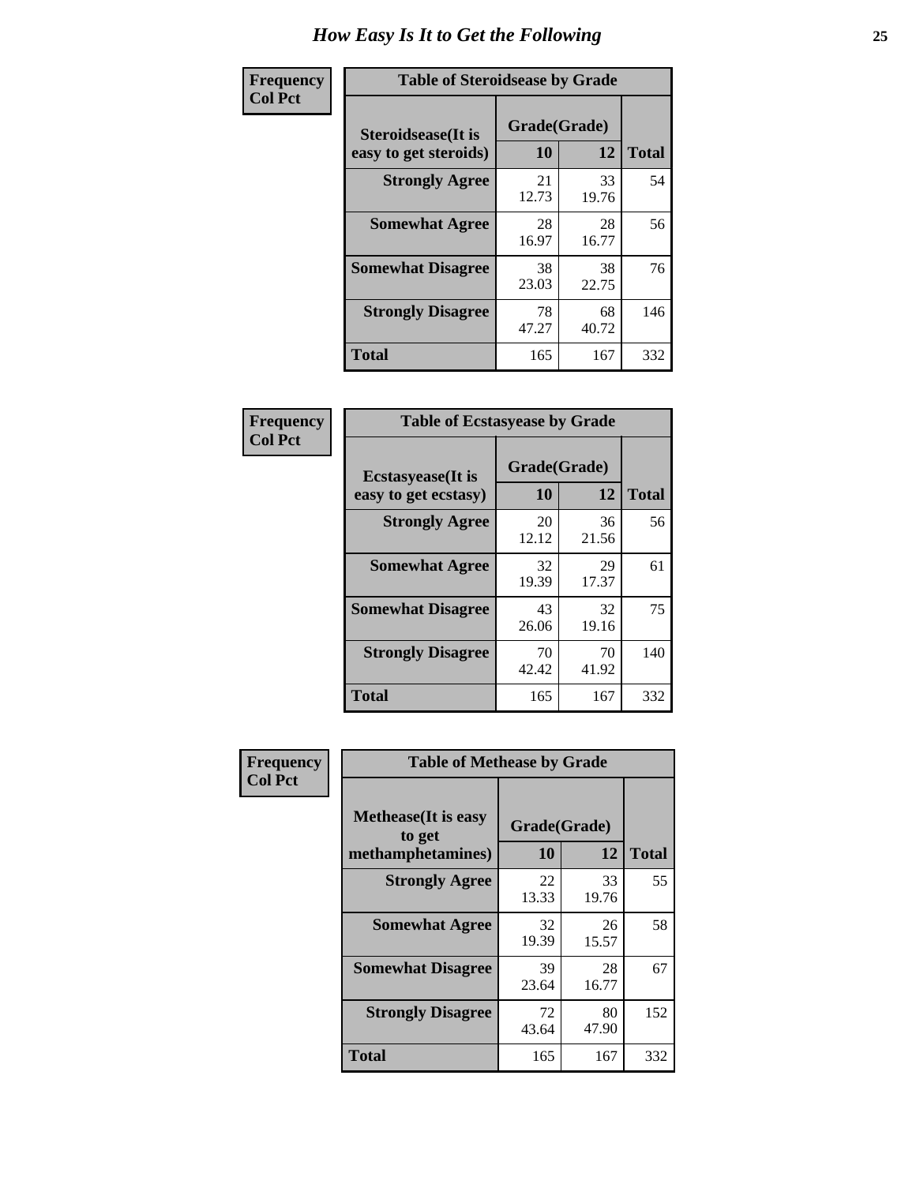# How Easy Is It to Get the Following

**Frequency**
**Col Pct**

**Table of Steroidsease by Grade**

| Steroidsease(It is easy to get steroids) | Grade(Grade) | | Total |
|---|---|---|---|
| | 10 | 12 | |
| **Strongly Agree** | 21<br>12.73 | 33<br>19.76 | 54 |
| **Somewhat Agree** | 28<br>16.97 | 28<br>16.77 | 56 |
| **Somewhat Disagree** | 38<br>23.03 | 38<br>22.75 | 76 |
| **Strongly Disagree** | 78<br>47.27 | 68<br>40.72 | 146 |
| **Total** | 165 | 167 | 332 |

**Frequency**
**Col Pct**

**Table of Ecstasyease by Grade**

| Ecstasyease(It is easy to get ecstasy) | Grade(Grade) | | Total |
|---|---|---|---|
| | 10 | 12 | |
| **Strongly Agree** | 20<br>12.12 | 36<br>21.56 | 56 |
| **Somewhat Agree** | 32<br>19.39 | 29<br>17.37 | 61 |
| **Somewhat Disagree** | 43<br>26.06 | 32<br>19.16 | 75 |
| **Strongly Disagree** | 70<br>42.42 | 70<br>41.92 | 140 |
| **Total** | 165 | 167 | 332 |

**Frequency**
**Col Pct**

**Table of Methease by Grade**

| Methease(It is easy to get methamphetamines) | Grade(Grade) | | Total |
|---|---|---|---|
| | 10 | 12 | |
| **Strongly Agree** | 22<br>13.33 | 33<br>19.76 | 55 |
| **Somewhat Agree** | 32<br>19.39 | 26<br>15.57 | 58 |
| **Somewhat Disagree** | 39<br>23.64 | 28<br>16.77 | 67 |
| **Strongly Disagree** | 72<br>43.64 | 80<br>47.90 | 152 |
| **Total** | 165 | 167 | 332 |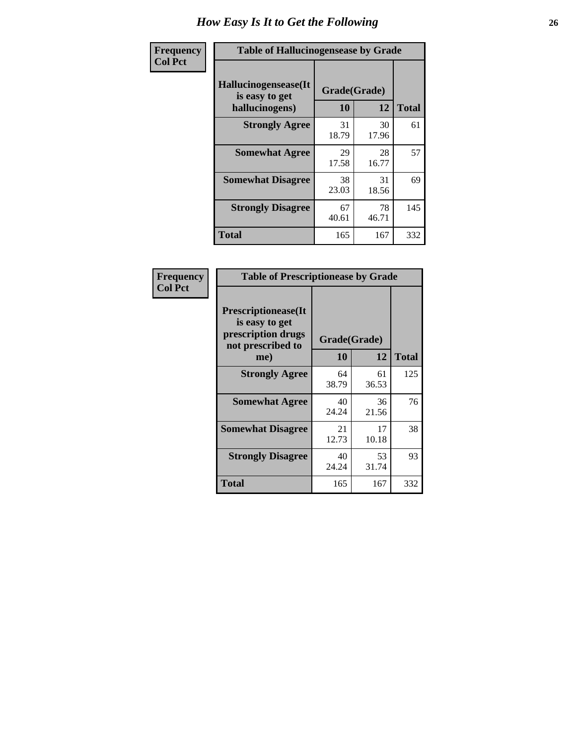# How Easy Is It to Get the Following

**Frequency**
**Col Pct**

**Table of Hallucinogensease by Grade**

| Hallucinogensease(It is easy to get hallucinogens) | Grade(Grade) | | Total |
|---|---|---|---|
| | 10 | 12 | |
| **Strongly Agree** | 31<br>18.79 | 30<br>17.96 | 61 |
| **Somewhat Agree** | 29<br>17.58 | 28<br>16.77 | 57 |
| **Somewhat Disagree** | 38<br>23.03 | 31<br>18.56 | 69 |
| **Strongly Disagree** | 67<br>40.61 | 78<br>46.71 | 145 |
| **Total** | 165 | 167 | 332 |

**Frequency**
**Col Pct**

**Table of Prescriptionease by Grade**

| Prescriptionease(It is easy to get prescription drugs not prescribed to me) | Grade(Grade) | | Total |
|---|---|---|---|
| | 10 | 12 | |
| **Strongly Agree** | 64<br>38.79 | 61<br>36.53 | 125 |
| **Somewhat Agree** | 40<br>24.24 | 36<br>21.56 | 76 |
| **Somewhat Disagree** | 21<br>12.73 | 17<br>10.18 | 38 |
| **Strongly Disagree** | 40<br>24.24 | 53<br>31.74 | 93 |
| **Total** | 165 | 167 | 332 |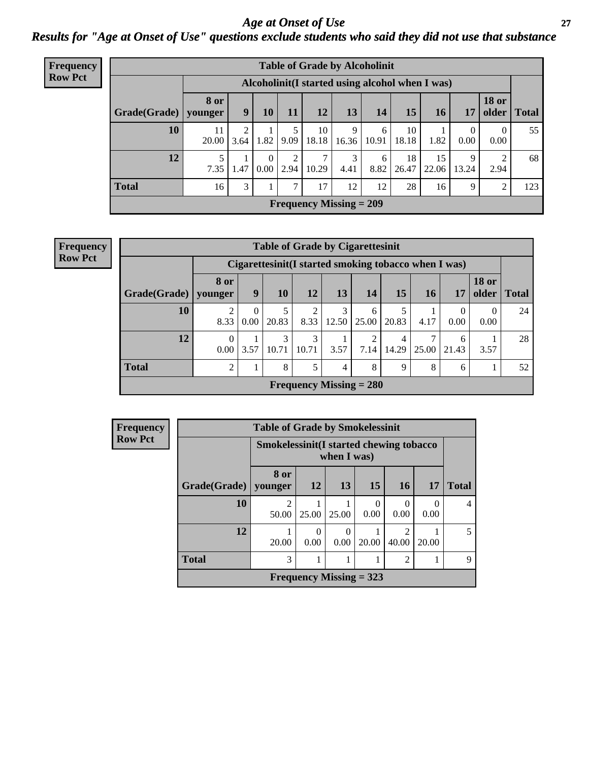# *Age at Onset of Use*

## *Results for "Age at Onset of Use" questions exclude students who said they did not use that substance*

**Frequency Row Pct**

**Table of Grade by Alcoholinit**

| | Alcoholinit(I started using alcohol when I was) | | | | | | | | | | | |
|---|---|---|---|---|---|---|---|---|---|---|---|---|
| Grade(Grade) | 8 or younger | 9 | 10 | 11 | 12 | 13 | 14 | 15 | 16 | 17 | 18 or older | Total |
| **10** | 11<br>20.00 | 2<br>3.64 | 1<br>1.82 | 5<br>9.09 | 10<br>18.18 | 9<br>16.36 | 6<br>10.91 | 10<br>18.18 | 1<br>1.82 | 0<br>0.00 | 0<br>0.00 | 55 |
| **12** | 5<br>7.35 | 1<br>1.47 | 0<br>0.00 | 2<br>2.94 | 7<br>10.29 | 3<br>4.41 | 6<br>8.82 | 18<br>26.47 | 15<br>22.06 | 9<br>13.24 | 2<br>2.94 | 68 |
| **Total** | 16 | 3 | 1 | 7 | 17 | 12 | 12 | 28 | 16 | 9 | 2 | 123 |

**Frequency Missing = 209**

**Frequency Row Pct**

**Table of Grade by Cigarettesinit**

| | Cigarettesinit(I started smoking tobacco when I was) | | | | | | | | | | |
|---|---|---|---|---|---|---|---|---|---|---|---|
| Grade(Grade) | 8 or younger | 9 | 10 | 12 | 13 | 14 | 15 | 16 | 17 | 18 or older | Total |
| **10** | 2<br>8.33 | 0<br>0.00 | 5<br>20.83 | 2<br>8.33 | 3<br>12.50 | 6<br>25.00 | 5<br>20.83 | 1<br>4.17 | 0<br>0.00 | 0<br>0.00 | 24 |
| **12** | 0<br>0.00 | 1<br>3.57 | 3<br>10.71 | 3<br>10.71 | 1<br>3.57 | 2<br>7.14 | 4<br>14.29 | 7<br>25.00 | 6<br>21.43 | 1<br>3.57 | 28 |
| **Total** | 2 | 1 | 8 | 5 | 4 | 8 | 9 | 8 | 6 | 1 | 52 |

**Frequency Missing = 280**

**Frequency Row Pct**

**Table of Grade by Smokelessinit**

| | Smokelessinit(I started chewing tobacco when I was) | | | | | | |
|---|---|---|---|---|---|---|---|
| Grade(Grade) | 8 or younger | 12 | 13 | 15 | 16 | 17 | Total |
| **10** | 2<br>50.00 | 1<br>25.00 | 1<br>25.00 | 0<br>0.00 | 0<br>0.00 | 0<br>0.00 | 4 |
| **12** | 1<br>20.00 | 0<br>0.00 | 0<br>0.00 | 1<br>20.00 | 2<br>40.00 | 1<br>20.00 | 5 |
| **Total** | 3 | 1 | 1 | 1 | 2 | 1 | 9 |

**Frequency Missing = 323**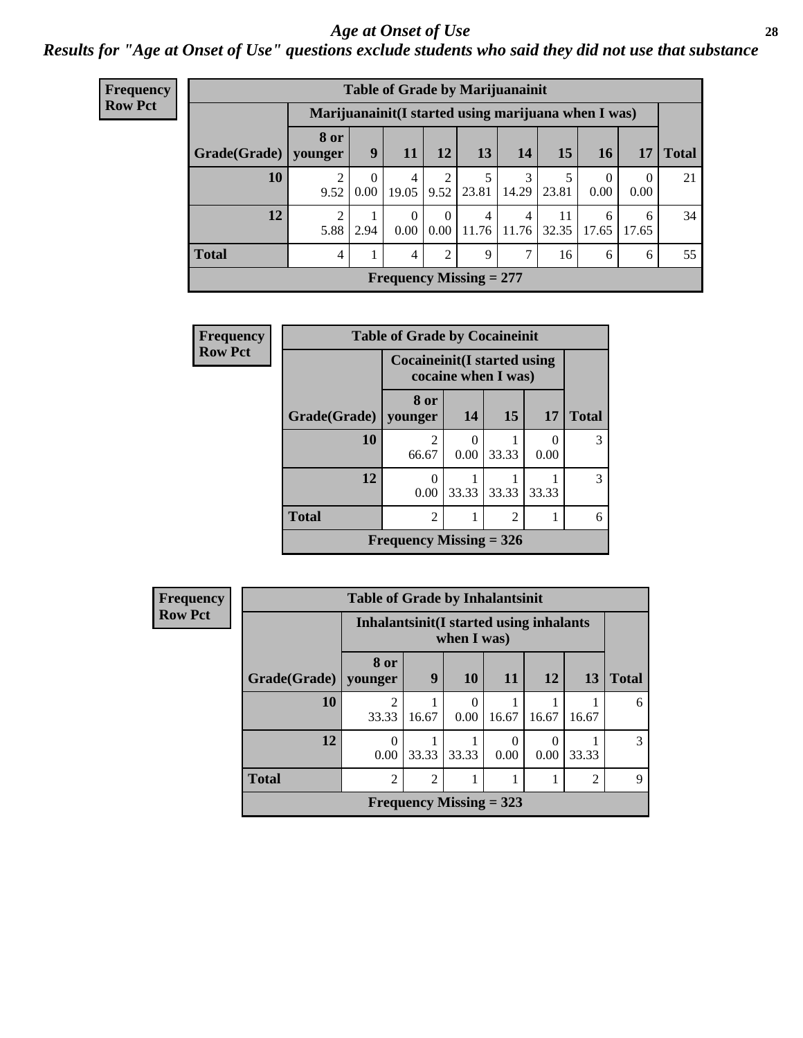# *Age at Onset of Use*

***Results for "Age at Onset of Use" questions exclude students who said they did not use that substance***

**Frequency**
**Row Pct**

| Table of Grade by Marijuanainit | | | | | | | | | | |
|---|---|---|---|---|---|---|---|---|---|---|
| | Marijuanainit(I started using marijuana when I was) | | | | | | | | | |
| Grade(Grade) | 8 or younger | 9 | 11 | 12 | 13 | 14 | 15 | 16 | 17 | Total |
| 10 | 2<br>9.52 | 0<br>0.00 | 4<br>19.05 | 2<br>9.52 | 5<br>23.81 | 3<br>14.29 | 5<br>23.81 | 0<br>0.00 | 0<br>0.00 | 21 |
| 12 | 2<br>5.88 | 1<br>2.94 | 0<br>0.00 | 0<br>0.00 | 4<br>11.76 | 4<br>11.76 | 11<br>32.35 | 6<br>17.65 | 6<br>17.65 | 34 |
| Total | 4 | 1 | 4 | 2 | 9 | 7 | 16 | 6 | 6 | 55 |
| Frequency Missing = 277 | | | | | | | | | | |

**Frequency**
**Row Pct**

| Table of Grade by Cocaineinit | | | | | |
|---|---|---|---|---|---|
| | Cocaineinit(I started using cocaine when I was) | | | | |
| Grade(Grade) | 8 or younger | 14 | 15 | 17 | Total |
| 10 | 2<br>66.67 | 0<br>0.00 | 1<br>33.33 | 0<br>0.00 | 3 |
| 12 | 0<br>0.00 | 1<br>33.33 | 1<br>33.33 | 1<br>33.33 | 3 |
| Total | 2 | 1 | 2 | 1 | 6 |
| Frequency Missing = 326 | | | | | |

**Frequency**
**Row Pct**

| Table of Grade by Inhalantsinit | | | | | | | |
|---|---|---|---|---|---|---|---|
| | Inhalantsinit(I started using inhalants when I was) | | | | | | |
| Grade(Grade) | 8 or younger | 9 | 10 | 11 | 12 | 13 | Total |
| 10 | 2<br>33.33 | 1<br>16.67 | 0<br>0.00 | 1<br>16.67 | 1<br>16.67 | 1<br>16.67 | 6 |
| 12 | 0<br>0.00 | 1<br>33.33 | 1<br>33.33 | 0<br>0.00 | 0<br>0.00 | 1<br>33.33 | 3 |
| Total | 2 | 2 | 1 | 1 | 1 | 2 | 9 |
| Frequency Missing = 323 | | | | | | | |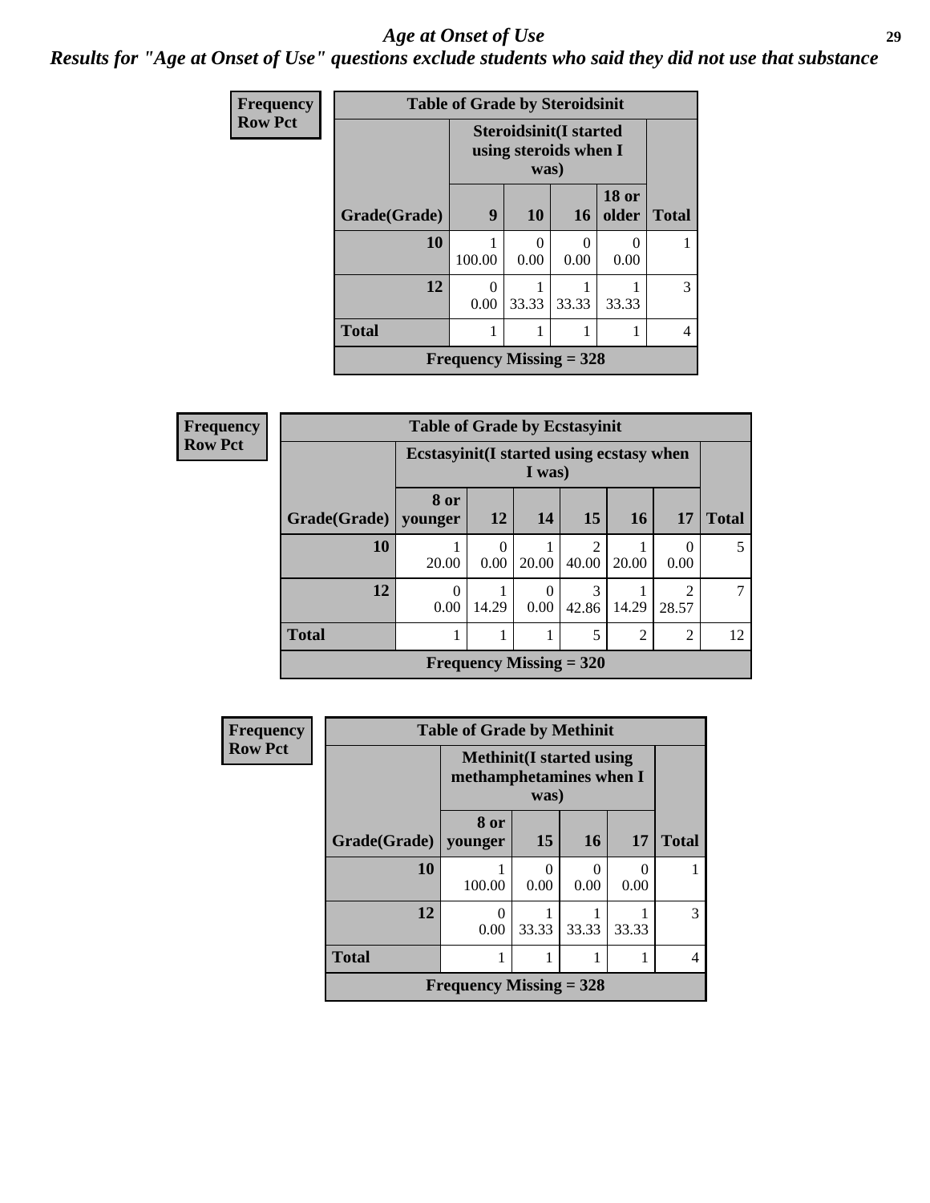# Age at Onset of Use

## Results for "Age at Onset of Use" questions exclude students who said they did not use that substance

**Frequency**
**Row Pct**

| Table of Grade by Steroidsinit | | | | | |
|---|---|---|---|---|---|
| | Steroidsinit(I started using steroids when I was) | | | | |
| Grade(Grade) | 9 | 10 | 16 | 18 or older | Total |
| 10 | 1<br>100.00 | 0<br>0.00 | 0<br>0.00 | 0<br>0.00 | 1 |
| 12 | 0<br>0.00 | 1<br>33.33 | 1<br>33.33 | 1<br>33.33 | 3 |
| Total | 1 | 1 | 1 | 1 | 4 |
| Frequency Missing = 328 | | | | | |

**Frequency**
**Row Pct**

| Table of Grade by Ecstasyinit | | | | | | | |
|---|---|---|---|---|---|---|---|
| | Ecstasyinit(I started using ecstasy when I was) | | | | | | |
| Grade(Grade) | 8 or younger | 12 | 14 | 15 | 16 | 17 | Total |
| 10 | 1<br>20.00 | 0<br>0.00 | 1<br>20.00 | 2<br>40.00 | 1<br>20.00 | 0<br>0.00 | 5 |
| 12 | 0<br>0.00 | 1<br>14.29 | 0<br>0.00 | 3<br>42.86 | 1<br>14.29 | 2<br>28.57 | 7 |
| Total | 1 | 1 | 1 | 5 | 2 | 2 | 12 |
| Frequency Missing = 320 | | | | | | | |

**Frequency**
**Row Pct**

| Table of Grade by Methinit | | | | | |
|---|---|---|---|---|---|
| | Methinit(I started using methamphetamines when I was) | | | | |
| Grade(Grade) | 8 or younger | 15 | 16 | 17 | Total |
| 10 | 1<br>100.00 | 0<br>0.00 | 0<br>0.00 | 0<br>0.00 | 1 |
| 12 | 0<br>0.00 | 1<br>33.33 | 1<br>33.33 | 1<br>33.33 | 3 |
| Total | 1 | 1 | 1 | 1 | 4 |
| Frequency Missing = 328 | | | | | |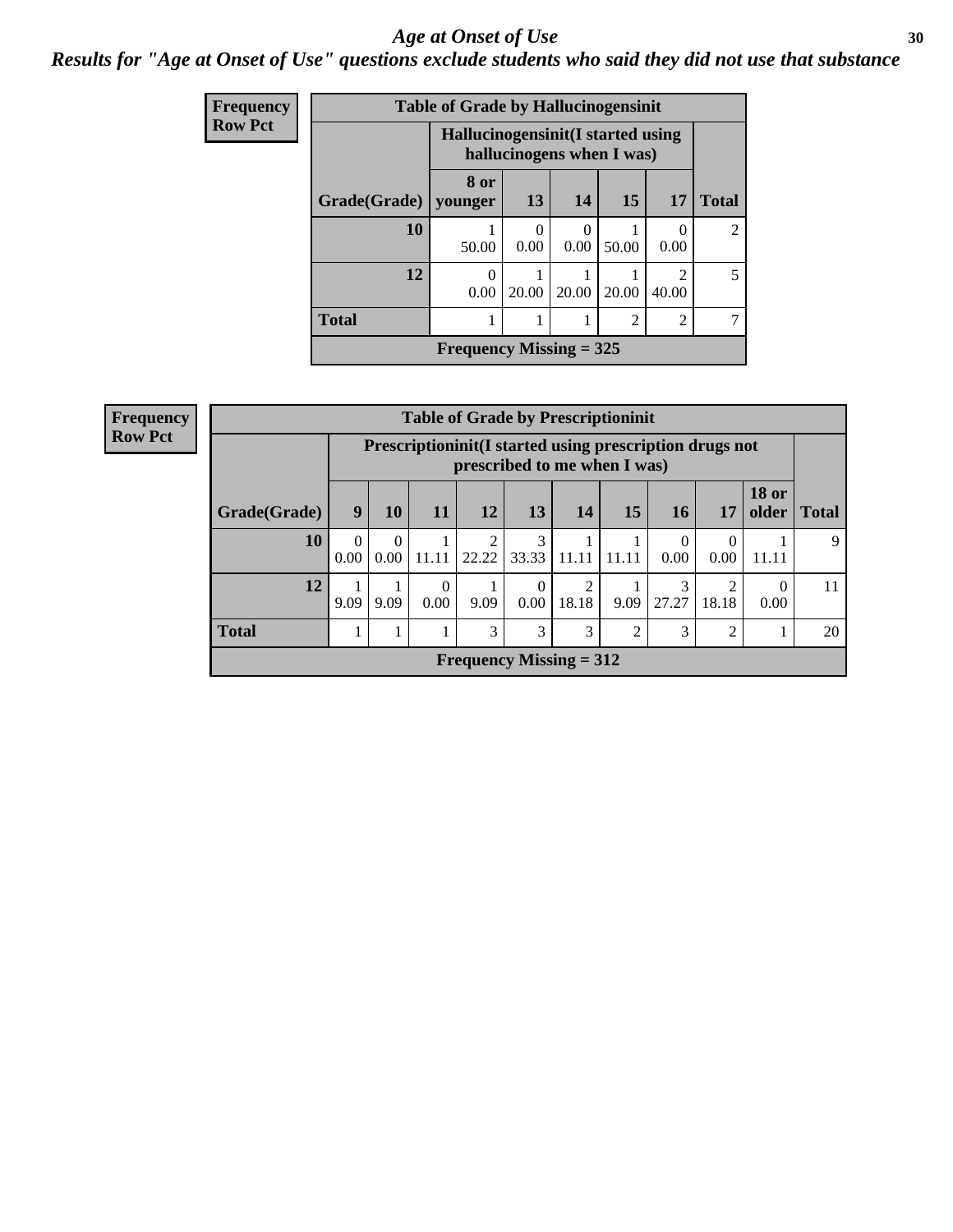# *Age at Onset of Use*

***Results for "Age at Onset of Use" questions exclude students who said they did not use that substance***

**Frequency**
**Row Pct**

**Table of Grade by Hallucinogensinit**

| Grade(Grade) | Hallucinogensinit(I started using hallucinogens when I was) | | | | | Total |
|---|---|---|---|---|---|---|
| | 8 or younger | 13 | 14 | 15 | 17 | |
| **10** | 1<br>50.00 | 0<br>0.00 | 0<br>0.00 | 1<br>50.00 | 0<br>0.00 | 2 |
| **12** | 0<br>0.00 | 1<br>20.00 | 1<br>20.00 | 1<br>20.00 | 2<br>40.00 | 5 |
| **Total** | 1 | 1 | 1 | 2 | 2 | 7 |

**Frequency Missing = 325**

**Frequency**
**Row Pct**

**Table of Grade by Prescriptioninit**

| Grade(Grade) | Prescriptioninit(I started using prescription drugs not prescribed to me when I was) | | | | | | | | | | Total |
|---|---|---|---|---|---|---|---|---|---|---|---|
| | 9 | 10 | 11 | 12 | 13 | 14 | 15 | 16 | 17 | 18 or older | |
| **10** | 0<br>0.00 | 0<br>0.00 | 1<br>11.11 | 2<br>22.22 | 3<br>33.33 | 1<br>11.11 | 1<br>11.11 | 0<br>0.00 | 0<br>0.00 | 1<br>11.11 | 9 |
| **12** | 1<br>9.09 | 1<br>9.09 | 0<br>0.00 | 1<br>9.09 | 0<br>0.00 | 2<br>18.18 | 1<br>9.09 | 3<br>27.27 | 2<br>18.18 | 0<br>0.00 | 11 |
| **Total** | 1 | 1 | 1 | 3 | 3 | 3 | 2 | 3 | 2 | 1 | 20 |

**Frequency Missing = 312**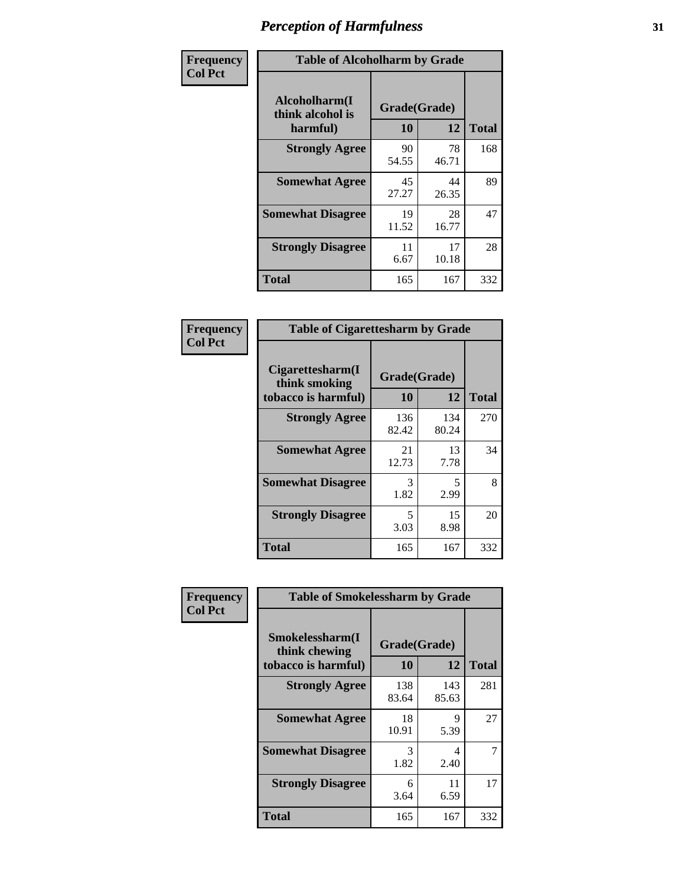# Perception of Harmfulness

**Frequency**
**Col Pct**

**Table of Alcoholharm by Grade**

| Alcoholharm(I think alcohol is harmful) | Grade(Grade) | | Total |
|---|---|---|---|
| | 10 | 12 | |
| **Strongly Agree** | 90<br>54.55 | 78<br>46.71 | 168 |
| **Somewhat Agree** | 45<br>27.27 | 44<br>26.35 | 89 |
| **Somewhat Disagree** | 19<br>11.52 | 28<br>16.77 | 47 |
| **Strongly Disagree** | 11<br>6.67 | 17<br>10.18 | 28 |
| **Total** | 165 | 167 | 332 |

**Frequency**
**Col Pct**

**Table of Cigarettesharm by Grade**

| Cigarettesharm(I think smoking tobacco is harmful) | Grade(Grade) | | Total |
|---|---|---|---|
| | 10 | 12 | |
| **Strongly Agree** | 136<br>82.42 | 134<br>80.24 | 270 |
| **Somewhat Agree** | 21<br>12.73 | 13<br>7.78 | 34 |
| **Somewhat Disagree** | 3<br>1.82 | 5<br>2.99 | 8 |
| **Strongly Disagree** | 5<br>3.03 | 15<br>8.98 | 20 |
| **Total** | 165 | 167 | 332 |

**Frequency**
**Col Pct**

**Table of Smokelessharm by Grade**

| Smokelessharm(I think chewing tobacco is harmful) | Grade(Grade) | | Total |
|---|---|---|---|
| | 10 | 12 | |
| **Strongly Agree** | 138<br>83.64 | 143<br>85.63 | 281 |
| **Somewhat Agree** | 18<br>10.91 | 9<br>5.39 | 27 |
| **Somewhat Disagree** | 3<br>1.82 | 4<br>2.40 | 7 |
| **Strongly Disagree** | 6<br>3.64 | 11<br>6.59 | 17 |
| **Total** | 165 | 167 | 332 |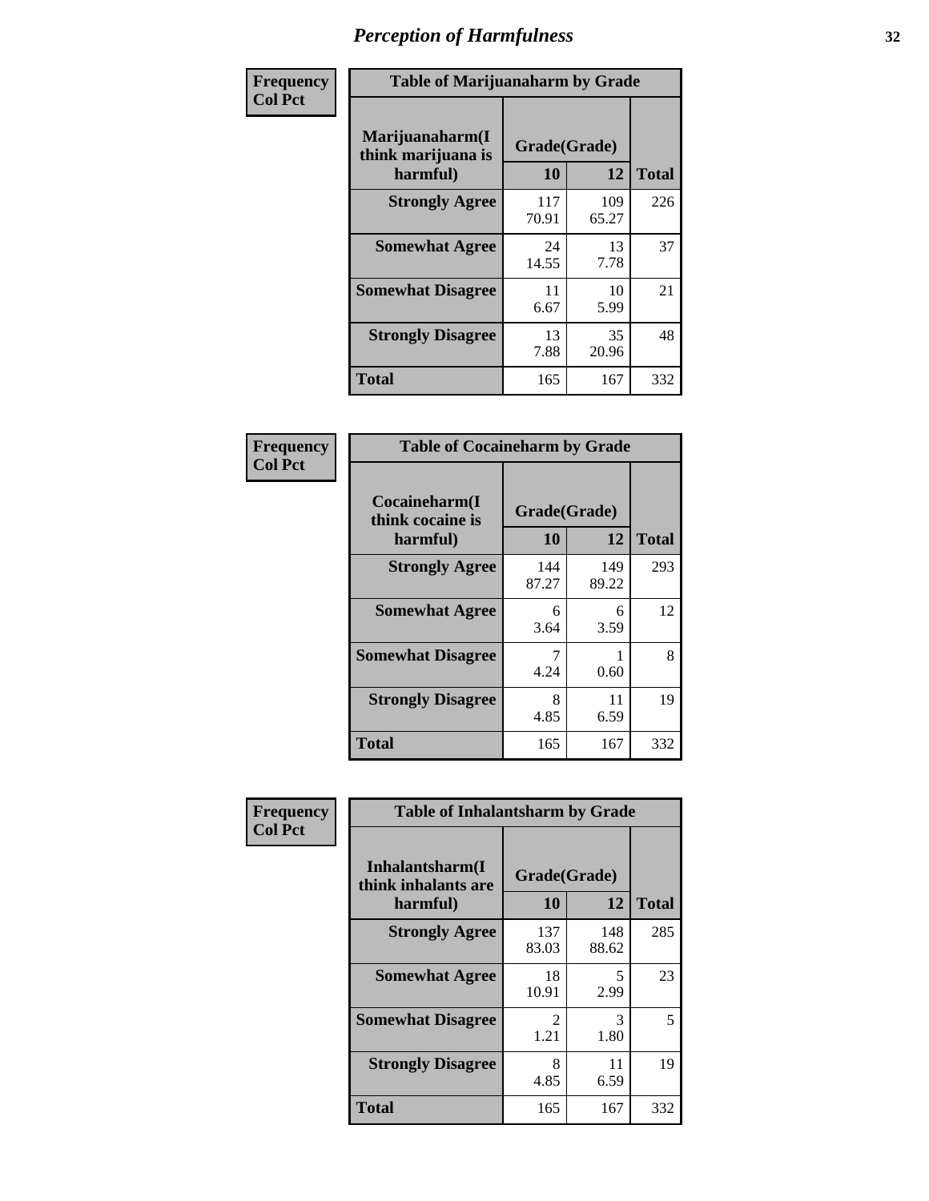# Perception of Harmfulness

**Frequency**
**Col Pct**

| Table of Marijuanaharm by Grade | | | |
|---|---|---|---|
| Marijuanaharm(I think marijuana is harmful) | Grade(Grade) | | Total |
| | 10 | 12 | |
| **Strongly Agree** | 117<br>70.91 | 109<br>65.27 | 226 |
| **Somewhat Agree** | 24<br>14.55 | 13<br>7.78 | 37 |
| **Somewhat Disagree** | 11<br>6.67 | 10<br>5.99 | 21 |
| **Strongly Disagree** | 13<br>7.88 | 35<br>20.96 | 48 |
| **Total** | 165 | 167 | 332 |

**Frequency**
**Col Pct**

| Table of Cocaineharm by Grade | | | |
|---|---|---|---|
| Cocaineharm(I think cocaine is harmful) | Grade(Grade) | | Total |
| | 10 | 12 | |
| **Strongly Agree** | 144<br>87.27 | 149<br>89.22 | 293 |
| **Somewhat Agree** | 6<br>3.64 | 6<br>3.59 | 12 |
| **Somewhat Disagree** | 7<br>4.24 | 1<br>0.60 | 8 |
| **Strongly Disagree** | 8<br>4.85 | 11<br>6.59 | 19 |
| **Total** | 165 | 167 | 332 |

**Frequency**
**Col Pct**

| Table of Inhalantsharm by Grade | | | |
|---|---|---|---|
| Inhalantsharm(I think inhalants are harmful) | Grade(Grade) | | Total |
| | 10 | 12 | |
| **Strongly Agree** | 137<br>83.03 | 148<br>88.62 | 285 |
| **Somewhat Agree** | 18<br>10.91 | 5<br>2.99 | 23 |
| **Somewhat Disagree** | 2<br>1.21 | 3<br>1.80 | 5 |
| **Strongly Disagree** | 8<br>4.85 | 11<br>6.59 | 19 |
| **Total** | 165 | 167 | 332 |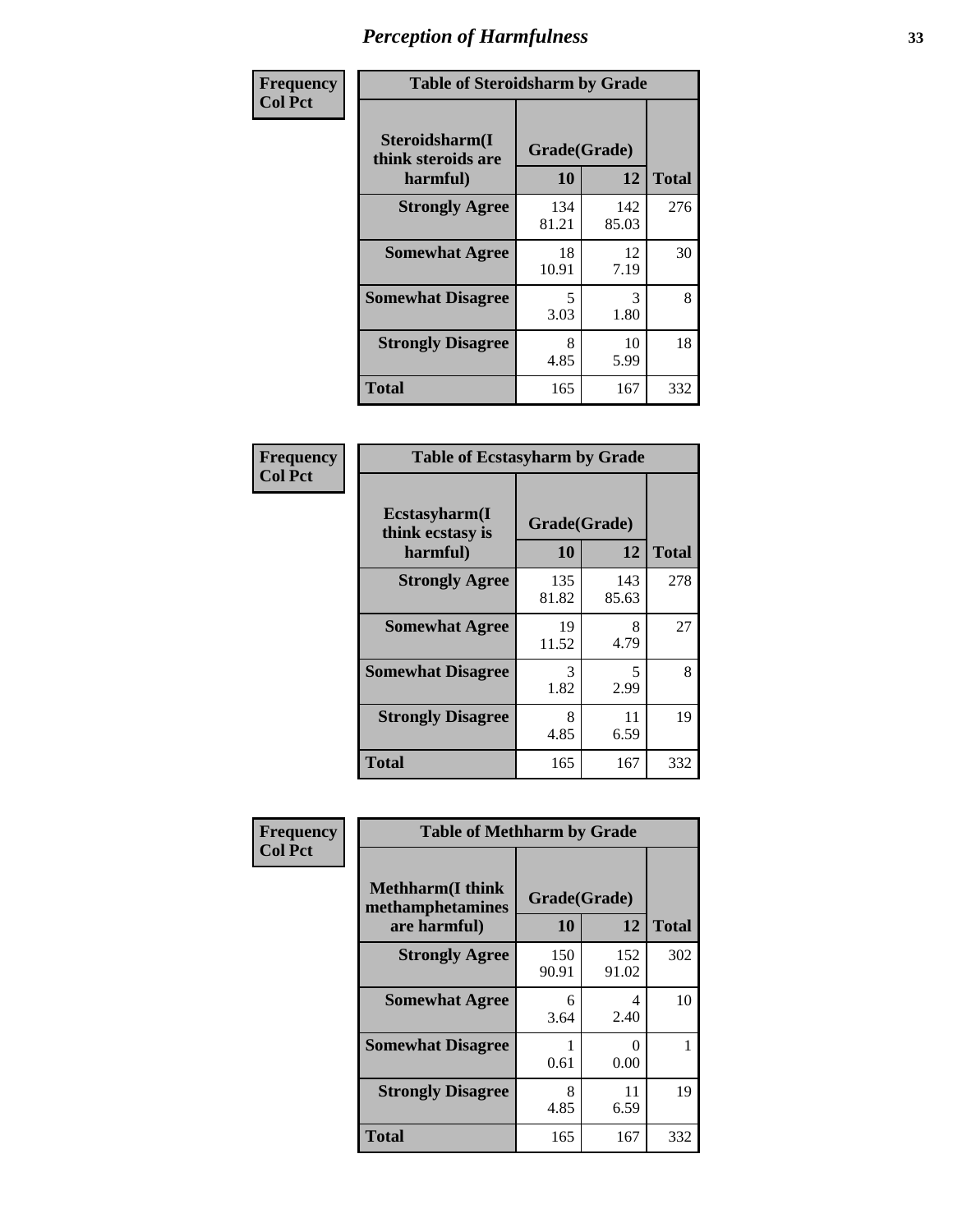# Perception of Harmfulness

| Frequency<br>Col Pct | Table of Steroidsharm by Grade | | |
|---|---|---|---|
| **Steroidsharm(I think steroids are harmful)** | **Grade(Grade)** | | **Total** |
| | **10** | **12** | |
| **Strongly Agree** | 134<br>81.21 | 142<br>85.03 | 276 |
| **Somewhat Agree** | 18<br>10.91 | 12<br>7.19 | 30 |
| **Somewhat Disagree** | 5<br>3.03 | 3<br>1.80 | 8 |
| **Strongly Disagree** | 8<br>4.85 | 10<br>5.99 | 18 |
| **Total** | 165 | 167 | 332 |

| Frequency<br>Col Pct | Table of Ecstasyharm by Grade | | |
|---|---|---|---|
| **Ecstasyharm(I think ecstasy is harmful)** | **Grade(Grade)** | | **Total** |
| | **10** | **12** | |
| **Strongly Agree** | 135<br>81.82 | 143<br>85.63 | 278 |
| **Somewhat Agree** | 19<br>11.52 | 8<br>4.79 | 27 |
| **Somewhat Disagree** | 3<br>1.82 | 5<br>2.99 | 8 |
| **Strongly Disagree** | 8<br>4.85 | 11<br>6.59 | 19 |
| **Total** | 165 | 167 | 332 |

| Frequency<br>Col Pct | Table of Methharm by Grade | | |
|---|---|---|---|
| **Methharm(I think methamphetamines are harmful)** | **Grade(Grade)** | | **Total** |
| | **10** | **12** | |
| **Strongly Agree** | 150<br>90.91 | 152<br>91.02 | 302 |
| **Somewhat Agree** | 6<br>3.64 | 4<br>2.40 | 10 |
| **Somewhat Disagree** | 1<br>0.61 | 0<br>0.00 | 1 |
| **Strongly Disagree** | 8<br>4.85 | 11<br>6.59 | 19 |
| **Total** | 165 | 167 | 332 |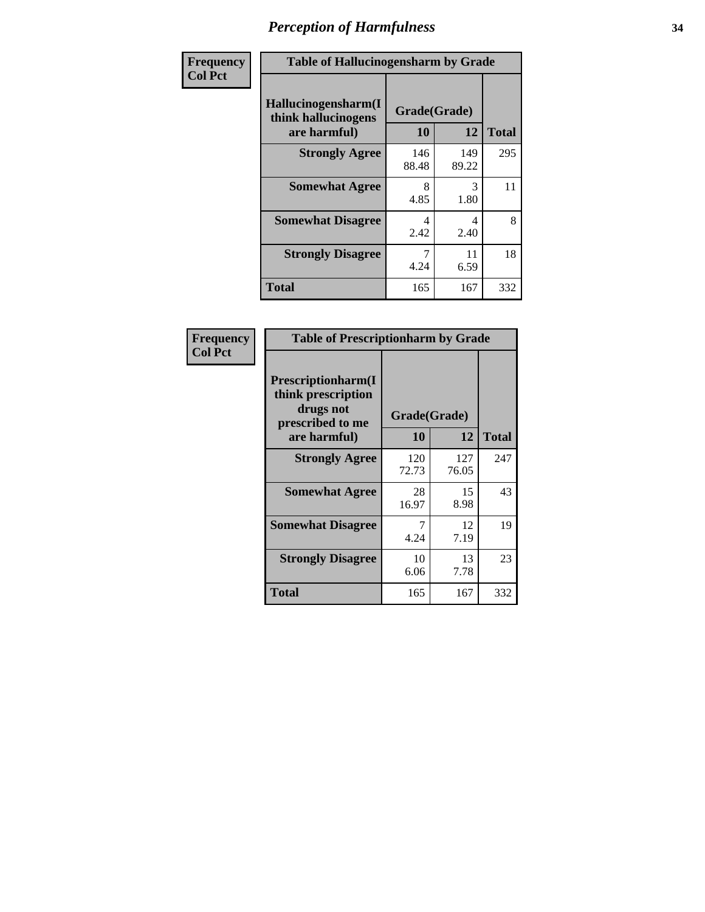# Perception of Harmfulness

**Frequency**
**Col Pct**

| Table of Hallucinogensharm by Grade | | | |
|---|---|---|---|
| Hallucinogensharm(I think hallucinogens are harmful) | Grade(Grade) | | |
| | 10 | 12 | Total |
| **Strongly Agree** | 146<br>88.48 | 149<br>89.22 | 295 |
| **Somewhat Agree** | 8<br>4.85 | 3<br>1.80 | 11 |
| **Somewhat Disagree** | 4<br>2.42 | 4<br>2.40 | 8 |
| **Strongly Disagree** | 7<br>4.24 | 11<br>6.59 | 18 |
| **Total** | 165 | 167 | 332 |

**Frequency**
**Col Pct**

| Table of Prescriptionharm by Grade | | | |
|---|---|---|---|
| Prescriptionharm(I think prescription drugs not prescribed to me are harmful) | Grade(Grade) | | |
| | 10 | 12 | Total |
| **Strongly Agree** | 120<br>72.73 | 127<br>76.05 | 247 |
| **Somewhat Agree** | 28<br>16.97 | 15<br>8.98 | 43 |
| **Somewhat Disagree** | 7<br>4.24 | 12<br>7.19 | 19 |
| **Strongly Disagree** | 10<br>6.06 | 13<br>7.78 | 23 |
| **Total** | 165 | 167 | 332 |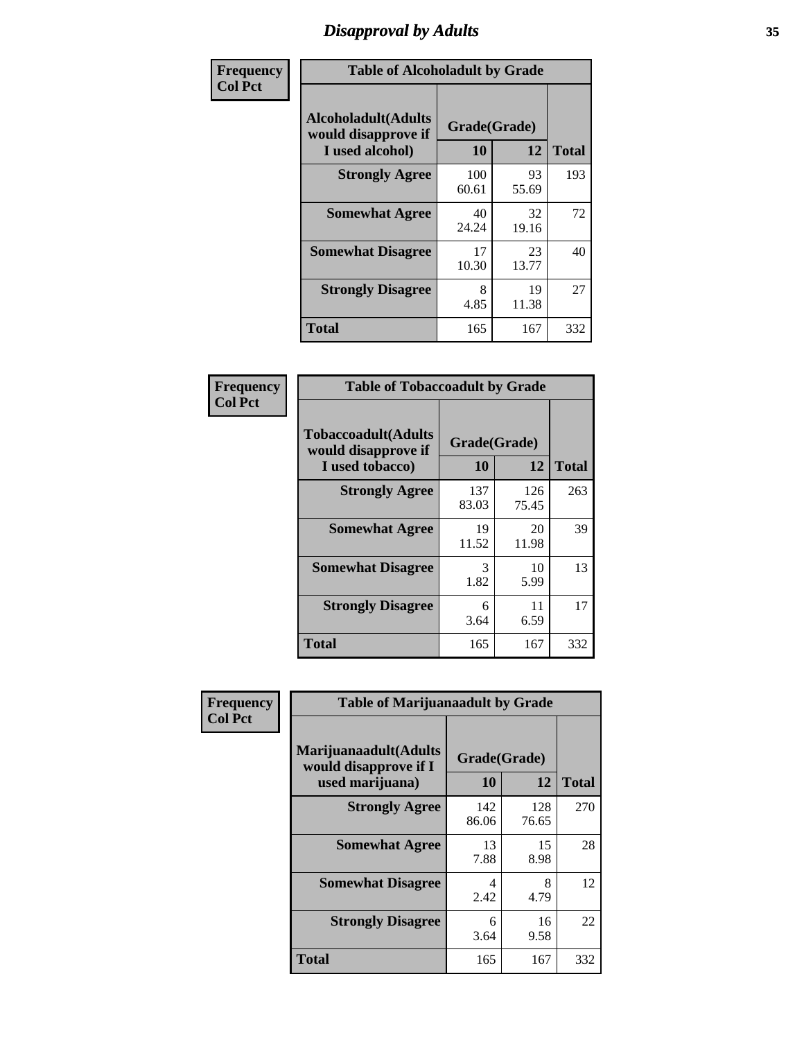# Disapproval by Adults

| Frequency Col Pct | | | |
|---|---|---|---|

**Table of Alcoholadult by Grade**

| Alcoholadult(Adults would disapprove if I used alcohol) | Grade(Grade) | | |
|---|---|---|---|
| | 10 | 12 | Total |
| Strongly Agree | 100<br>60.61 | 93<br>55.69 | 193 |
| Somewhat Agree | 40<br>24.24 | 32<br>19.16 | 72 |
| Somewhat Disagree | 17<br>10.30 | 23<br>13.77 | 40 |
| Strongly Disagree | 8<br>4.85 | 19<br>11.38 | 27 |
| Total | 165 | 167 | 332 |

| Frequency Col Pct | | | |
|---|---|---|---|

**Table of Tobaccoadult by Grade**

| Tobaccoadult(Adults would disapprove if I used tobacco) | Grade(Grade) | | |
|---|---|---|---|
| | 10 | 12 | Total |
| Strongly Agree | 137<br>83.03 | 126<br>75.45 | 263 |
| Somewhat Agree | 19<br>11.52 | 20<br>11.98 | 39 |
| Somewhat Disagree | 3<br>1.82 | 10<br>5.99 | 13 |
| Strongly Disagree | 6<br>3.64 | 11<br>6.59 | 17 |
| Total | 165 | 167 | 332 |

| Frequency Col Pct | | | |
|---|---|---|---|

**Table of Marijuanaadult by Grade**

| Marijuanaadult(Adults would disapprove if I used marijuana) | Grade(Grade) | | |
|---|---|---|---|
| | 10 | 12 | Total |
| Strongly Agree | 142<br>86.06 | 128<br>76.65 | 270 |
| Somewhat Agree | 13<br>7.88 | 15<br>8.98 | 28 |
| Somewhat Disagree | 4<br>2.42 | 8<br>4.79 | 12 |
| Strongly Disagree | 6<br>3.64 | 16<br>9.58 | 22 |
| Total | 165 | 167 | 332 |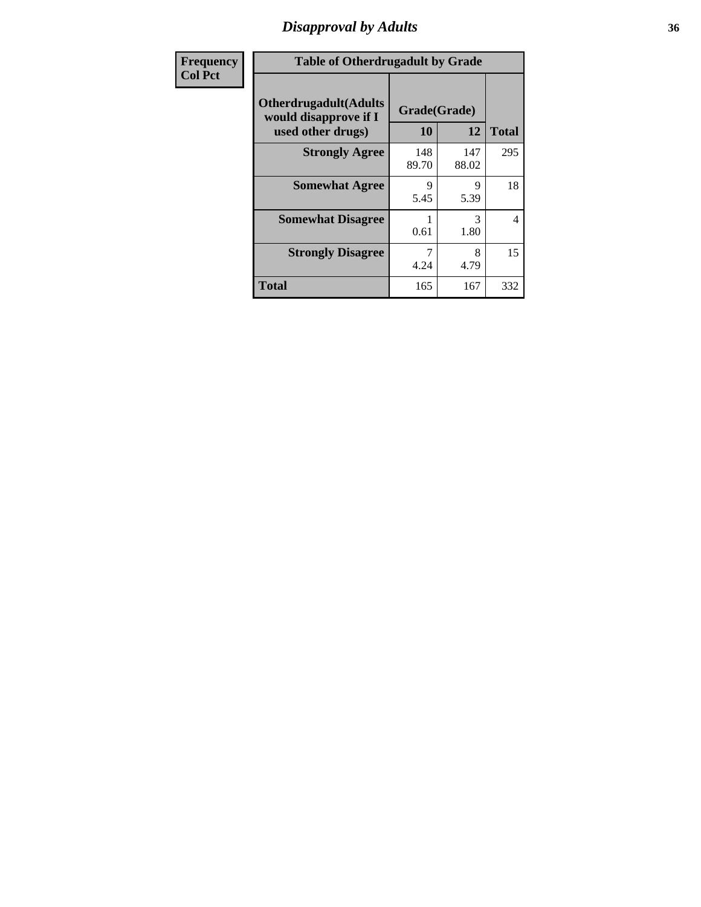| Frequency Col Pct |
|---|

**Table of Otherdrugadult by Grade**

| Otherdrugadult(Adults would disapprove if I used other drugs) | Grade(Grade) | | Total |
|---|---|---|---|
| | 10 | 12 | |
| **Strongly Agree** | 148<br>89.70 | 147<br>88.02 | 295 |
| **Somewhat Agree** | 9<br>5.45 | 9<br>5.39 | 18 |
| **Somewhat Disagree** | 1<br>0.61 | 3<br>1.80 | 4 |
| **Strongly Disagree** | 7<br>4.24 | 8<br>4.79 | 15 |
| **Total** | 165 | 167 | 332 |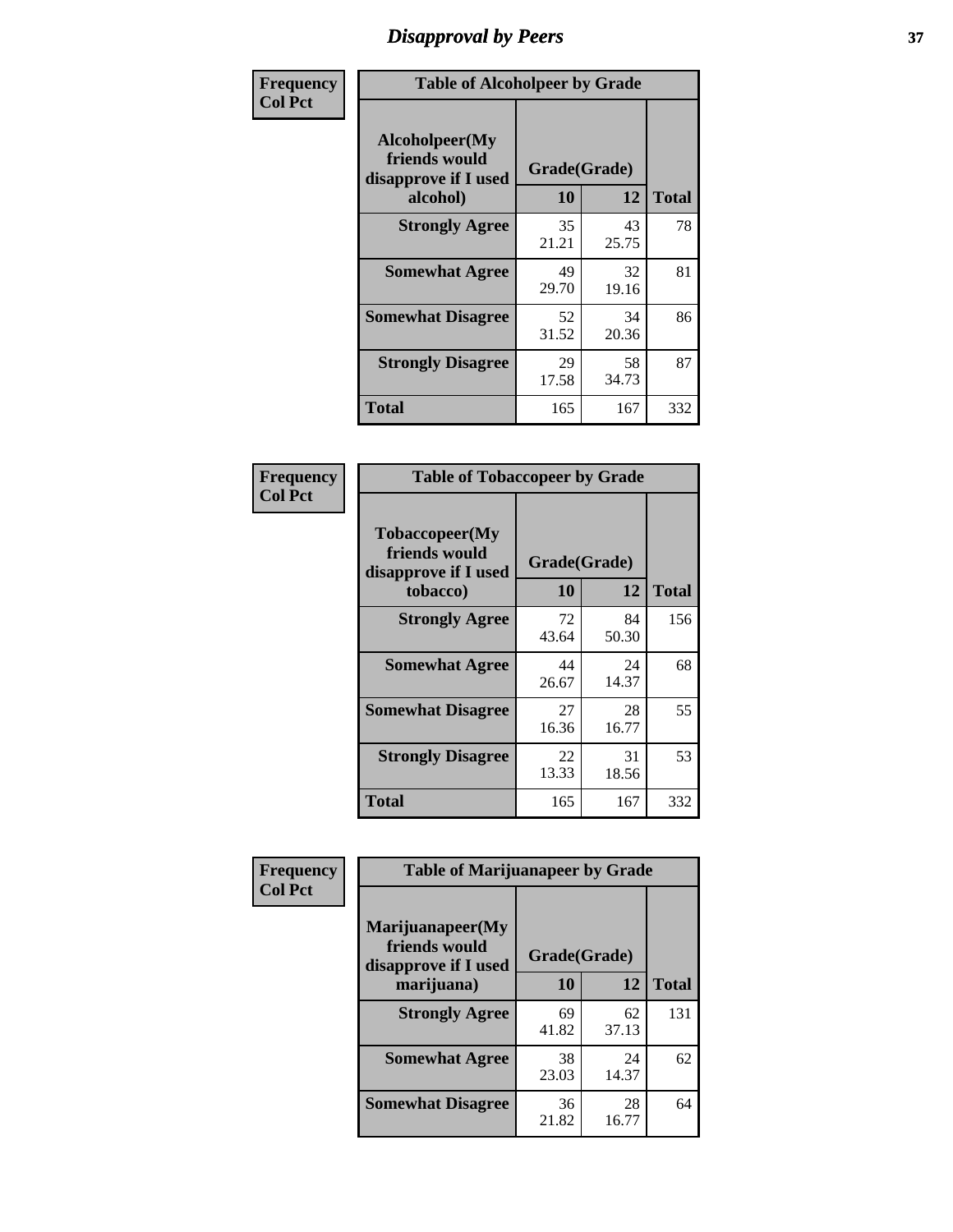# Disapproval by Peers

Frequency
Col Pct

| Table of Alcoholpeer by Grade | | | |
|---|---|---|---|
| Alcoholpeer(My friends would disapprove if I used alcohol) | Grade(Grade) | | Total |
| | 10 | 12 | |
| Strongly Agree | 35<br>21.21 | 43<br>25.75 | 78 |
| Somewhat Agree | 49<br>29.70 | 32<br>19.16 | 81 |
| Somewhat Disagree | 52<br>31.52 | 34<br>20.36 | 86 |
| Strongly Disagree | 29<br>17.58 | 58<br>34.73 | 87 |
| Total | 165 | 167 | 332 |

Frequency
Col Pct

| Table of Tobaccopeer by Grade | | | |
|---|---|---|---|
| Tobaccopeer(My friends would disapprove if I used tobacco) | Grade(Grade) | | Total |
| | 10 | 12 | |
| Strongly Agree | 72<br>43.64 | 84<br>50.30 | 156 |
| Somewhat Agree | 44<br>26.67 | 24<br>14.37 | 68 |
| Somewhat Disagree | 27<br>16.36 | 28<br>16.77 | 55 |
| Strongly Disagree | 22<br>13.33 | 31<br>18.56 | 53 |
| Total | 165 | 167 | 332 |

Frequency
Col Pct

| Table of Marijuanapeer by Grade | | | |
|---|---|---|---|
| Marijuanapeer(My friends would disapprove if I used marijuana) | Grade(Grade) | | Total |
| | 10 | 12 | |
| Strongly Agree | 69<br>41.82 | 62<br>37.13 | 131 |
| Somewhat Agree | 38<br>23.03 | 24<br>14.37 | 62 |
| Somewhat Disagree | 36<br>21.82 | 28<br>16.77 | 64 |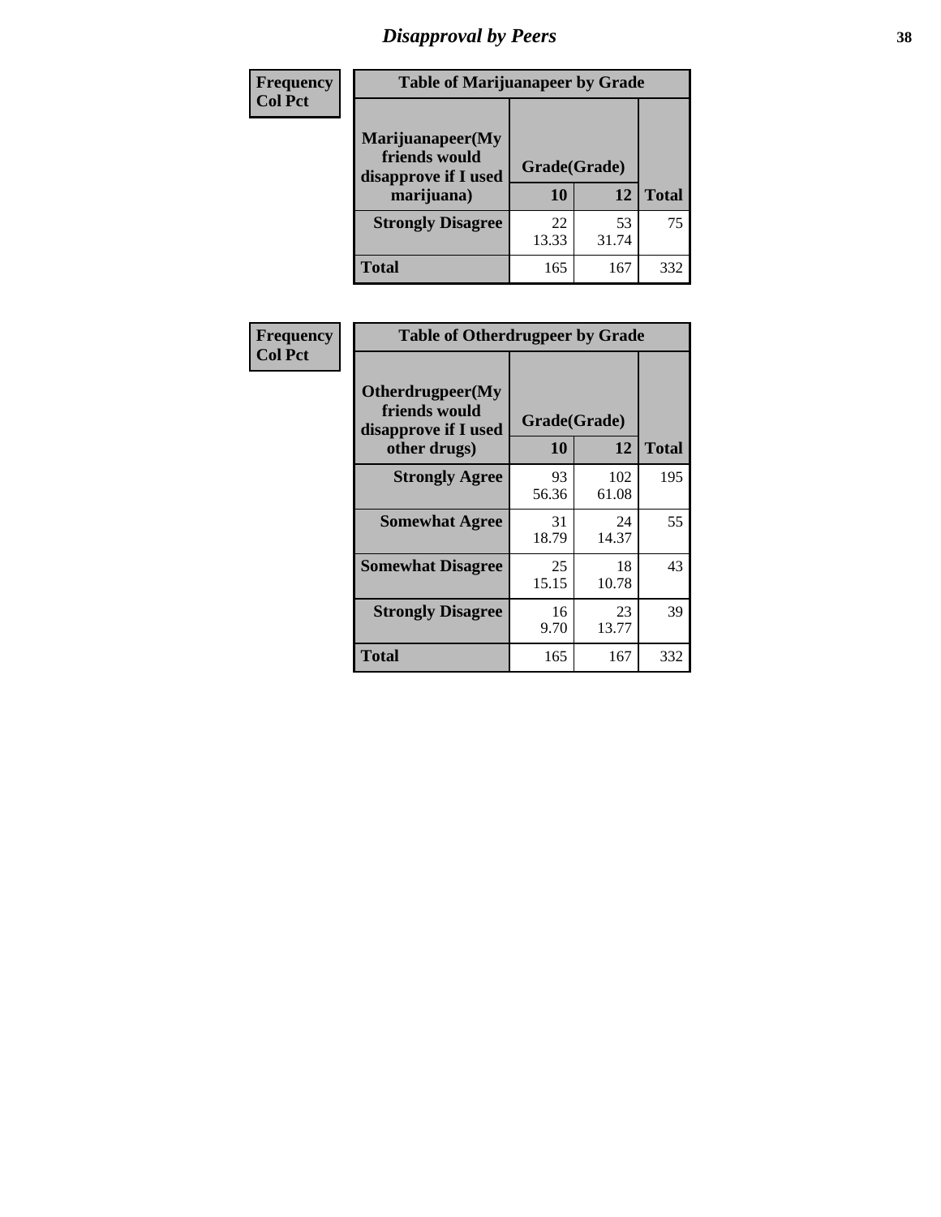## Disapproval by Peers

**Frequency**
**Col Pct**

**Table of Marijuanapeer by Grade**

| Marijuanapeer(My friends would disapprove if I used marijuana) | Grade(Grade) 10 | 12 | Total |
|---|---|---|---|
| **Strongly Disagree** | 22<br>13.33 | 53<br>31.74 | 75 |
| **Total** | 165 | 167 | 332 |

**Frequency**
**Col Pct**

**Table of Otherdrugpeer by Grade**

| Otherdrugpeer(My friends would disapprove if I used other drugs) | Grade(Grade) 10 | 12 | Total |
|---|---|---|---|
| **Strongly Agree** | 93<br>56.36 | 102<br>61.08 | 195 |
| **Somewhat Agree** | 31<br>18.79 | 24<br>14.37 | 55 |
| **Somewhat Disagree** | 25<br>15.15 | 18<br>10.78 | 43 |
| **Strongly Disagree** | 16<br>9.70 | 23<br>13.77 | 39 |
| **Total** | 165 | 167 | 332 |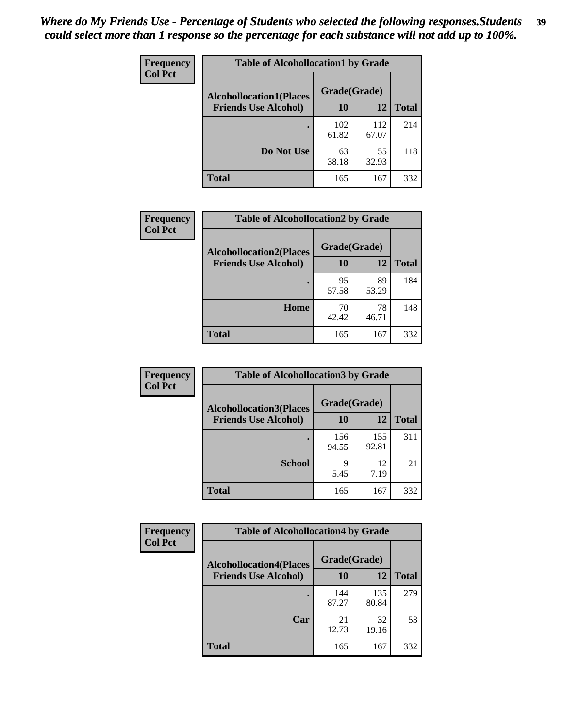*Where do My Friends Use - Percentage of Students who selected the following responses.Students could select more than 1 response so the percentage for each substance will not add up to 100%.*

| Frequency Col Pct | Table of Alcohollocation1 by Grade | | |
|---|---|---|---|
| Alcohollocation1(Places Friends Use Alcohol) | Grade(Grade) | | |
| | 10 | 12 | Total |
| . | 102 61.82 | 112 67.07 | 214 |
| Do Not Use | 63 38.18 | 55 32.93 | 118 |
| Total | 165 | 167 | 332 |

| Frequency Col Pct | Table of Alcohollocation2 by Grade | | |
|---|---|---|---|
| Alcohollocation2(Places Friends Use Alcohol) | Grade(Grade) | | |
| | 10 | 12 | Total |
| . | 95 57.58 | 89 53.29 | 184 |
| Home | 70 42.42 | 78 46.71 | 148 |
| Total | 165 | 167 | 332 |

| Frequency Col Pct | Table of Alcohollocation3 by Grade | | |
|---|---|---|---|
| Alcohollocation3(Places Friends Use Alcohol) | Grade(Grade) | | |
| | 10 | 12 | Total |
| . | 156 94.55 | 155 92.81 | 311 |
| School | 9 5.45 | 12 7.19 | 21 |
| Total | 165 | 167 | 332 |

| Frequency Col Pct | Table of Alcohollocation4 by Grade | | |
|---|---|---|---|
| Alcohollocation4(Places Friends Use Alcohol) | Grade(Grade) | | |
| | 10 | 12 | Total |
| . | 144 87.27 | 135 80.84 | 279 |
| Car | 21 12.73 | 32 19.16 | 53 |
| Total | 165 | 167 | 332 |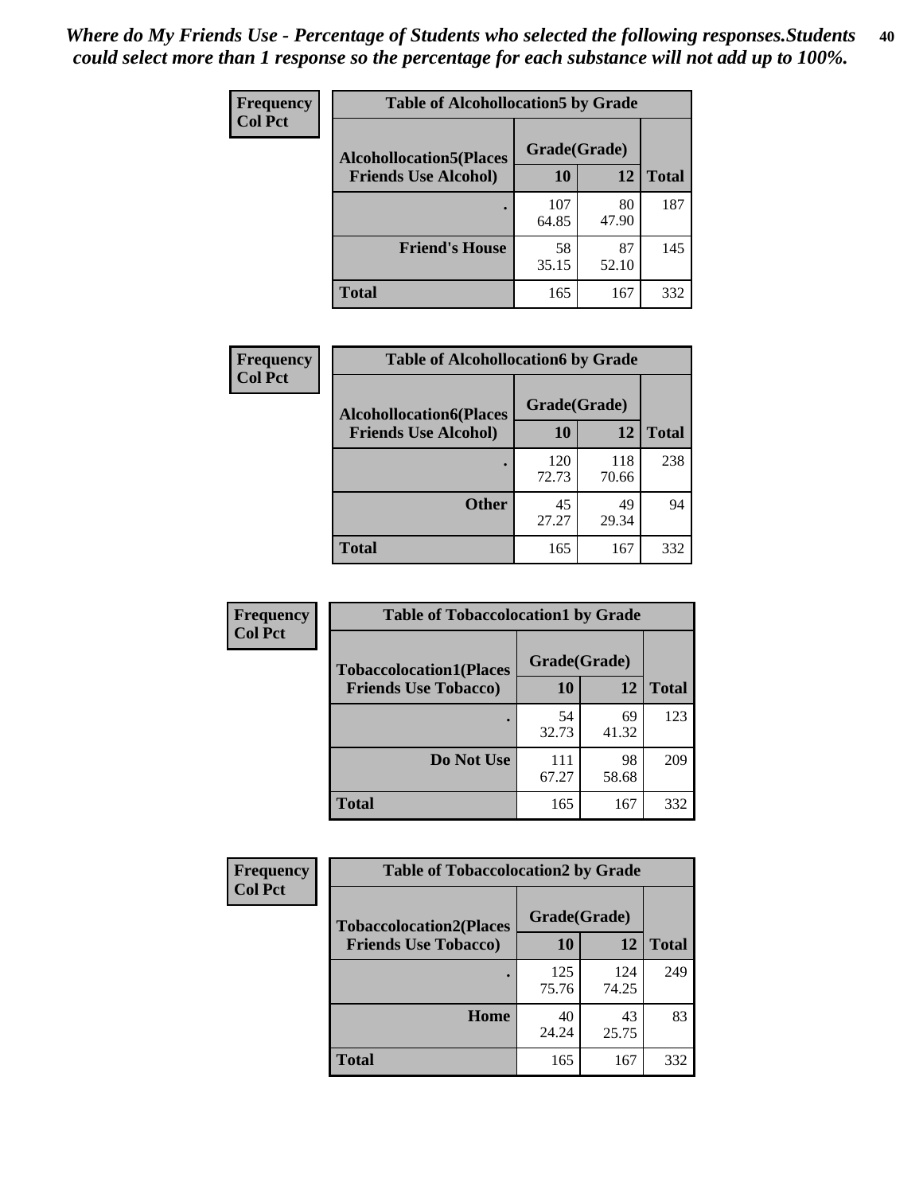*Where do My Friends Use - Percentage of Students who selected the following responses.Students could select more than 1 response so the percentage for each substance will not add up to 100%.*

**Frequency**
**Col Pct**

| Table of Alcohollocation5 by Grade | | | |
|---|---|---|---|
| **Alcohollocation5(Places Friends Use Alcohol)** | **Grade(Grade)** | | |
| | **10** | **12** | **Total** |
| **.** | 107<br>64.85 | 80<br>47.90 | 187 |
| **Friend's House** | 58<br>35.15 | 87<br>52.10 | 145 |
| **Total** | 165 | 167 | 332 |

**Frequency**
**Col Pct**

| Table of Alcohollocation6 by Grade | | | |
|---|---|---|---|
| **Alcohollocation6(Places Friends Use Alcohol)** | **Grade(Grade)** | | |
| | **10** | **12** | **Total** |
| **.** | 120<br>72.73 | 118<br>70.66 | 238 |
| **Other** | 45<br>27.27 | 49<br>29.34 | 94 |
| **Total** | 165 | 167 | 332 |

**Frequency**
**Col Pct**

| Table of Tobaccolocation1 by Grade | | | |
|---|---|---|---|
| **Tobaccolocation1(Places Friends Use Tobacco)** | **Grade(Grade)** | | |
| | **10** | **12** | **Total** |
| **.** | 54<br>32.73 | 69<br>41.32 | 123 |
| **Do Not Use** | 111<br>67.27 | 98<br>58.68 | 209 |
| **Total** | 165 | 167 | 332 |

**Frequency**
**Col Pct**

| Table of Tobaccolocation2 by Grade | | | |
|---|---|---|---|
| **Tobaccolocation2(Places Friends Use Tobacco)** | **Grade(Grade)** | | |
| | **10** | **12** | **Total** |
| **.** | 125<br>75.76 | 124<br>74.25 | 249 |
| **Home** | 40<br>24.24 | 43<br>25.75 | 83 |
| **Total** | 165 | 167 | 332 |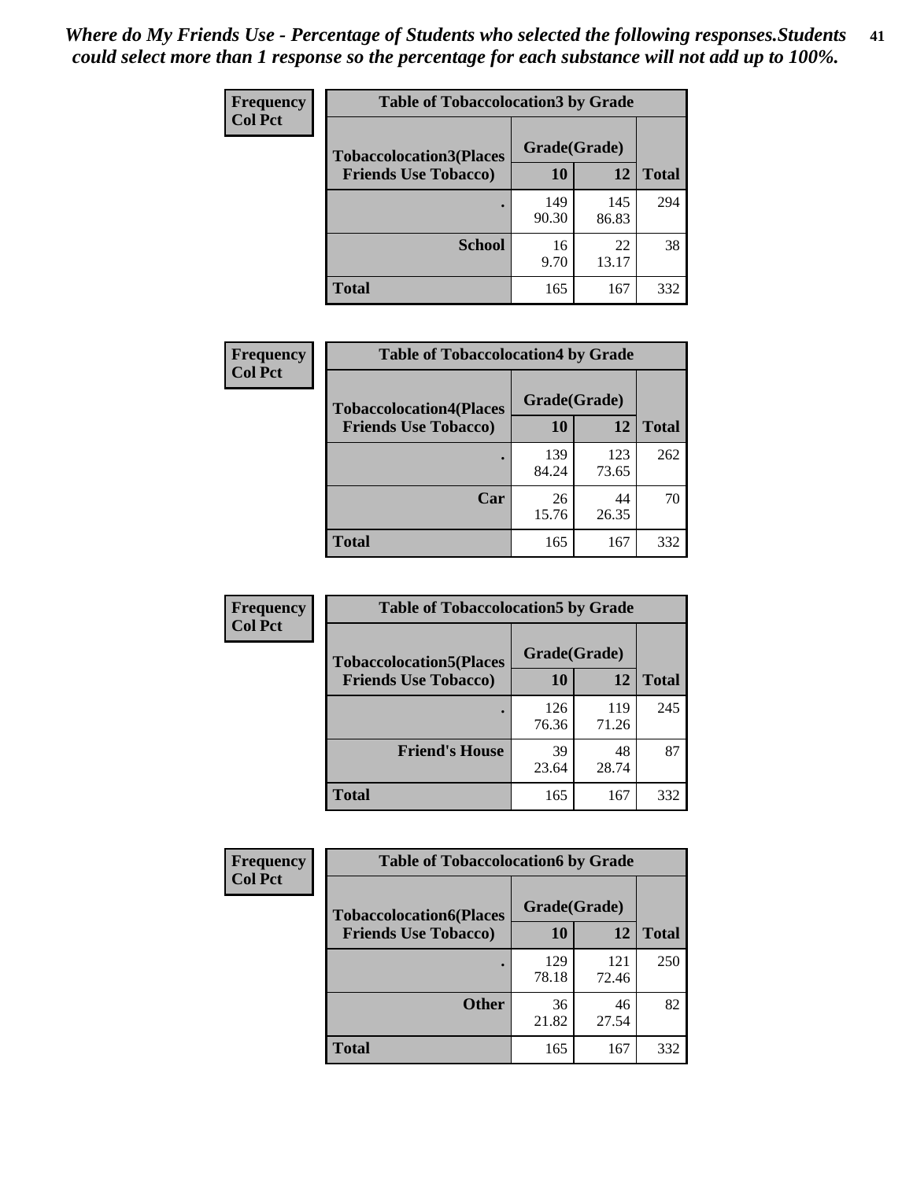*Where do My Friends Use - Percentage of Students who selected the following responses.Students could select more than 1 response so the percentage for each substance will not add up to 100%.*

**Frequency / Col Pct**

| Table of Tobaccolocation3 by Grade | | | |
|---|---|---|---|
| **Tobaccolocation3(Places Friends Use Tobacco)** | **Grade(Grade)** | | **Total** |
| | **10** | **12** | |
| **.** | 149<br>90.30 | 145<br>86.83 | 294 |
| **School** | 16<br>9.70 | 22<br>13.17 | 38 |
| **Total** | 165 | 167 | 332 |

**Frequency / Col Pct**

| Table of Tobaccolocation4 by Grade | | | |
|---|---|---|---|
| **Tobaccolocation4(Places Friends Use Tobacco)** | **Grade(Grade)** | | **Total** |
| | **10** | **12** | |
| **.** | 139<br>84.24 | 123<br>73.65 | 262 |
| **Car** | 26<br>15.76 | 44<br>26.35 | 70 |
| **Total** | 165 | 167 | 332 |

**Frequency / Col Pct**

| Table of Tobaccolocation5 by Grade | | | |
|---|---|---|---|
| **Tobaccolocation5(Places Friends Use Tobacco)** | **Grade(Grade)** | | **Total** |
| | **10** | **12** | |
| **.** | 126<br>76.36 | 119<br>71.26 | 245 |
| **Friend's House** | 39<br>23.64 | 48<br>28.74 | 87 |
| **Total** | 165 | 167 | 332 |

**Frequency / Col Pct**

| Table of Tobaccolocation6 by Grade | | | |
|---|---|---|---|
| **Tobaccolocation6(Places Friends Use Tobacco)** | **Grade(Grade)** | | **Total** |
| | **10** | **12** | |
| **.** | 129<br>78.18 | 121<br>72.46 | 250 |
| **Other** | 36<br>21.82 | 46<br>27.54 | 82 |
| **Total** | 165 | 167 | 332 |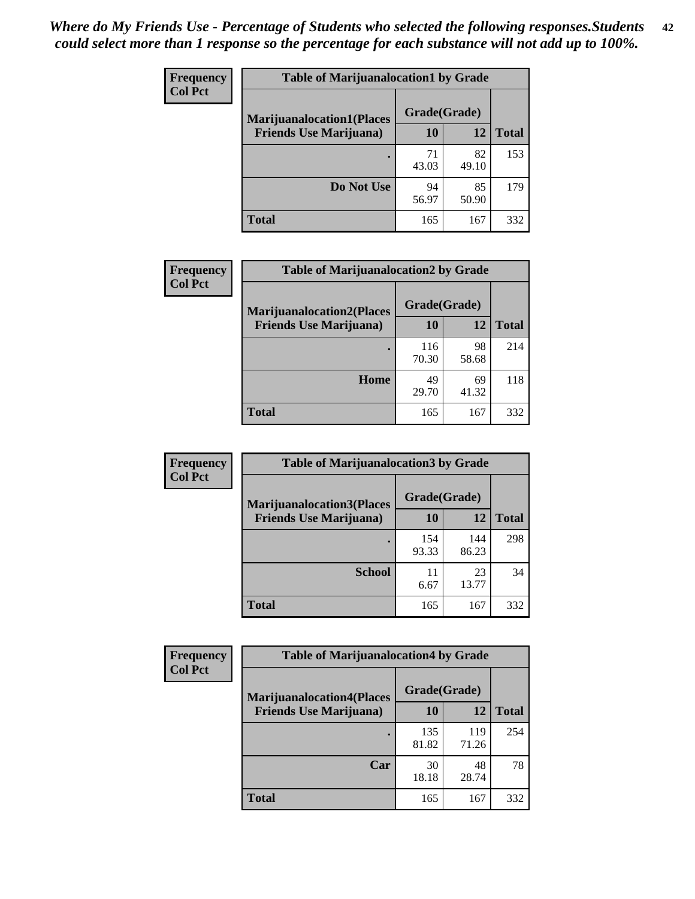*Where do My Friends Use - Percentage of Students who selected the following responses.Students could select more than 1 response so the percentage for each substance will not add up to 100%.*

**Frequency**
**Col Pct**

| Table of Marijuanalocation1 by Grade | | | |
|---|---|---|---|
| **Marijuanalocation1(Places Friends Use Marijuana)** | **Grade(Grade)** | | |
| | **10** | **12** | **Total** |
| **.** | 71<br>43.03 | 82<br>49.10 | 153 |
| **Do Not Use** | 94<br>56.97 | 85<br>50.90 | 179 |
| **Total** | 165 | 167 | 332 |

**Frequency**
**Col Pct**

| Table of Marijuanalocation2 by Grade | | | |
|---|---|---|---|
| **Marijuanalocation2(Places Friends Use Marijuana)** | **Grade(Grade)** | | |
| | **10** | **12** | **Total** |
| **.** | 116<br>70.30 | 98<br>58.68 | 214 |
| **Home** | 49<br>29.70 | 69<br>41.32 | 118 |
| **Total** | 165 | 167 | 332 |

**Frequency**
**Col Pct**

| Table of Marijuanalocation3 by Grade | | | |
|---|---|---|---|
| **Marijuanalocation3(Places Friends Use Marijuana)** | **Grade(Grade)** | | |
| | **10** | **12** | **Total** |
| **.** | 154<br>93.33 | 144<br>86.23 | 298 |
| **School** | 11<br>6.67 | 23<br>13.77 | 34 |
| **Total** | 165 | 167 | 332 |

**Frequency**
**Col Pct**

| Table of Marijuanalocation4 by Grade | | | |
|---|---|---|---|
| **Marijuanalocation4(Places Friends Use Marijuana)** | **Grade(Grade)** | | |
| | **10** | **12** | **Total** |
| **.** | 135<br>81.82 | 119<br>71.26 | 254 |
| **Car** | 30<br>18.18 | 48<br>28.74 | 78 |
| **Total** | 165 | 167 | 332 |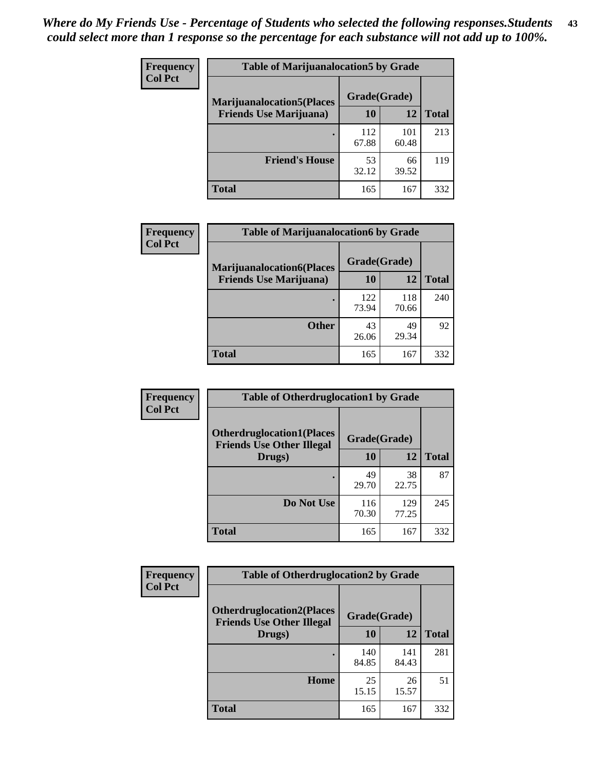*Where do My Friends Use - Percentage of Students who selected the following responses.Students could select more than 1 response so the percentage for each substance will not add up to 100%.*

**Frequency**
**Col Pct**

| Table of Marijuanalocation5 by Grade | | | |
|---|---|---|---|
| **Marijuanalocation5(Places Friends Use Marijuana)** | **Grade(Grade)** | | **Total** |
| | **10** | **12** | |
| **.** | 112<br>67.88 | 101<br>60.48 | 213 |
| **Friend's House** | 53<br>32.12 | 66<br>39.52 | 119 |
| **Total** | 165 | 167 | 332 |

**Frequency**
**Col Pct**

| Table of Marijuanalocation6 by Grade | | | |
|---|---|---|---|
| **Marijuanalocation6(Places Friends Use Marijuana)** | **Grade(Grade)** | | **Total** |
| | **10** | **12** | |
| **.** | 122<br>73.94 | 118<br>70.66 | 240 |
| **Other** | 43<br>26.06 | 49<br>29.34 | 92 |
| **Total** | 165 | 167 | 332 |

**Frequency**
**Col Pct**

| Table of Otherdruglocation1 by Grade | | | |
|---|---|---|---|
| **Otherdruglocation1(Places Friends Use Other Illegal Drugs)** | **Grade(Grade)** | | **Total** |
| | **10** | **12** | |
| **.** | 49<br>29.70 | 38<br>22.75 | 87 |
| **Do Not Use** | 116<br>70.30 | 129<br>77.25 | 245 |
| **Total** | 165 | 167 | 332 |

**Frequency**
**Col Pct**

| Table of Otherdruglocation2 by Grade | | | |
|---|---|---|---|
| **Otherdruglocation2(Places Friends Use Other Illegal Drugs)** | **Grade(Grade)** | | **Total** |
| | **10** | **12** | |
| **.** | 140<br>84.85 | 141<br>84.43 | 281 |
| **Home** | 25<br>15.15 | 26<br>15.57 | 51 |
| **Total** | 165 | 167 | 332 |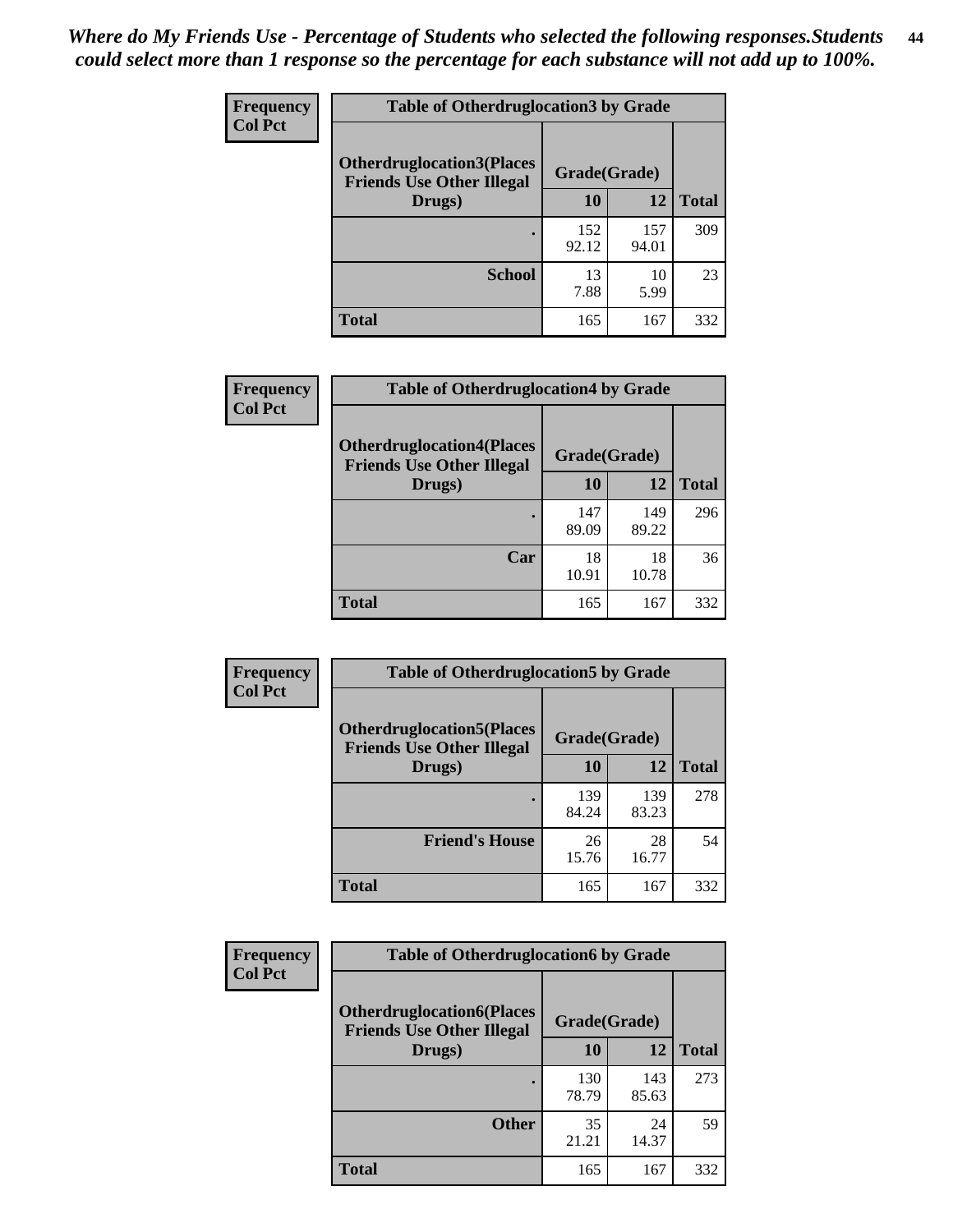*Where do My Friends Use - Percentage of Students who selected the following responses.Students could select more than 1 response so the percentage for each substance will not add up to 100%.*

**Frequency**
**Col Pct**

| Table of Otherdruglocation3 by Grade | | | |
|---|---|---|---|
| Otherdruglocation3(Places Friends Use Other Illegal Drugs) | Grade(Grade) | | |
| | 10 | 12 | Total |
| . | 152<br>92.12 | 157<br>94.01 | 309 |
| School | 13<br>7.88 | 10<br>5.99 | 23 |
| Total | 165 | 167 | 332 |

**Frequency**
**Col Pct**

| Table of Otherdruglocation4 by Grade | | | |
|---|---|---|---|
| Otherdruglocation4(Places Friends Use Other Illegal Drugs) | Grade(Grade) | | |
| | 10 | 12 | Total |
| . | 147<br>89.09 | 149<br>89.22 | 296 |
| Car | 18<br>10.91 | 18<br>10.78 | 36 |
| Total | 165 | 167 | 332 |

**Frequency**
**Col Pct**

| Table of Otherdruglocation5 by Grade | | | |
|---|---|---|---|
| Otherdruglocation5(Places Friends Use Other Illegal Drugs) | Grade(Grade) | | |
| | 10 | 12 | Total |
| . | 139<br>84.24 | 139<br>83.23 | 278 |
| Friend's House | 26<br>15.76 | 28<br>16.77 | 54 |
| Total | 165 | 167 | 332 |

**Frequency**
**Col Pct**

| Table of Otherdruglocation6 by Grade | | | |
|---|---|---|---|
| Otherdruglocation6(Places Friends Use Other Illegal Drugs) | Grade(Grade) | | |
| | 10 | 12 | Total |
| . | 130<br>78.79 | 143<br>85.63 | 273 |
| Other | 35<br>21.21 | 24<br>14.37 | 59 |
| Total | 165 | 167 | 332 |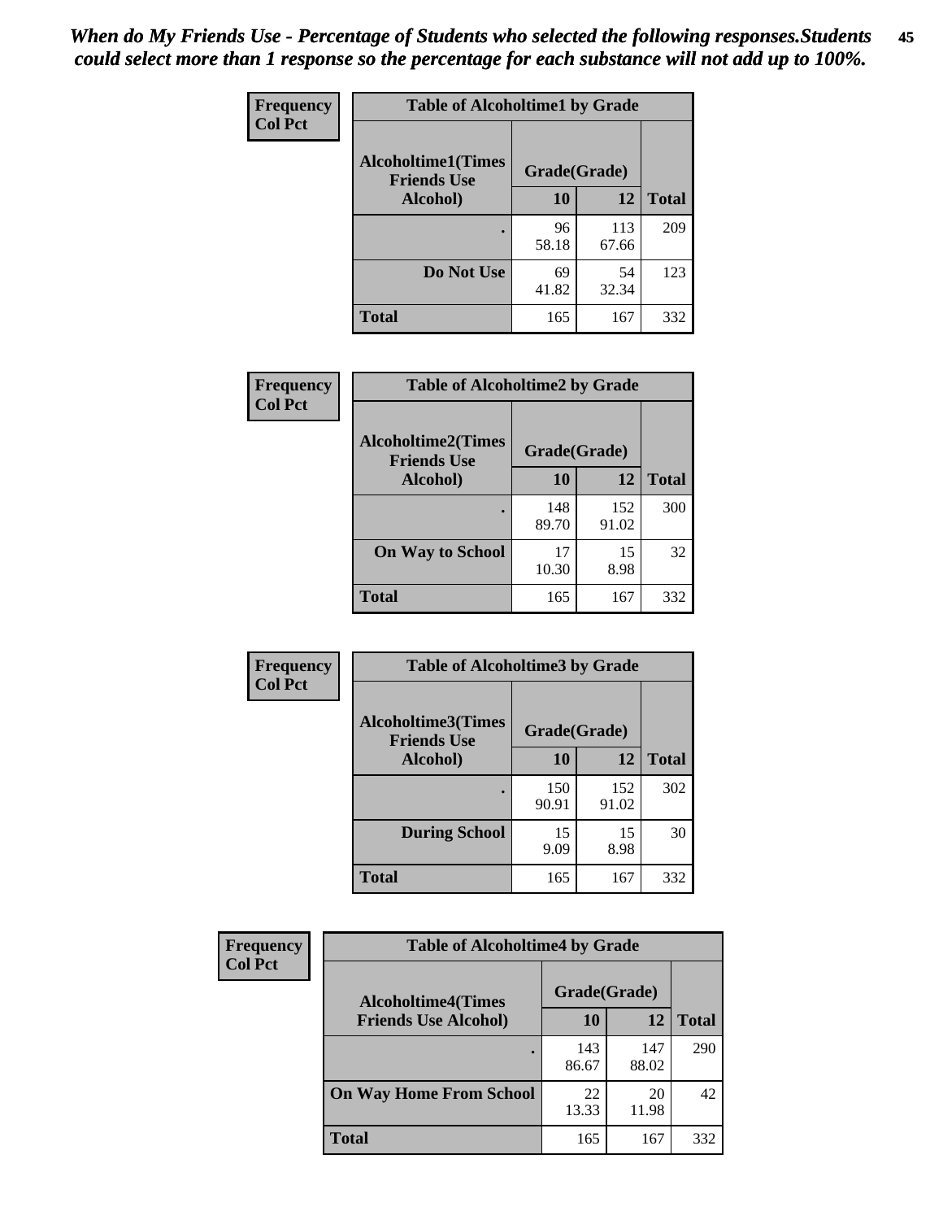***When do My Friends Use - Percentage of Students who selected the following responses.Students could select more than 1 response so the percentage for each substance will not add up to 100%.***

**Frequency**
**Col Pct**

| Table of Alcoholtime1 by Grade | | | |
|---|---|---|---|
| **Alcoholtime1(Times Friends Use Alcohol)** | **Grade(Grade)** | | **Total** |
| | **10** | **12** | |
| **.** | 96<br>58.18 | 113<br>67.66 | 209 |
| **Do Not Use** | 69<br>41.82 | 54<br>32.34 | 123 |
| **Total** | 165 | 167 | 332 |

**Frequency**
**Col Pct**

| Table of Alcoholtime2 by Grade | | | |
|---|---|---|---|
| **Alcoholtime2(Times Friends Use Alcohol)** | **Grade(Grade)** | | **Total** |
| | **10** | **12** | |
| **.** | 148<br>89.70 | 152<br>91.02 | 300 |
| **On Way to School** | 17<br>10.30 | 15<br>8.98 | 32 |
| **Total** | 165 | 167 | 332 |

**Frequency**
**Col Pct**

| Table of Alcoholtime3 by Grade | | | |
|---|---|---|---|
| **Alcoholtime3(Times Friends Use Alcohol)** | **Grade(Grade)** | | **Total** |
| | **10** | **12** | |
| **.** | 150<br>90.91 | 152<br>91.02 | 302 |
| **During School** | 15<br>9.09 | 15<br>8.98 | 30 |
| **Total** | 165 | 167 | 332 |

**Frequency**
**Col Pct**

| Table of Alcoholtime4 by Grade | | | |
|---|---|---|---|
| **Alcoholtime4(Times Friends Use Alcohol)** | **Grade(Grade)** | | **Total** |
| | **10** | **12** | |
| **.** | 143<br>86.67 | 147<br>88.02 | 290 |
| **On Way Home From School** | 22<br>13.33 | 20<br>11.98 | 42 |
| **Total** | 165 | 167 | 332 |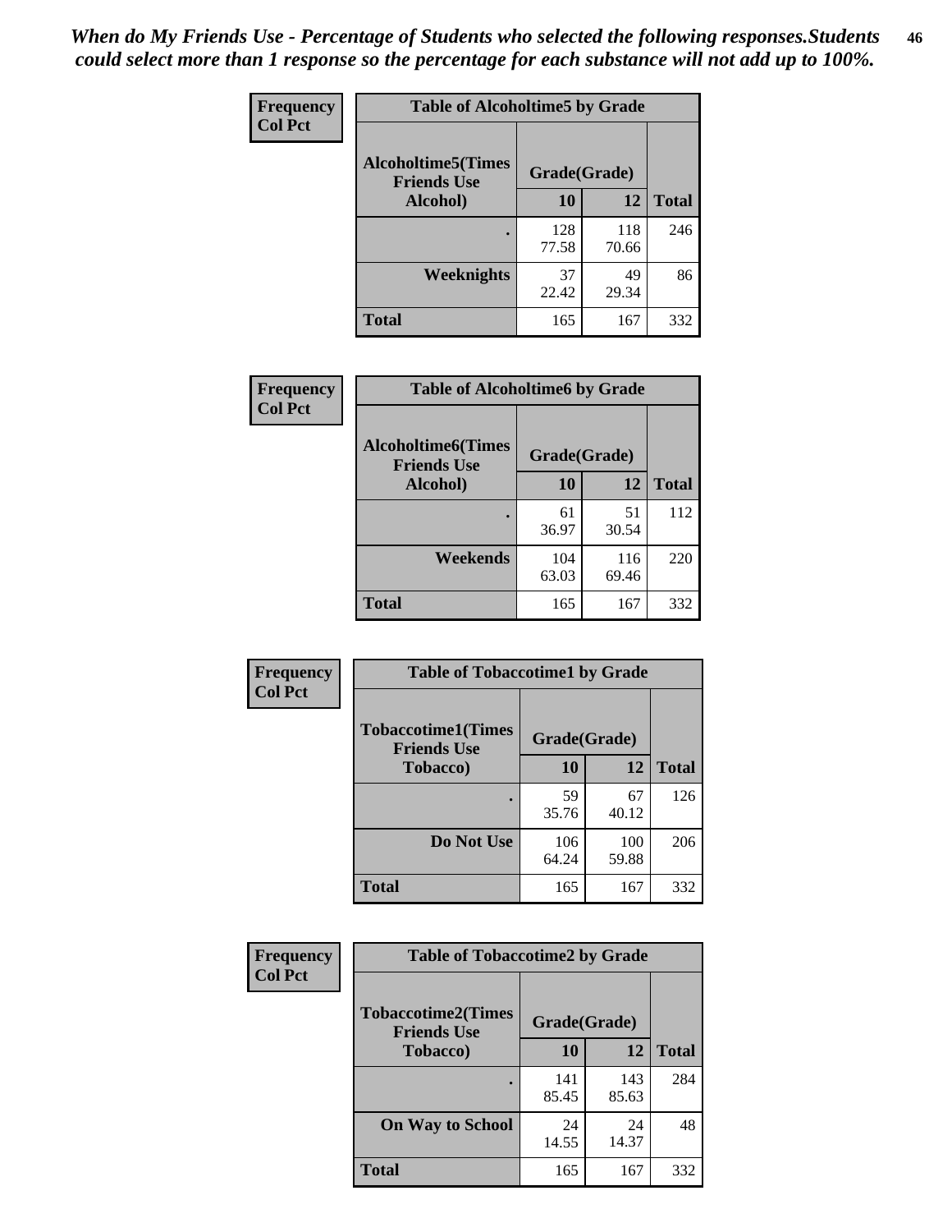*When do My Friends Use - Percentage of Students who selected the following responses.Students could select more than 1 response so the percentage for each substance will not add up to 100%.*

**Frequency**
**Col Pct**

| Table of Alcoholtime5 by Grade | | | |
|---|---|---|---|
| Alcoholtime5(Times Friends Use Alcohol) | Grade(Grade) | | |
| | 10 | 12 | Total |
| . | 128<br>77.58 | 118<br>70.66 | 246 |
| Weeknights | 37<br>22.42 | 49<br>29.34 | 86 |
| Total | 165 | 167 | 332 |

**Frequency**
**Col Pct**

| Table of Alcoholtime6 by Grade | | | |
|---|---|---|---|
| Alcoholtime6(Times Friends Use Alcohol) | Grade(Grade) | | |
| | 10 | 12 | Total |
| . | 61<br>36.97 | 51<br>30.54 | 112 |
| Weekends | 104<br>63.03 | 116<br>69.46 | 220 |
| Total | 165 | 167 | 332 |

**Frequency**
**Col Pct**

| Table of Tobaccotime1 by Grade | | | |
|---|---|---|---|
| Tobaccotime1(Times Friends Use Tobacco) | Grade(Grade) | | |
| | 10 | 12 | Total |
| . | 59<br>35.76 | 67<br>40.12 | 126 |
| Do Not Use | 106<br>64.24 | 100<br>59.88 | 206 |
| Total | 165 | 167 | 332 |

**Frequency**
**Col Pct**

| Table of Tobaccotime2 by Grade | | | |
|---|---|---|---|
| Tobaccotime2(Times Friends Use Tobacco) | Grade(Grade) | | |
| | 10 | 12 | Total |
| . | 141<br>85.45 | 143<br>85.63 | 284 |
| On Way to School | 24<br>14.55 | 24<br>14.37 | 48 |
| Total | 165 | 167 | 332 |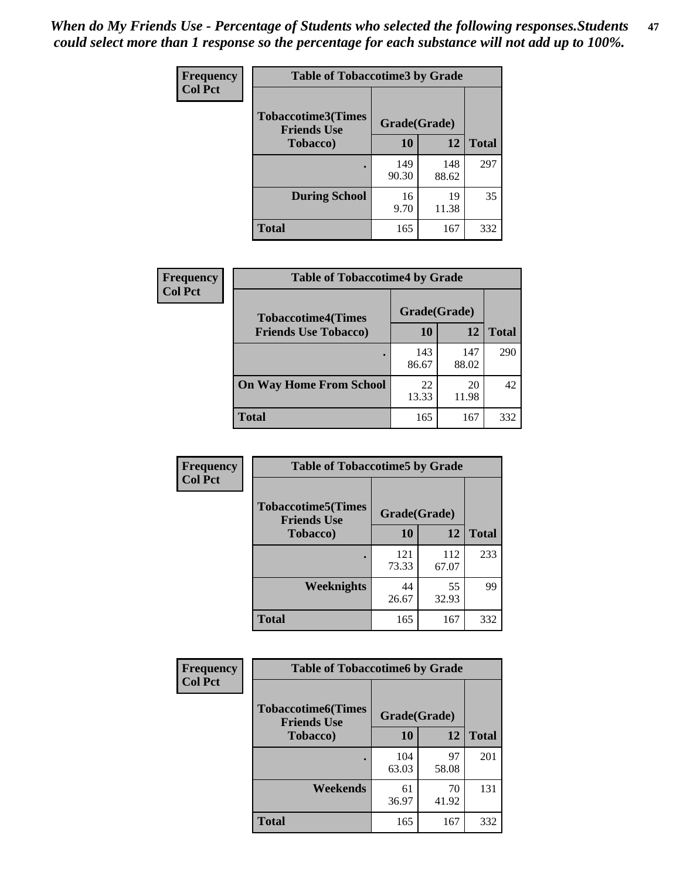*When do My Friends Use - Percentage of Students who selected the following responses.Students could select more than 1 response so the percentage for each substance will not add up to 100%.*

**Frequency**
**Col Pct**

| Table of Tobaccotime3 by Grade | | | |
|---|---|---|---|
| Tobaccotime3(Times Friends Use Tobacco) | Grade(Grade) | | |
| | 10 | 12 | Total |
| . | 149<br>90.30 | 148<br>88.62 | 297 |
| During School | 16<br>9.70 | 19<br>11.38 | 35 |
| Total | 165 | 167 | 332 |

**Frequency**
**Col Pct**

| Table of Tobaccotime4 by Grade | | | |
|---|---|---|---|
| Tobaccotime4(Times Friends Use Tobacco) | Grade(Grade) | | |
| | 10 | 12 | Total |
| . | 143<br>86.67 | 147<br>88.02 | 290 |
| On Way Home From School | 22<br>13.33 | 20<br>11.98 | 42 |
| Total | 165 | 167 | 332 |

**Frequency**
**Col Pct**

| Table of Tobaccotime5 by Grade | | | |
|---|---|---|---|
| Tobaccotime5(Times Friends Use Tobacco) | Grade(Grade) | | |
| | 10 | 12 | Total |
| . | 121<br>73.33 | 112<br>67.07 | 233 |
| Weeknights | 44<br>26.67 | 55<br>32.93 | 99 |
| Total | 165 | 167 | 332 |

**Frequency**
**Col Pct**

| Table of Tobaccotime6 by Grade | | | |
|---|---|---|---|
| Tobaccotime6(Times Friends Use Tobacco) | Grade(Grade) | | |
| | 10 | 12 | Total |
| . | 104<br>63.03 | 97<br>58.08 | 201 |
| Weekends | 61<br>36.97 | 70<br>41.92 | 131 |
| Total | 165 | 167 | 332 |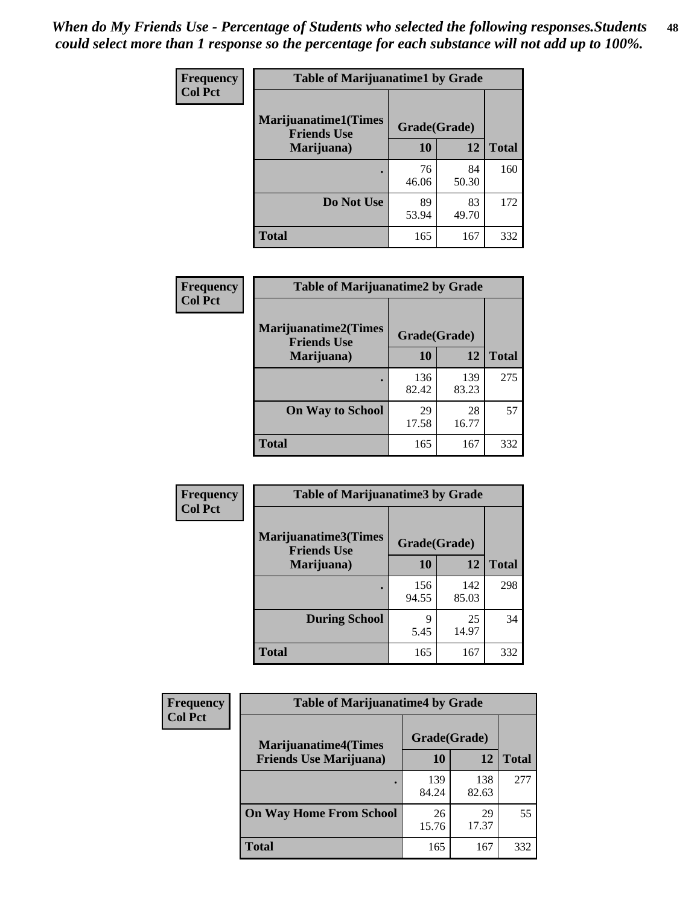*When do My Friends Use - Percentage of Students who selected the following responses.Students could select more than 1 response so the percentage for each substance will not add up to 100%.*

| Frequency Col Pct | Table of Marijuanatime1 by Grade | | |
|---|---|---|---|
| Marijuanatime1(Times Friends Use Marijuana) | Grade(Grade) | | |
| | 10 | 12 | Total |
| . | 76<br>46.06 | 84<br>50.30 | 160 |
| Do Not Use | 89<br>53.94 | 83<br>49.70 | 172 |
| Total | 165 | 167 | 332 |

| Frequency Col Pct | Table of Marijuanatime2 by Grade | | |
|---|---|---|---|
| Marijuanatime2(Times Friends Use Marijuana) | Grade(Grade) | | |
| | 10 | 12 | Total |
| . | 136<br>82.42 | 139<br>83.23 | 275 |
| On Way to School | 29<br>17.58 | 28<br>16.77 | 57 |
| Total | 165 | 167 | 332 |

| Frequency Col Pct | Table of Marijuanatime3 by Grade | | |
|---|---|---|---|
| Marijuanatime3(Times Friends Use Marijuana) | Grade(Grade) | | |
| | 10 | 12 | Total |
| . | 156<br>94.55 | 142<br>85.03 | 298 |
| During School | 9<br>5.45 | 25<br>14.97 | 34 |
| Total | 165 | 167 | 332 |

| Frequency Col Pct | Table of Marijuanatime4 by Grade | | |
|---|---|---|---|
| Marijuanatime4(Times Friends Use Marijuana) | Grade(Grade) | | |
| | 10 | 12 | Total |
| . | 139<br>84.24 | 138<br>82.63 | 277 |
| On Way Home From School | 26<br>15.76 | 29<br>17.37 | 55 |
| Total | 165 | 167 | 332 |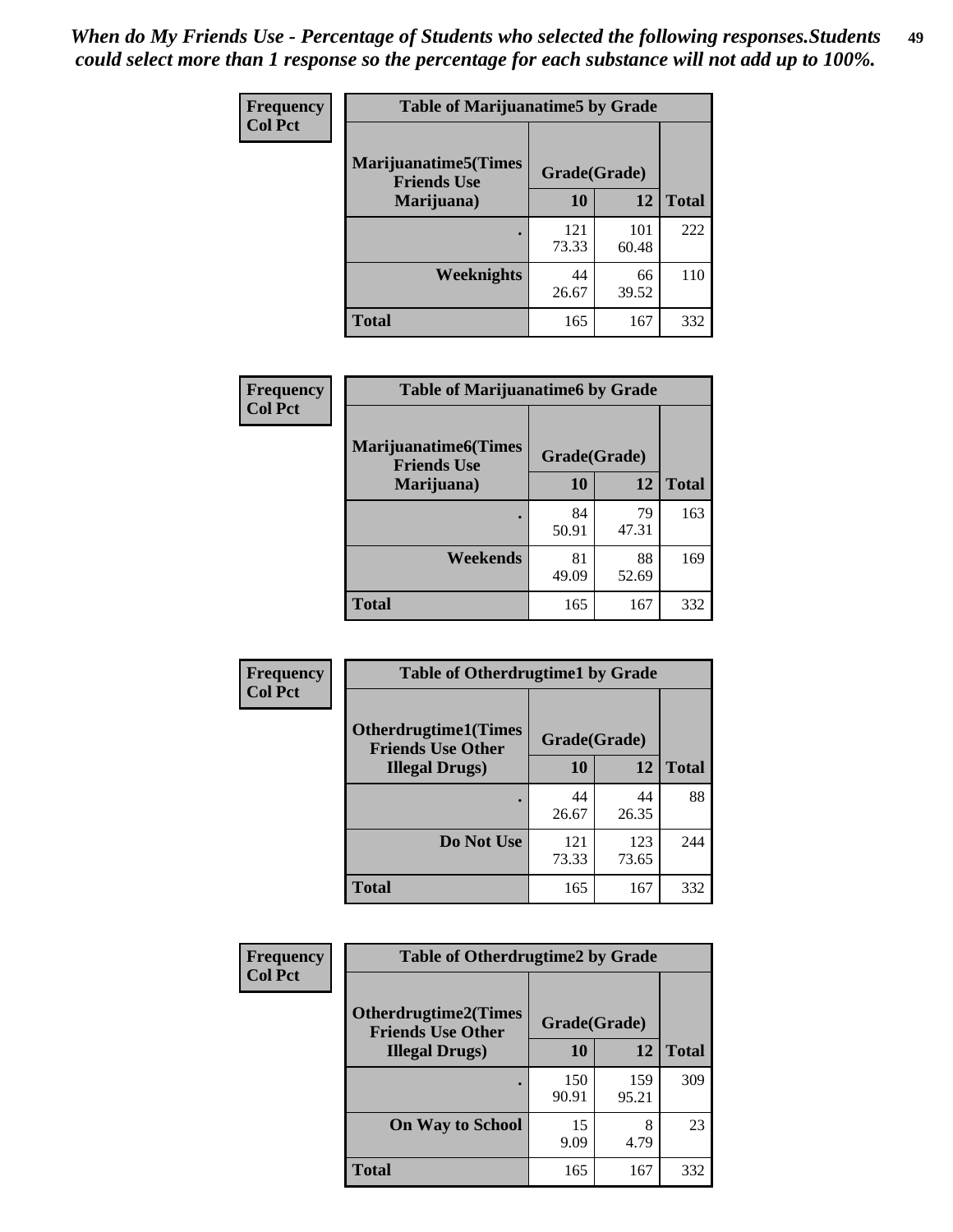*When do My Friends Use - Percentage of Students who selected the following responses.Students could select more than 1 response so the percentage for each substance will not add up to 100%.*

**Frequency**
**Col Pct**

**Table of Marijuanatime5 by Grade**

| Marijuanatime5(Times Friends Use Marijuana) | Grade(Grade) | | |
|---|---|---|---|
| | 10 | 12 | Total |
| . | 121<br>73.33 | 101<br>60.48 | 222 |
| Weeknights | 44<br>26.67 | 66<br>39.52 | 110 |
| Total | 165 | 167 | 332 |

**Frequency**
**Col Pct**

**Table of Marijuanatime6 by Grade**

| Marijuanatime6(Times Friends Use Marijuana) | Grade(Grade) | | |
|---|---|---|---|
| | 10 | 12 | Total |
| . | 84<br>50.91 | 79<br>47.31 | 163 |
| Weekends | 81<br>49.09 | 88<br>52.69 | 169 |
| Total | 165 | 167 | 332 |

**Frequency**
**Col Pct**

**Table of Otherdrugtime1 by Grade**

| Otherdrugtime1(Times Friends Use Other Illegal Drugs) | Grade(Grade) | | |
|---|---|---|---|
| | 10 | 12 | Total |
| . | 44<br>26.67 | 44<br>26.35 | 88 |
| Do Not Use | 121<br>73.33 | 123<br>73.65 | 244 |
| Total | 165 | 167 | 332 |

**Frequency**
**Col Pct**

**Table of Otherdrugtime2 by Grade**

| Otherdrugtime2(Times Friends Use Other Illegal Drugs) | Grade(Grade) | | |
|---|---|---|---|
| | 10 | 12 | Total |
| . | 150<br>90.91 | 159<br>95.21 | 309 |
| On Way to School | 15<br>9.09 | 8<br>4.79 | 23 |
| Total | 165 | 167 | 332 |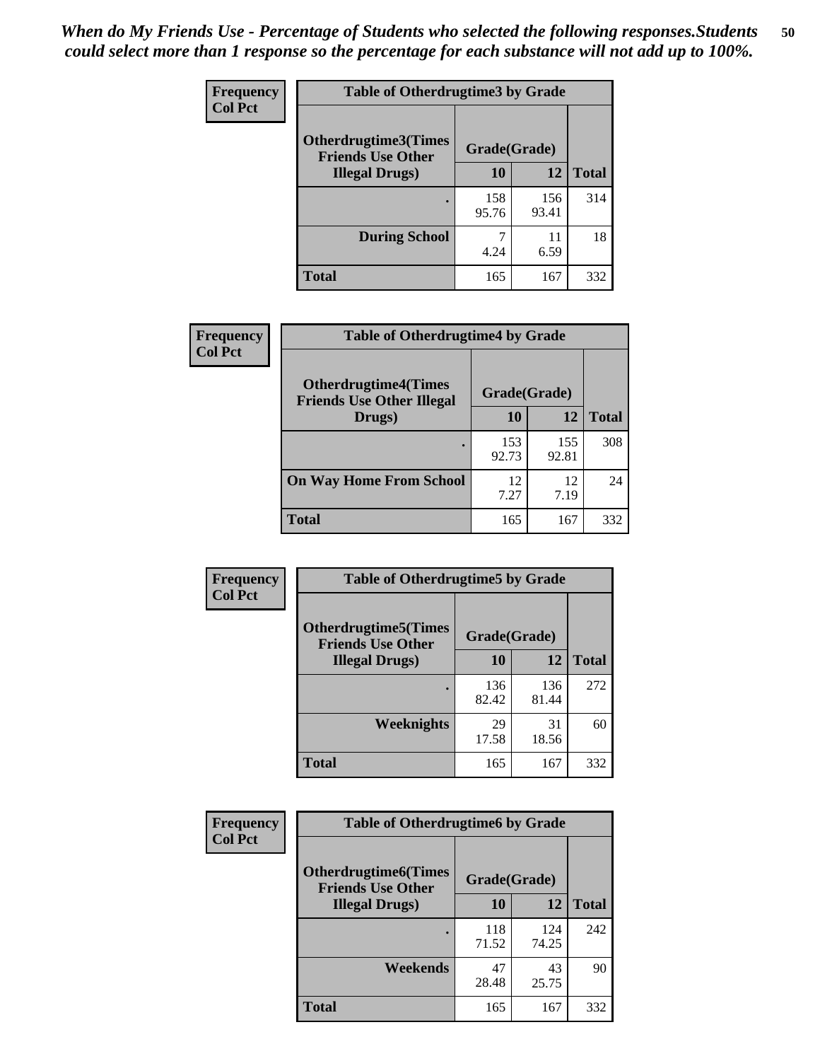*When do My Friends Use - Percentage of Students who selected the following responses.Students could select more than 1 response so the percentage for each substance will not add up to 100%.*

**Frequency**
**Col Pct**

| Table of Otherdrugtime3 by Grade | | | |
|---|---|---|---|
| **Otherdrugtime3(Times Friends Use Other Illegal Drugs)** | **Grade(Grade)** | | **Total** |
| | **10** | **12** | |
| **.** | 158<br>95.76 | 156<br>93.41 | 314 |
| **During School** | 7<br>4.24 | 11<br>6.59 | 18 |
| **Total** | 165 | 167 | 332 |

**Frequency**
**Col Pct**

| Table of Otherdrugtime4 by Grade | | | |
|---|---|---|---|
| **Otherdrugtime4(Times Friends Use Other Illegal Drugs)** | **Grade(Grade)** | | **Total** |
| | **10** | **12** | |
| **.** | 153<br>92.73 | 155<br>92.81 | 308 |
| **On Way Home From School** | 12<br>7.27 | 12<br>7.19 | 24 |
| **Total** | 165 | 167 | 332 |

**Frequency**
**Col Pct**

| Table of Otherdrugtime5 by Grade | | | |
|---|---|---|---|
| **Otherdrugtime5(Times Friends Use Other Illegal Drugs)** | **Grade(Grade)** | | **Total** |
| | **10** | **12** | |
| **.** | 136<br>82.42 | 136<br>81.44 | 272 |
| **Weeknights** | 29<br>17.58 | 31<br>18.56 | 60 |
| **Total** | 165 | 167 | 332 |

**Frequency**
**Col Pct**

| Table of Otherdrugtime6 by Grade | | | |
|---|---|---|---|
| **Otherdrugtime6(Times Friends Use Other Illegal Drugs)** | **Grade(Grade)** | | **Total** |
| | **10** | **12** | |
| **.** | 118<br>71.52 | 124<br>74.25 | 242 |
| **Weekends** | 47<br>28.48 | 43<br>25.75 | 90 |
| **Total** | 165 | 167 | 332 |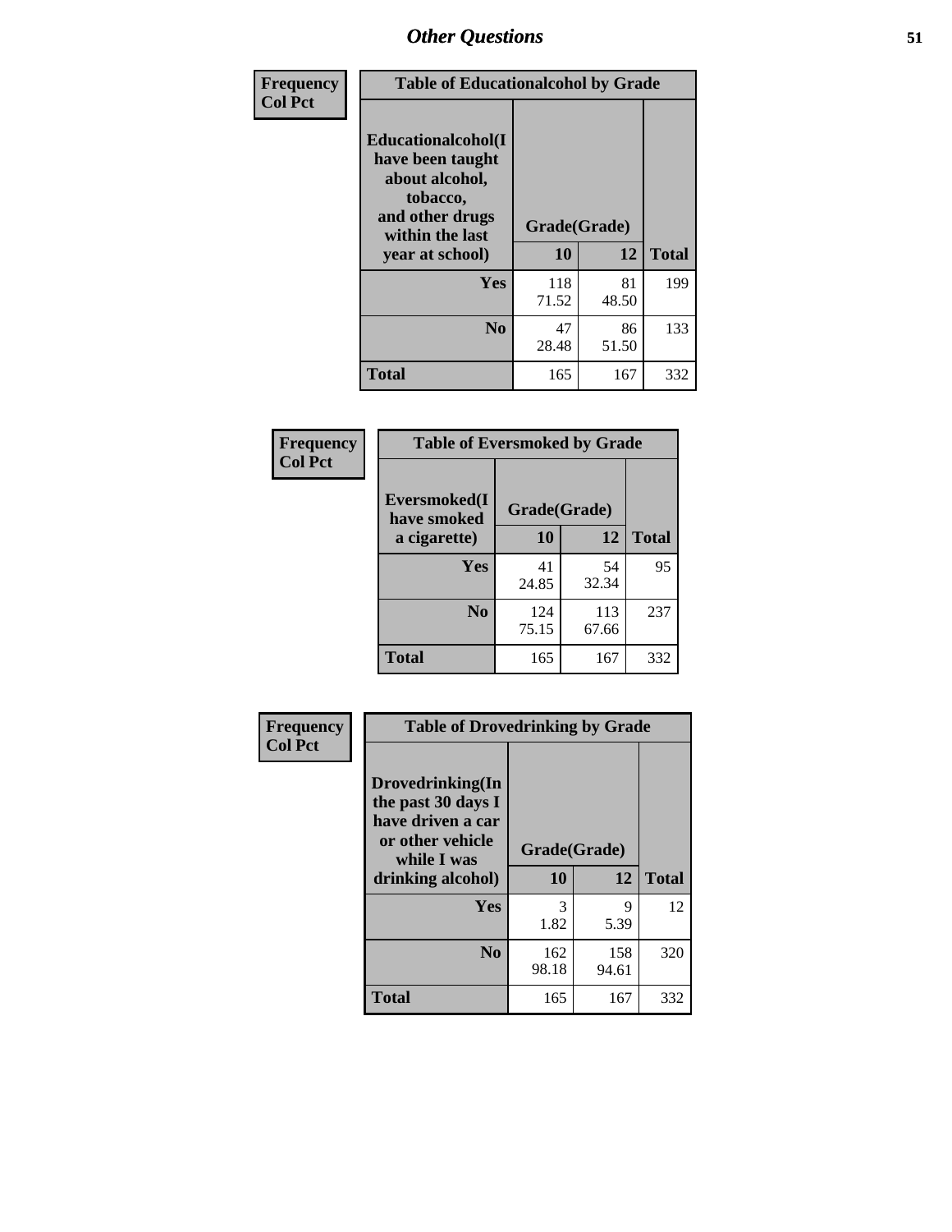| Frequency<br>Col Pct | Table of Educationalalcohol by Grade | | |
|---|---|---|---|
| Educationalalcohol(I have been taught about alcohol, tobacco, and other drugs within the last year at school) | Grade(Grade) | | |
| | 10 | 12 | Total |
| Yes | 118<br>71.52 | 81<br>48.50 | 199 |
| No | 47<br>28.48 | 86<br>51.50 | 133 |
| Total | 165 | 167 | 332 |

| Frequency<br>Col Pct | Table of Eversmoked by Grade | | |
|---|---|---|---|
| Eversmoked(I have smoked a cigarette) | Grade(Grade) | | |
| | 10 | 12 | Total |
| Yes | 41<br>24.85 | 54<br>32.34 | 95 |
| No | 124<br>75.15 | 113<br>67.66 | 237 |
| Total | 165 | 167 | 332 |

| Frequency<br>Col Pct | Table of Drovedrinking by Grade | | |
|---|---|---|---|
| Drovedrinking(In the past 30 days I have driven a car or other vehicle while I was drinking alcohol) | Grade(Grade) | | |
| | 10 | 12 | Total |
| Yes | 3<br>1.82 | 9<br>5.39 | 12 |
| No | 162<br>98.18 | 158<br>94.61 | 320 |
| Total | 165 | 167 | 332 |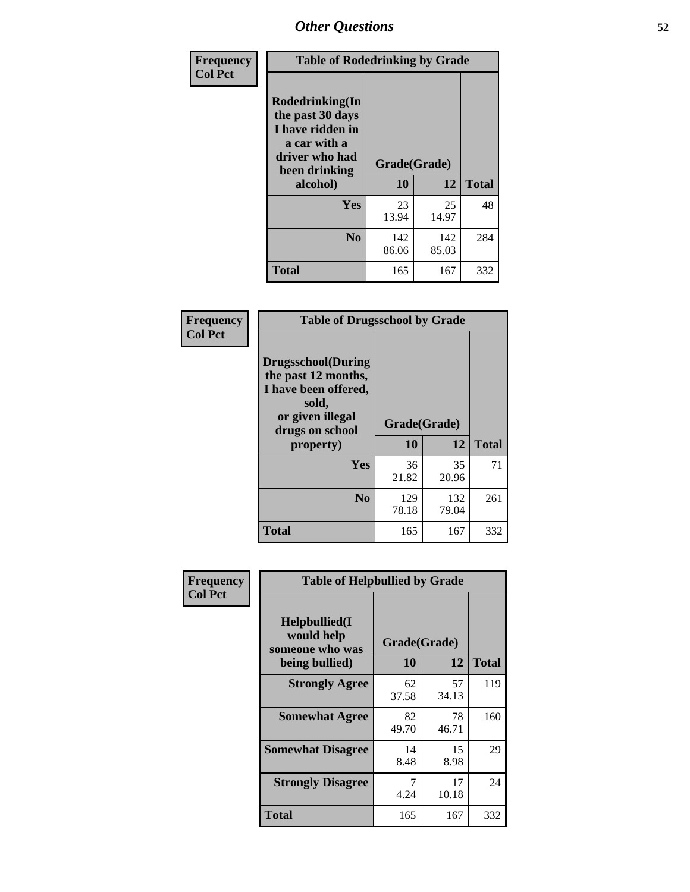## Other Questions

**Frequency / Col Pct**

**Table of Rodedrinking by Grade**

| Rodedrinking(In the past 30 days I have ridden in a car with a driver who had been drinking alcohol) | Grade(Grade) | | Total |
|---|---|---|---|
| | 10 | 12 | |
| Yes | 23<br>13.94 | 25<br>14.97 | 48 |
| No | 142<br>86.06 | 142<br>85.03 | 284 |
| Total | 165 | 167 | 332 |

**Frequency / Col Pct**

**Table of Drugsschool by Grade**

| Drugsschool(During the past 12 months, I have been offered, sold, or given illegal drugs on school property) | Grade(Grade) | | Total |
|---|---|---|---|
| | 10 | 12 | |
| Yes | 36<br>21.82 | 35<br>20.96 | 71 |
| No | 129<br>78.18 | 132<br>79.04 | 261 |
| Total | 165 | 167 | 332 |

**Frequency / Col Pct**

**Table of Helpbullied by Grade**

| Helpbullied(I would help someone who was being bullied) | Grade(Grade) | | Total |
|---|---|---|---|
| | 10 | 12 | |
| Strongly Agree | 62<br>37.58 | 57<br>34.13 | 119 |
| Somewhat Agree | 82<br>49.70 | 78<br>46.71 | 160 |
| Somewhat Disagree | 14<br>8.48 | 15<br>8.98 | 29 |
| Strongly Disagree | 7<br>4.24 | 17<br>10.18 | 24 |
| Total | 165 | 167 | 332 |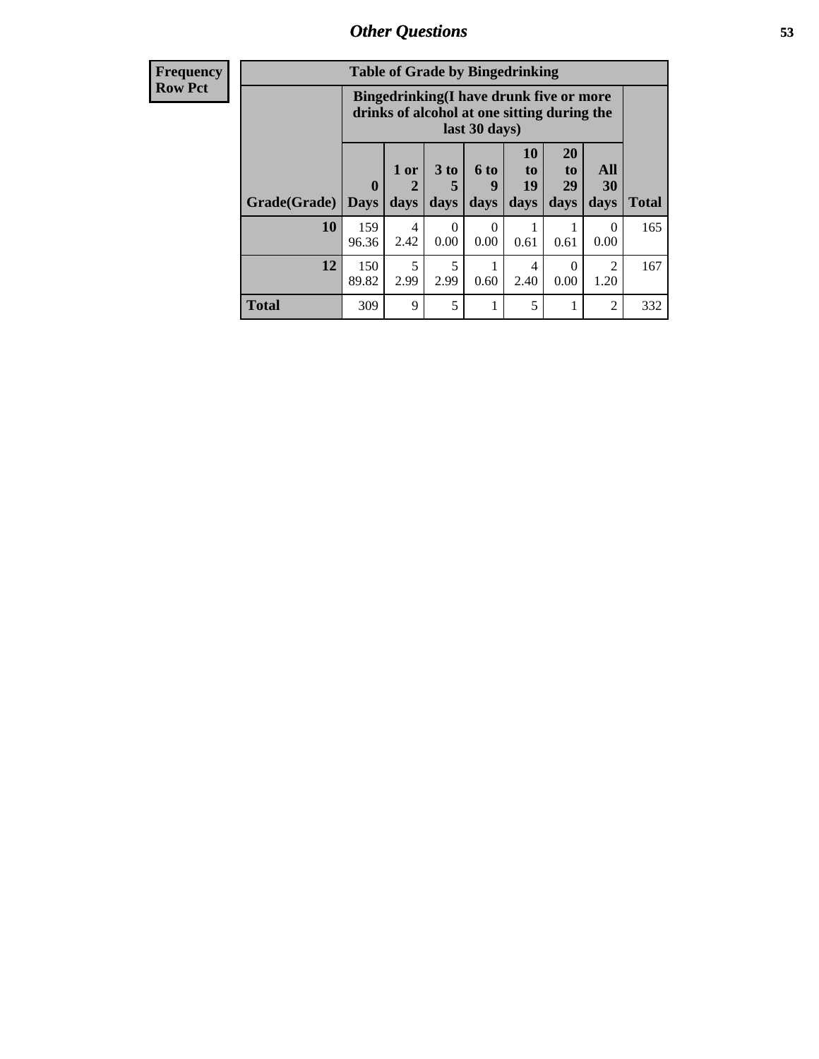**Frequency**
**Row Pct**

| Table of Grade by Bingedrinking | | | | | | | | |
|---|---|---|---|---|---|---|---|---|
| | Bingedrinking(I have drunk five or more drinks of alcohol at one sitting during the last 30 days) | | | | | | | |
| Grade(Grade) | 0 Days | 1 or 2 days | 3 to 5 days | 6 to 9 days | 10 to 19 days | 20 to 29 days | All 30 days | Total |
| **10** | 159<br>96.36 | 4<br>2.42 | 0<br>0.00 | 0<br>0.00 | 1<br>0.61 | 1<br>0.61 | 0<br>0.00 | 165 |
| **12** | 150<br>89.82 | 5<br>2.99 | 5<br>2.99 | 1<br>0.60 | 4<br>2.40 | 0<br>0.00 | 2<br>1.20 | 167 |
| **Total** | 309 | 9 | 5 | 1 | 5 | 1 | 2 | 332 |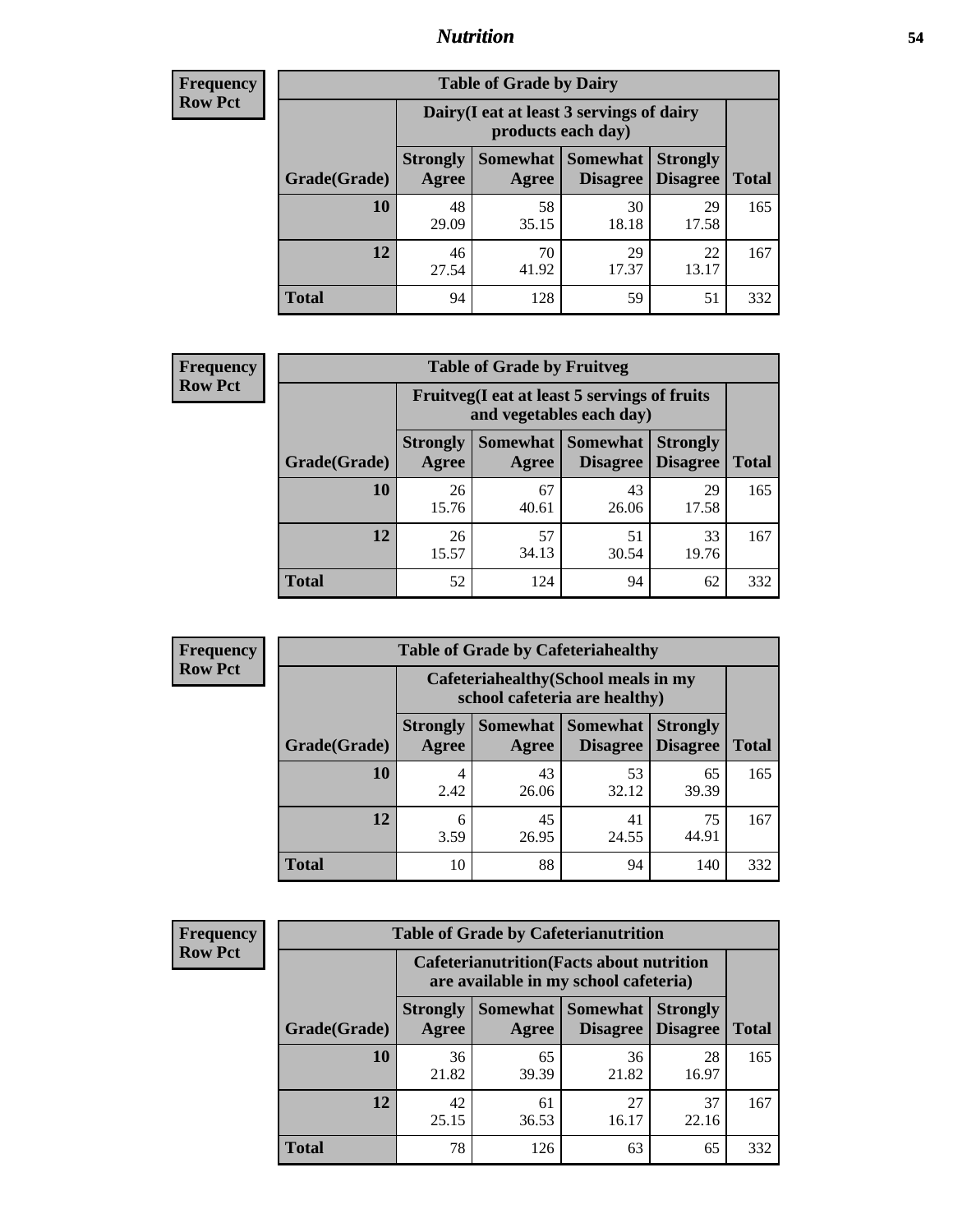# Nutrition

**Frequency Row Pct**

| Table of Grade by Dairy | | | | | |
|---|---|---|---|---|---|
| | Dairy(I eat at least 3 servings of dairy products each day) | | | | |
| Grade(Grade) | Strongly Agree | Somewhat Agree | Somewhat Disagree | Strongly Disagree | Total |
| 10 | 48<br>29.09 | 58<br>35.15 | 30<br>18.18 | 29<br>17.58 | 165 |
| 12 | 46<br>27.54 | 70<br>41.92 | 29<br>17.37 | 22<br>13.17 | 167 |
| Total | 94 | 128 | 59 | 51 | 332 |

**Frequency Row Pct**

| Table of Grade by Fruitveg | | | | | |
|---|---|---|---|---|---|
| | Fruitveg(I eat at least 5 servings of fruits and vegetables each day) | | | | |
| Grade(Grade) | Strongly Agree | Somewhat Agree | Somewhat Disagree | Strongly Disagree | Total |
| 10 | 26<br>15.76 | 67<br>40.61 | 43<br>26.06 | 29<br>17.58 | 165 |
| 12 | 26<br>15.57 | 57<br>34.13 | 51<br>30.54 | 33<br>19.76 | 167 |
| Total | 52 | 124 | 94 | 62 | 332 |

**Frequency Row Pct**

| Table of Grade by Cafeteriahealthy | | | | | |
|---|---|---|---|---|---|
| | Cafeteriahealthy(School meals in my school cafeteria are healthy) | | | | |
| Grade(Grade) | Strongly Agree | Somewhat Agree | Somewhat Disagree | Strongly Disagree | Total |
| 10 | 4<br>2.42 | 43<br>26.06 | 53<br>32.12 | 65<br>39.39 | 165 |
| 12 | 6<br>3.59 | 45<br>26.95 | 41<br>24.55 | 75<br>44.91 | 167 |
| Total | 10 | 88 | 94 | 140 | 332 |

**Frequency Row Pct**

| Table of Grade by Cafeterianutrition | | | | | |
|---|---|---|---|---|---|
| | Cafeterianutrition(Facts about nutrition are available in my school cafeteria) | | | | |
| Grade(Grade) | Strongly Agree | Somewhat Agree | Somewhat Disagree | Strongly Disagree | Total |
| 10 | 36<br>21.82 | 65<br>39.39 | 36<br>21.82 | 28<br>16.97 | 165 |
| 12 | 42<br>25.15 | 61<br>36.53 | 27<br>16.17 | 37<br>22.16 | 167 |
| Total | 78 | 126 | 63 | 65 | 332 |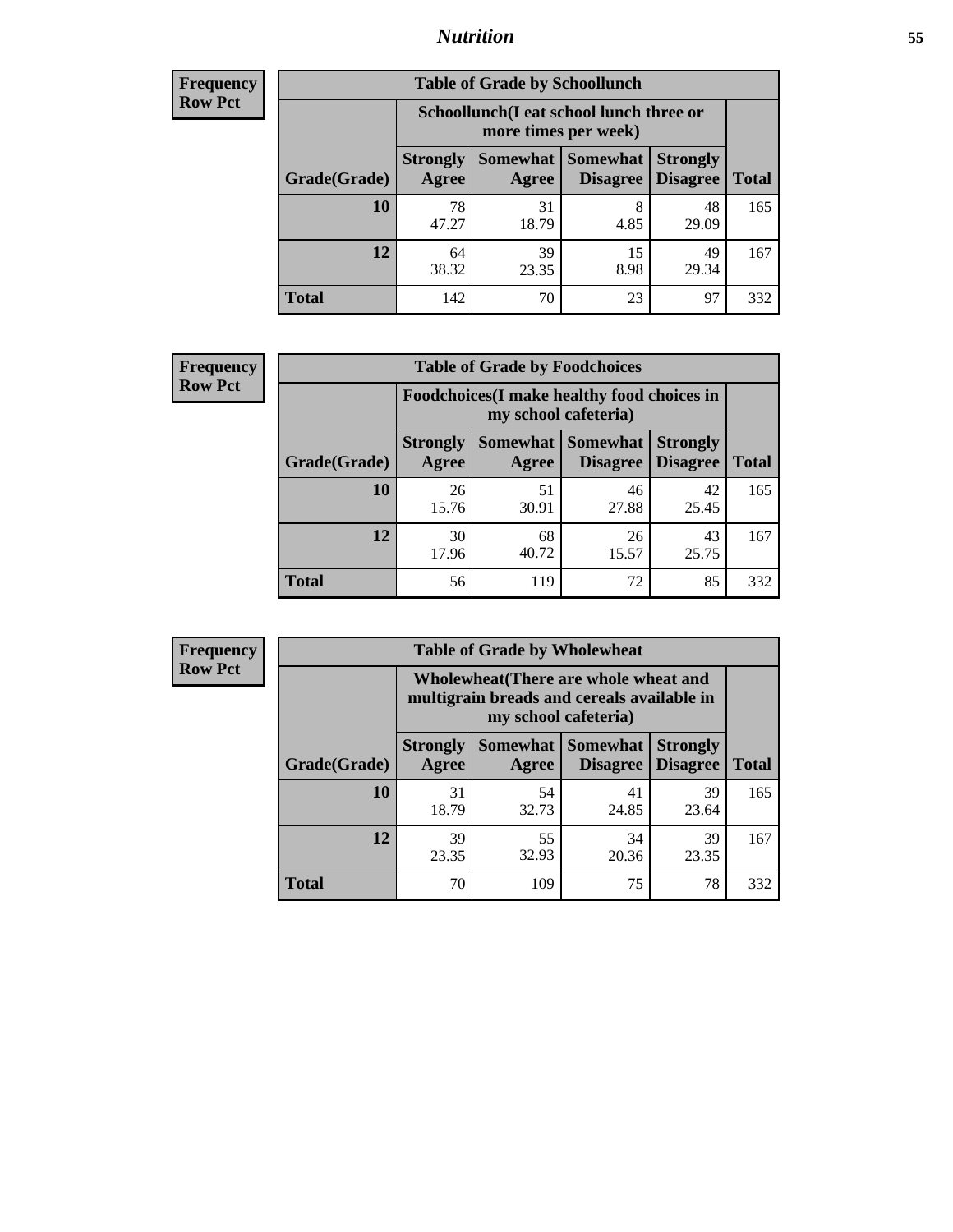**Frequency**
**Row Pct**

| Table of Grade by Schoollunch | | | | | |
|---|---|---|---|---|---|
| | Schoollunch(I eat school lunch three or more times per week) | | | | |
| Grade(Grade) | Strongly Agree | Somewhat Agree | Somewhat Disagree | Strongly Disagree | Total |
| 10 | 78<br>47.27 | 31<br>18.79 | 8<br>4.85 | 48<br>29.09 | 165 |
| 12 | 64<br>38.32 | 39<br>23.35 | 15<br>8.98 | 49<br>29.34 | 167 |
| Total | 142 | 70 | 23 | 97 | 332 |

**Frequency**
**Row Pct**

| Table of Grade by Foodchoices | | | | | |
|---|---|---|---|---|---|
| | Foodchoices(I make healthy food choices in my school cafeteria) | | | | |
| Grade(Grade) | Strongly Agree | Somewhat Agree | Somewhat Disagree | Strongly Disagree | Total |
| 10 | 26<br>15.76 | 51<br>30.91 | 46<br>27.88 | 42<br>25.45 | 165 |
| 12 | 30<br>17.96 | 68<br>40.72 | 26<br>15.57 | 43<br>25.75 | 167 |
| Total | 56 | 119 | 72 | 85 | 332 |

**Frequency**
**Row Pct**

| Table of Grade by Wholewheat | | | | | |
|---|---|---|---|---|---|
| | Wholewheat(There are whole wheat and multigrain breads and cereals available in my school cafeteria) | | | | |
| Grade(Grade) | Strongly Agree | Somewhat Agree | Somewhat Disagree | Strongly Disagree | Total |
| 10 | 31<br>18.79 | 54<br>32.73 | 41<br>24.85 | 39<br>23.64 | 165 |
| 12 | 39<br>23.35 | 55<br>32.93 | 34<br>20.36 | 39<br>23.35 | 167 |
| Total | 70 | 109 | 75 | 78 | 332 |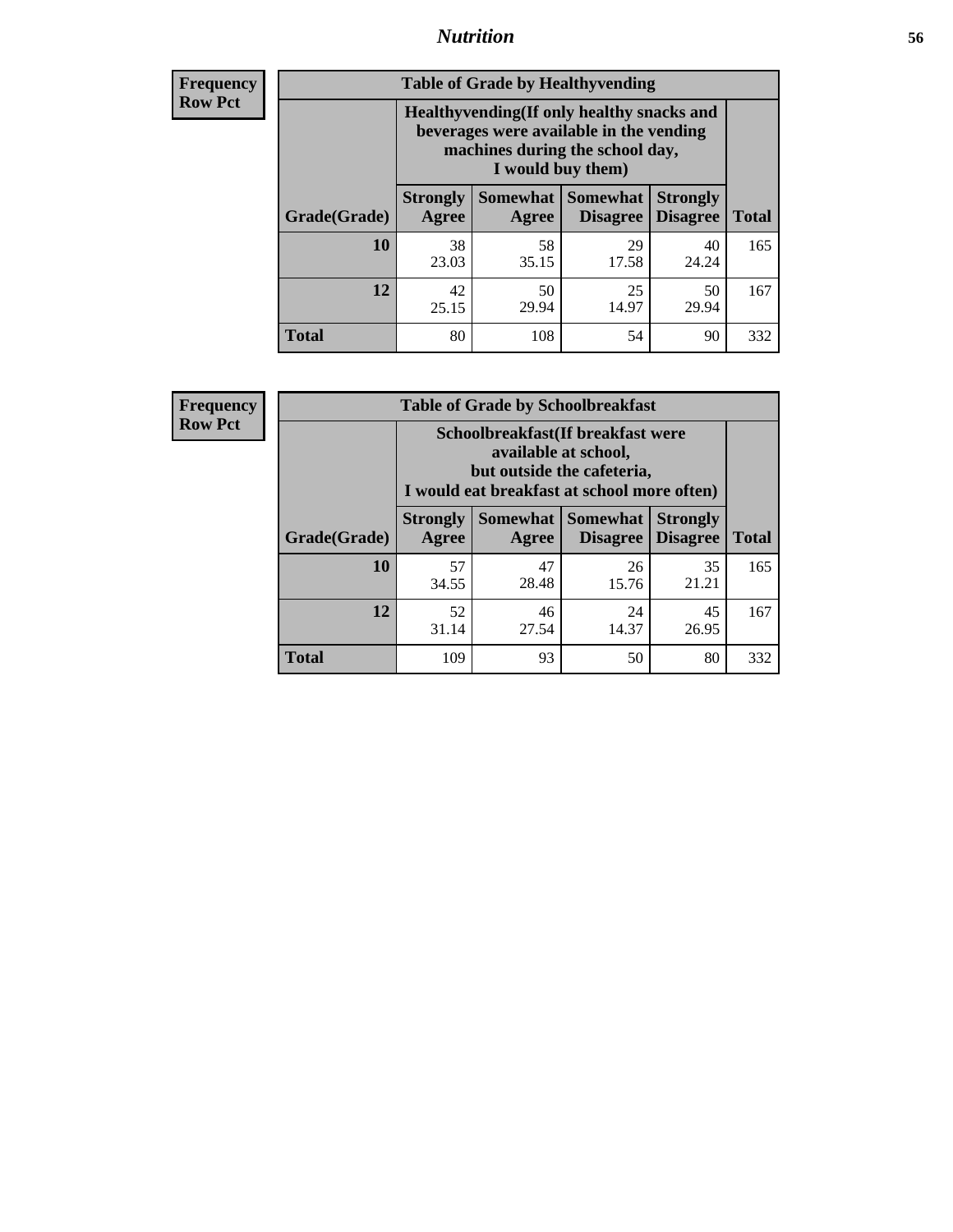| Frequency Row Pct | Table of Grade by Healthyvending | | | | |
|---|---|---|---|---|---|
| | Healthyvending(If only healthy snacks and beverages were available in the vending machines during the school day, I would buy them) | | | | |
| Grade(Grade) | Strongly Agree | Somewhat Agree | Somewhat Disagree | Strongly Disagree | Total |
| 10 | 38<br>23.03 | 58<br>35.15 | 29<br>17.58 | 40<br>24.24 | 165 |
| 12 | 42<br>25.15 | 50<br>29.94 | 25<br>14.97 | 50<br>29.94 | 167 |
| Total | 80 | 108 | 54 | 90 | 332 |

| Frequency Row Pct | Table of Grade by Schoolbreakfast | | | | |
|---|---|---|---|---|---|
| | Schoolbreakfast(If breakfast were available at school, but outside the cafeteria, I would eat breakfast at school more often) | | | | |
| Grade(Grade) | Strongly Agree | Somewhat Agree | Somewhat Disagree | Strongly Disagree | Total |
| 10 | 57<br>34.55 | 47<br>28.48 | 26<br>15.76 | 35<br>21.21 | 165 |
| 12 | 52<br>31.14 | 46<br>27.54 | 24<br>14.37 | 45<br>26.95 | 167 |
| Total | 109 | 93 | 50 | 80 | 332 |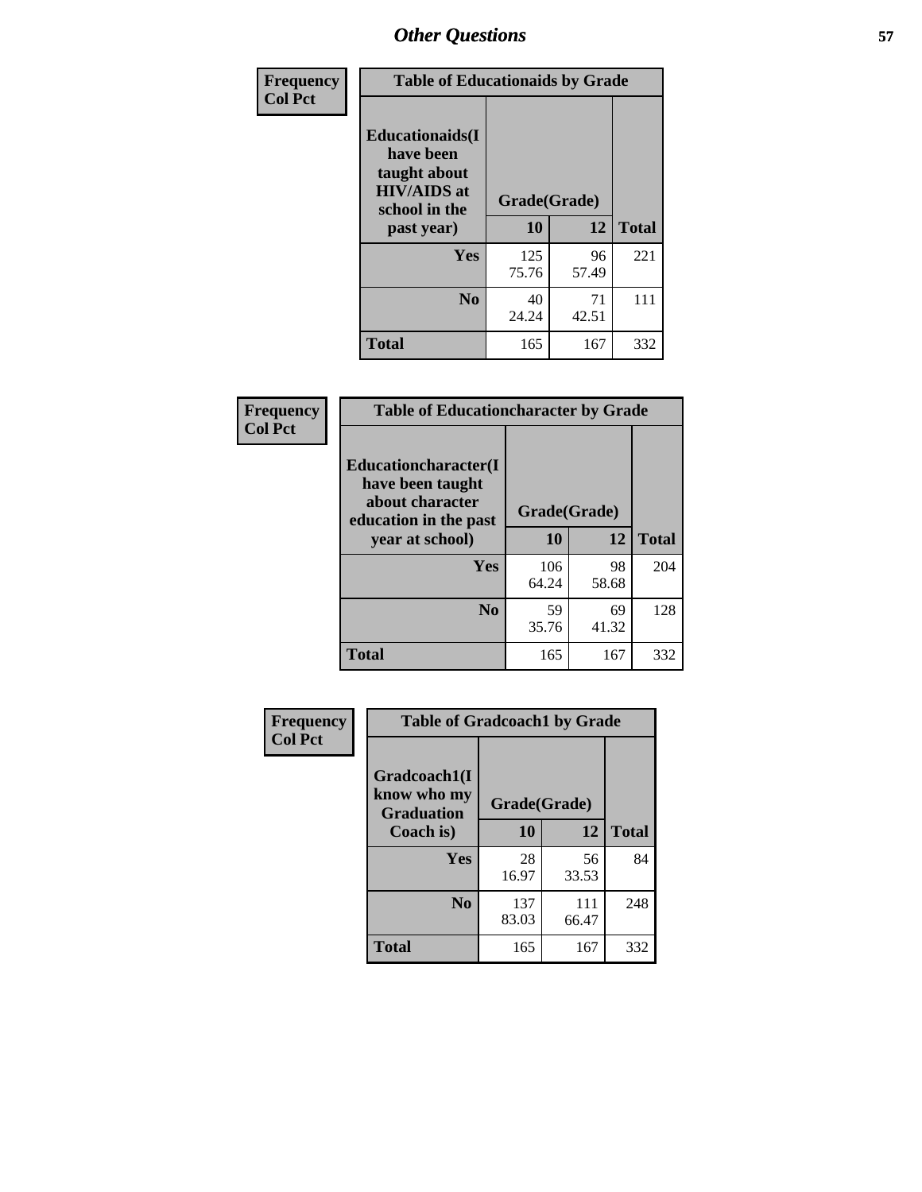| Frequency<br>Col Pct |
|---|

**Table of Educationaids by Grade**

| Educationaids(I have been taught about HIV/AIDS at school in the past year) | Grade(Grade) 10 | 12 | Total |
|---|---|---|---|
| Yes | 125<br>75.76 | 96<br>57.49 | 221 |
| No | 40<br>24.24 | 71<br>42.51 | 111 |
| Total | 165 | 167 | 332 |

| Frequency<br>Col Pct |
|---|

**Table of Educationcharacter by Grade**

| Educationcharacter(I have been taught about character education in the past year at school) | Grade(Grade) 10 | 12 | Total |
|---|---|---|---|
| Yes | 106<br>64.24 | 98<br>58.68 | 204 |
| No | 59<br>35.76 | 69<br>41.32 | 128 |
| Total | 165 | 167 | 332 |

| Frequency<br>Col Pct |
|---|

**Table of Gradcoach1 by Grade**

| Gradcoach1(I know who my Graduation Coach is) | Grade(Grade) 10 | 12 | Total |
|---|---|---|---|
| Yes | 28<br>16.97 | 56<br>33.53 | 84 |
| No | 137<br>83.03 | 111<br>66.47 | 248 |
| Total | 165 | 167 | 332 |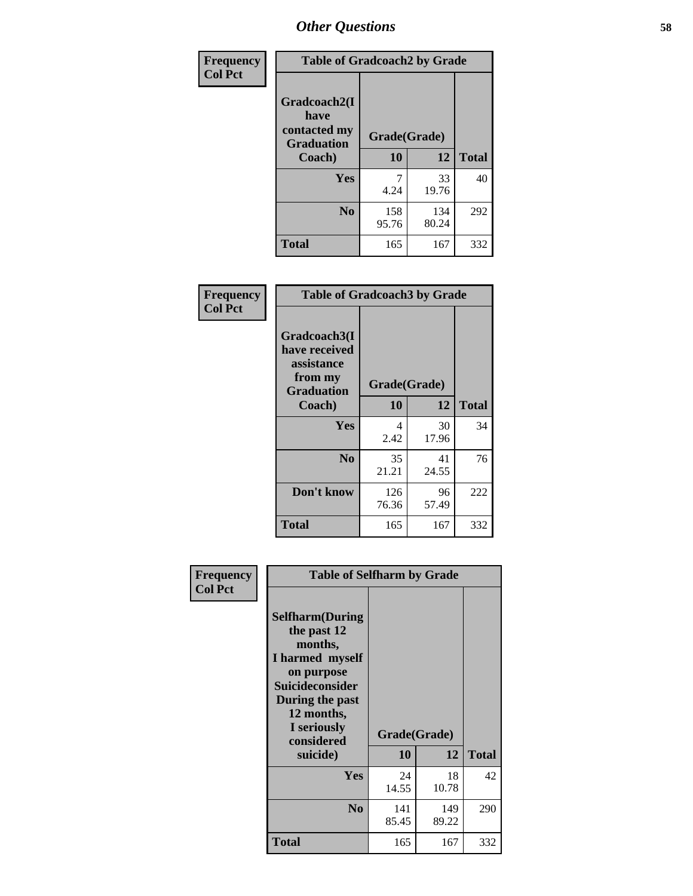## Other Questions

**Frequency**
**Col Pct**

| Table of Gradcoach2 by Grade | | | |
|---|---|---|---|
| Gradcoach2(I have contacted my Graduation Coach) | Grade(Grade) | | |
| | 10 | 12 | Total |
| Yes | 7<br>4.24 | 33<br>19.76 | 40 |
| No | 158<br>95.76 | 134<br>80.24 | 292 |
| Total | 165 | 167 | 332 |

**Frequency**
**Col Pct**

| Table of Gradcoach3 by Grade | | | |
|---|---|---|---|
| Gradcoach3(I have received assistance from my Graduation Coach) | Grade(Grade) | | |
| | 10 | 12 | Total |
| Yes | 4<br>2.42 | 30<br>17.96 | 34 |
| No | 35<br>21.21 | 41<br>24.55 | 76 |
| Don't know | 126<br>76.36 | 96<br>57.49 | 222 |
| Total | 165 | 167 | 332 |

**Frequency**
**Col Pct**

| Table of Selfharm by Grade | | | |
|---|---|---|---|
| Selfharm(During the past 12 months, I harmed myself on purpose Suicideconsider During the past 12 months, I seriously considered suicide) | Grade(Grade) | | |
| | 10 | 12 | Total |
| Yes | 24<br>14.55 | 18<br>10.78 | 42 |
| No | 141<br>85.45 | 149<br>89.22 | 290 |
| Total | 165 | 167 | 332 |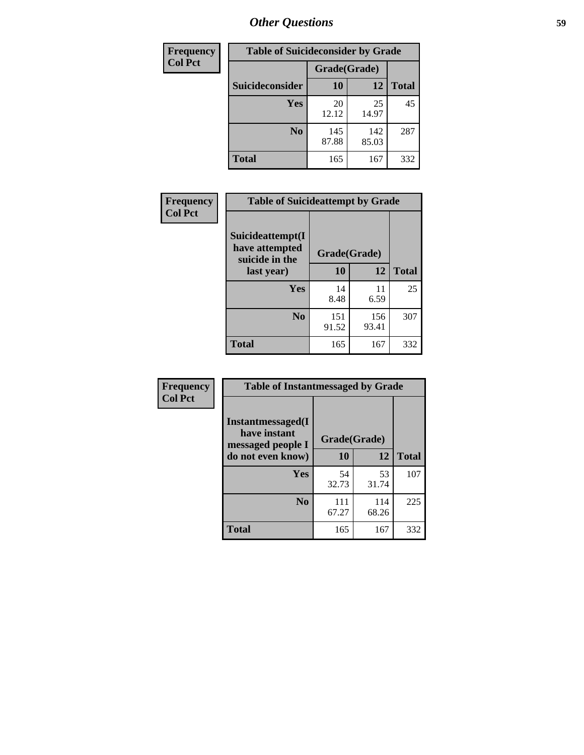## *Other Questions*

| Frequency Col Pct |
|---|

**Table of Suicideconsider by Grade**

| Suicideconsider | Grade(Grade) 10 | 12 | Total |
|---|---|---|---|
| **Yes** | 20<br>12.12 | 25<br>14.97 | 45 |
| **No** | 145<br>87.88 | 142<br>85.03 | 287 |
| **Total** | 165 | 167 | 332 |

| Frequency Col Pct |
|---|

**Table of Suicideattempt by Grade**

| Suicideattempt(I have attempted suicide in the last year) | Grade(Grade) 10 | 12 | Total |
|---|---|---|---|
| **Yes** | 14<br>8.48 | 11<br>6.59 | 25 |
| **No** | 151<br>91.52 | 156<br>93.41 | 307 |
| **Total** | 165 | 167 | 332 |

| Frequency Col Pct |
|---|

**Table of Instantmessaged by Grade**

| Instantmessaged(I have instant messaged people I do not even know) | Grade(Grade) 10 | 12 | Total |
|---|---|---|---|
| **Yes** | 54<br>32.73 | 53<br>31.74 | 107 |
| **No** | 111<br>67.27 | 114<br>68.26 | 225 |
| **Total** | 165 | 167 | 332 |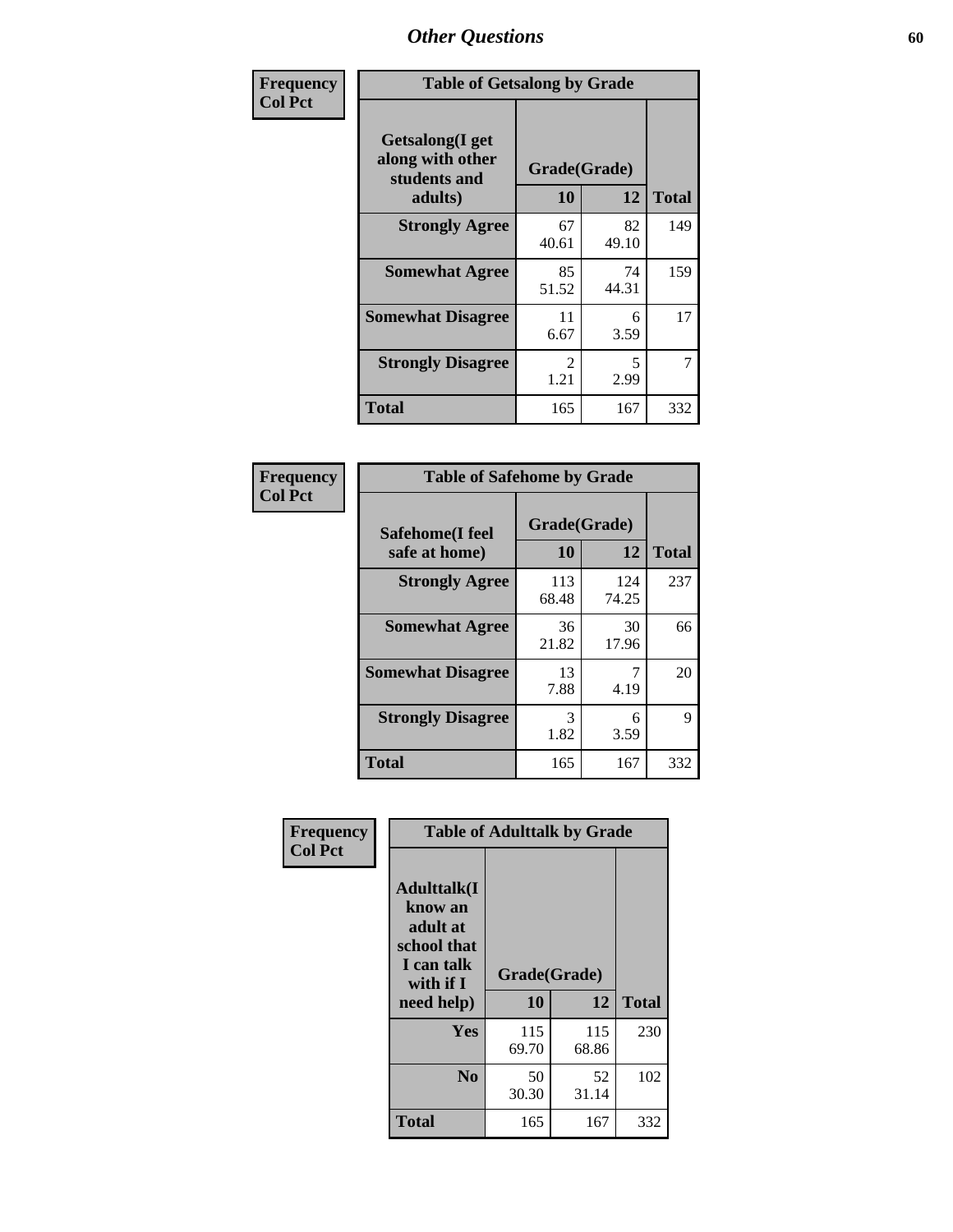# Other Questions

**Frequency**
**Col Pct**

| Table of Getsalong by Grade | | | |
|---|---|---|---|
| Getsalong(I get along with other students and adults) | Grade(Grade) | | |
| | 10 | 12 | Total |
| **Strongly Agree** | 67<br>40.61 | 82<br>49.10 | 149 |
| **Somewhat Agree** | 85<br>51.52 | 74<br>44.31 | 159 |
| **Somewhat Disagree** | 11<br>6.67 | 6<br>3.59 | 17 |
| **Strongly Disagree** | 2<br>1.21 | 5<br>2.99 | 7 |
| **Total** | 165 | 167 | 332 |

**Frequency**
**Col Pct**

| Table of Safehome by Grade | | | |
|---|---|---|---|
| Safehome(I feel safe at home) | Grade(Grade) | | |
| | 10 | 12 | Total |
| **Strongly Agree** | 113<br>68.48 | 124<br>74.25 | 237 |
| **Somewhat Agree** | 36<br>21.82 | 30<br>17.96 | 66 |
| **Somewhat Disagree** | 13<br>7.88 | 7<br>4.19 | 20 |
| **Strongly Disagree** | 3<br>1.82 | 6<br>3.59 | 9 |
| **Total** | 165 | 167 | 332 |

**Frequency**
**Col Pct**

| Table of Adulttalk by Grade | | | |
|---|---|---|---|
| Adulttalk(I know an adult at school that I can talk with if I need help) | Grade(Grade) | | |
| | 10 | 12 | Total |
| **Yes** | 115<br>69.70 | 115<br>68.86 | 230 |
| **No** | 50<br>30.30 | 52<br>31.14 | 102 |
| **Total** | 165 | 167 | 332 |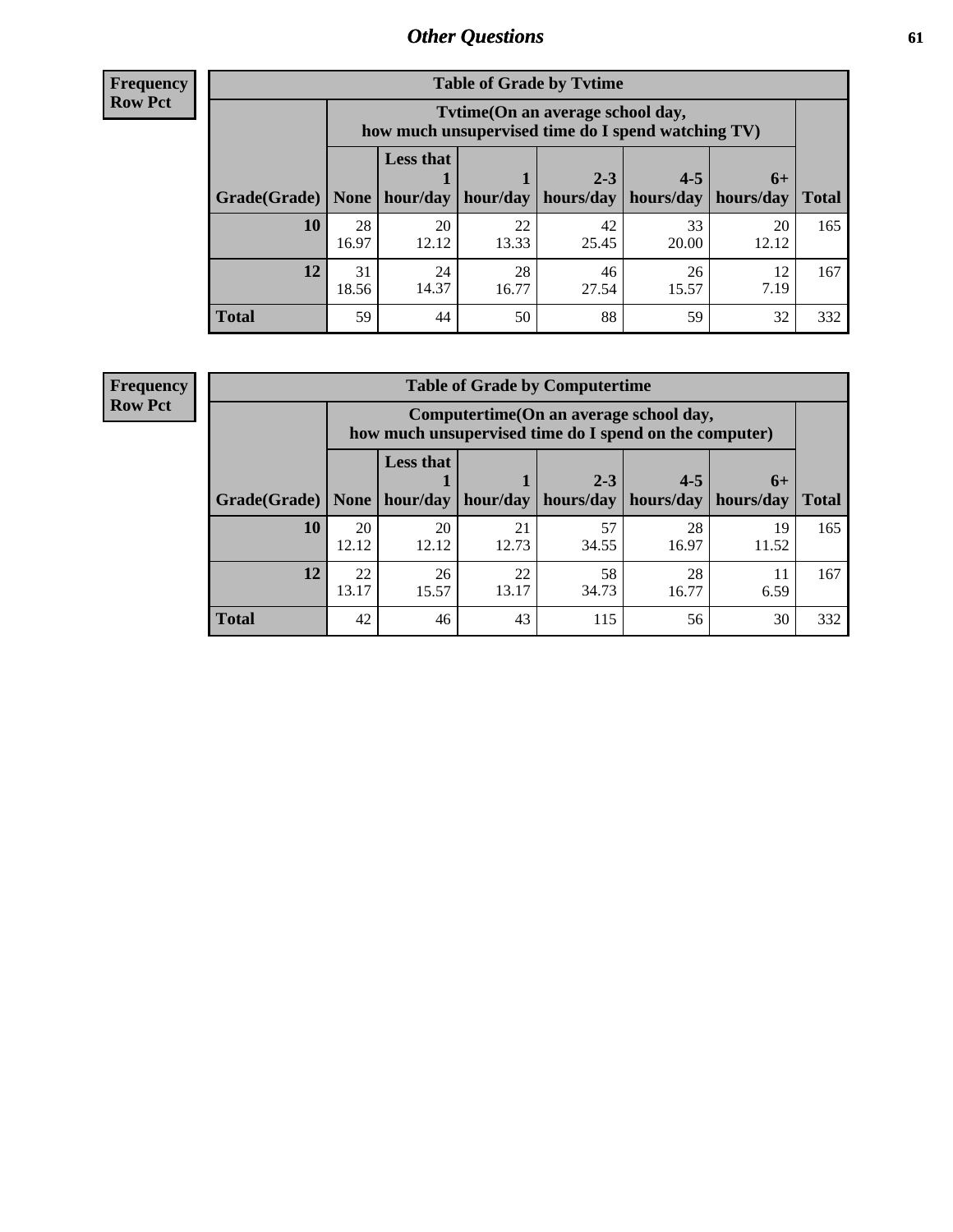**Frequency**
**Row Pct**

| Table of Grade by Tvtime | | | | | | | |
|---|---|---|---|---|---|---|---|
| | Tvtime(On an average school day, how much unsupervised time do I spend watching TV) | | | | | | |
| Grade(Grade) | None | Less that 1 hour/day | 1 hour/day | 2-3 hours/day | 4-5 hours/day | 6+ hours/day | Total |
| **10** | 28<br>16.97 | 20<br>12.12 | 22<br>13.33 | 42<br>25.45 | 33<br>20.00 | 20<br>12.12 | 165 |
| **12** | 31<br>18.56 | 24<br>14.37 | 28<br>16.77 | 46<br>27.54 | 26<br>15.57 | 12<br>7.19 | 167 |
| **Total** | 59 | 44 | 50 | 88 | 59 | 32 | 332 |

**Frequency**
**Row Pct**

| Table of Grade by Computertime | | | | | | | |
|---|---|---|---|---|---|---|---|
| | Computertime(On an average school day, how much unsupervised time do I spend on the computer) | | | | | | |
| Grade(Grade) | None | Less that 1 hour/day | 1 hour/day | 2-3 hours/day | 4-5 hours/day | 6+ hours/day | Total |
| **10** | 20<br>12.12 | 20<br>12.12 | 21<br>12.73 | 57<br>34.55 | 28<br>16.97 | 19<br>11.52 | 165 |
| **12** | 22<br>13.17 | 26<br>15.57 | 22<br>13.17 | 58<br>34.73 | 28<br>16.77 | 11<br>6.59 | 167 |
| **Total** | 42 | 46 | 43 | 115 | 56 | 30 | 332 |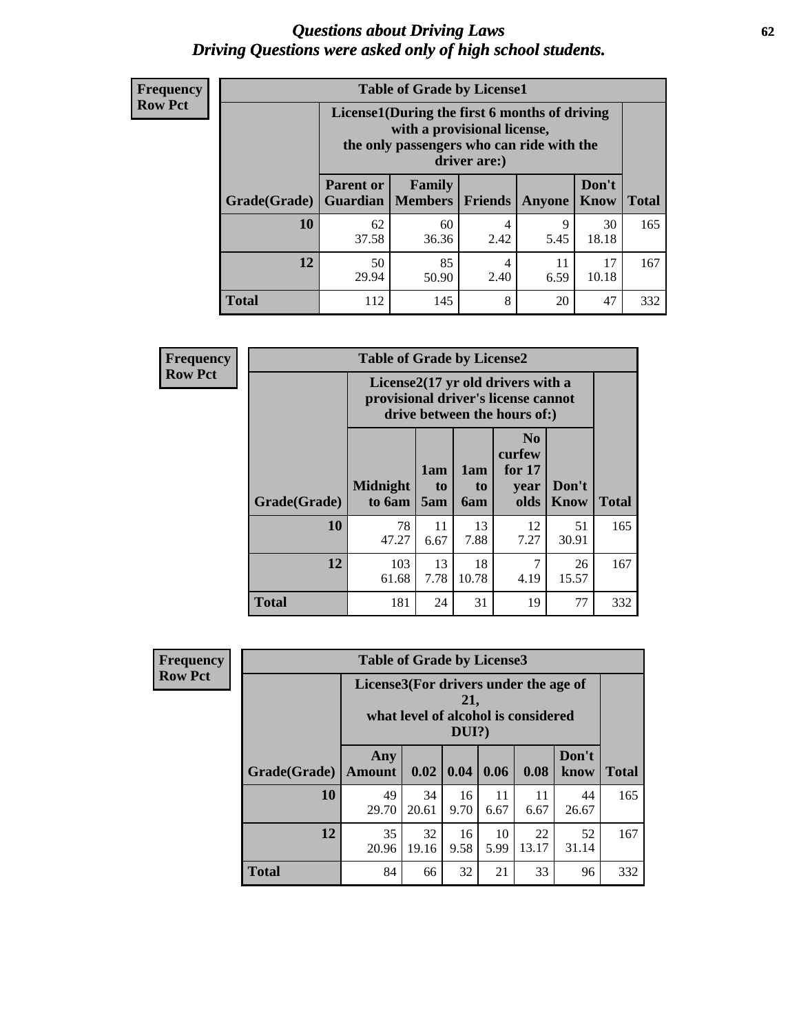# Questions about Driving Laws
## Driving Questions were asked only of high school students.

**Frequency**
**Row Pct**

| Table of Grade by License1 | | | | | | |
|---|---|---|---|---|---|---|
| | License1(During the first 6 months of driving with a provisional license, the only passengers who can ride with the driver are:) | | | | | |
| Grade(Grade) | Parent or Guardian | Family Members | Friends | Anyone | Don't Know | Total |
| 10 | 62<br>37.58 | 60<br>36.36 | 4<br>2.42 | 9<br>5.45 | 30<br>18.18 | 165 |
| 12 | 50<br>29.94 | 85<br>50.90 | 4<br>2.40 | 11<br>6.59 | 17<br>10.18 | 167 |
| Total | 112 | 145 | 8 | 20 | 47 | 332 |

**Frequency**
**Row Pct**

| Table of Grade by License2 | | | | | | |
|---|---|---|---|---|---|---|
| | License2(17 yr old drivers with a provisional driver's license cannot drive between the hours of:) | | | | | |
| Grade(Grade) | Midnight to 6am | 1am to 5am | 1am to 6am | No curfew for 17 year olds | Don't Know | Total |
| 10 | 78<br>47.27 | 11<br>6.67 | 13<br>7.88 | 12<br>7.27 | 51<br>30.91 | 165 |
| 12 | 103<br>61.68 | 13<br>7.78 | 18<br>10.78 | 7<br>4.19 | 26<br>15.57 | 167 |
| Total | 181 | 24 | 31 | 19 | 77 | 332 |

**Frequency**
**Row Pct**

| Table of Grade by License3 | | | | | | | |
|---|---|---|---|---|---|---|---|
| | License3(For drivers under the age of 21, what level of alcohol is considered DUI?) | | | | | | |
| Grade(Grade) | Any Amount | 0.02 | 0.04 | 0.06 | 0.08 | Don't know | Total |
| 10 | 49<br>29.70 | 34<br>20.61 | 16<br>9.70 | 11<br>6.67 | 11<br>6.67 | 44<br>26.67 | 165 |
| 12 | 35<br>20.96 | 32<br>19.16 | 16<br>9.58 | 10<br>5.99 | 22<br>13.17 | 52<br>31.14 | 167 |
| Total | 84 | 66 | 32 | 21 | 33 | 96 | 332 |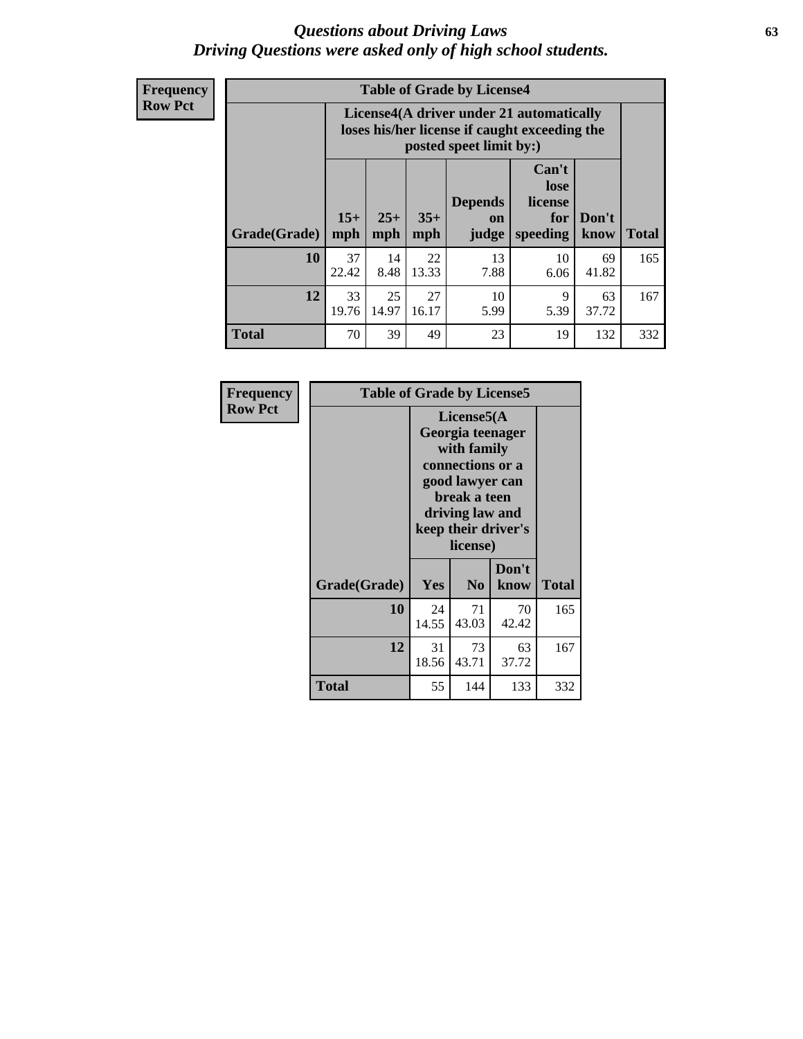# *Questions about Driving Laws*
## *Driving Questions were asked only of high school students.*

**Frequency**
**Row Pct**

**Table of Grade by License4**

| Grade(Grade) | License4(A driver under 21 automatically loses his/her license if caught exceeding the posted speet limit by:) | | | | | | Total |
|---|---|---|---|---|---|---|---|
| | 15+ mph | 25+ mph | 35+ mph | Depends on judge | Can't lose license for speeding | Don't know | |
| **10** | 37<br>22.42 | 14<br>8.48 | 22<br>13.33 | 13<br>7.88 | 10<br>6.06 | 69<br>41.82 | 165 |
| **12** | 33<br>19.76 | 25<br>14.97 | 27<br>16.17 | 10<br>5.99 | 9<br>5.39 | 63<br>37.72 | 167 |
| **Total** | 70 | 39 | 49 | 23 | 19 | 132 | 332 |

**Frequency**
**Row Pct**

**Table of Grade by License5**

| Grade(Grade) | License5(A Georgia teenager with family connections or a good lawyer can break a teen driving law and keep their driver's license) | | | Total |
|---|---|---|---|---|
| | Yes | No | Don't know | |
| **10** | 24<br>14.55 | 71<br>43.03 | 70<br>42.42 | 165 |
| **12** | 31<br>18.56 | 73<br>43.71 | 63<br>37.72 | 167 |
| **Total** | 55 | 144 | 133 | 332 |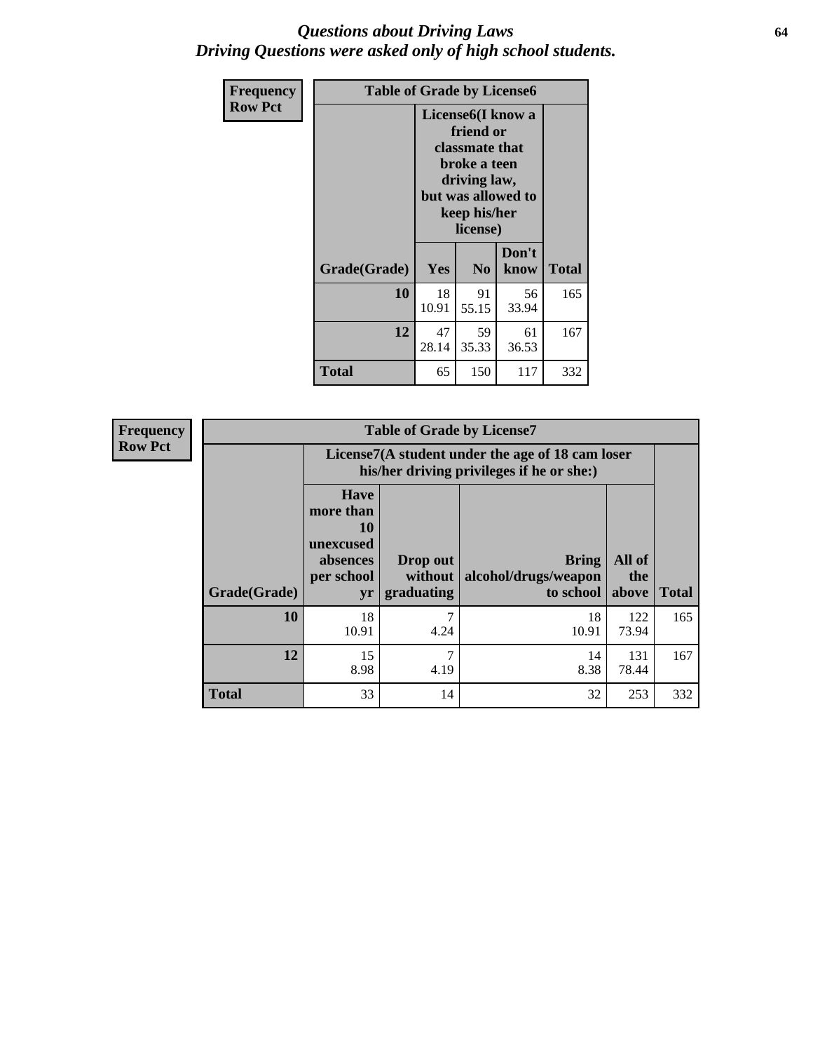# *Questions about Driving Laws*
## *Driving Questions were asked only of high school students.*

| Frequency<br>Row Pct | Table of Grade by License6 | | | |
|---|---|---|---|---|
| | License6(I know a friend or classmate that broke a teen driving law, but was allowed to keep his/her license) | | | |
| Grade(Grade) | Yes | No | Don't know | Total |
| 10 | 18<br>10.91 | 91<br>55.15 | 56<br>33.94 | 165 |
| 12 | 47<br>28.14 | 59<br>35.33 | 61<br>36.53 | 167 |
| Total | 65 | 150 | 117 | 332 |

| Frequency<br>Row Pct | Table of Grade by License7 | | | | |
|---|---|---|---|---|---|
| | License7(A student under the age of 18 cam loser his/her driving privileges if he or she:) | | | | |
| Grade(Grade) | Have more than 10 unexcused absences per school yr | Drop out without graduating | Bring alcohol/drugs/weapon to school | All of the above | Total |
| 10 | 18<br>10.91 | 7<br>4.24 | 18<br>10.91 | 122<br>73.94 | 165 |
| 12 | 15<br>8.98 | 7<br>4.19 | 14<br>8.38 | 131<br>78.44 | 167 |
| Total | 33 | 14 | 32 | 253 | 332 |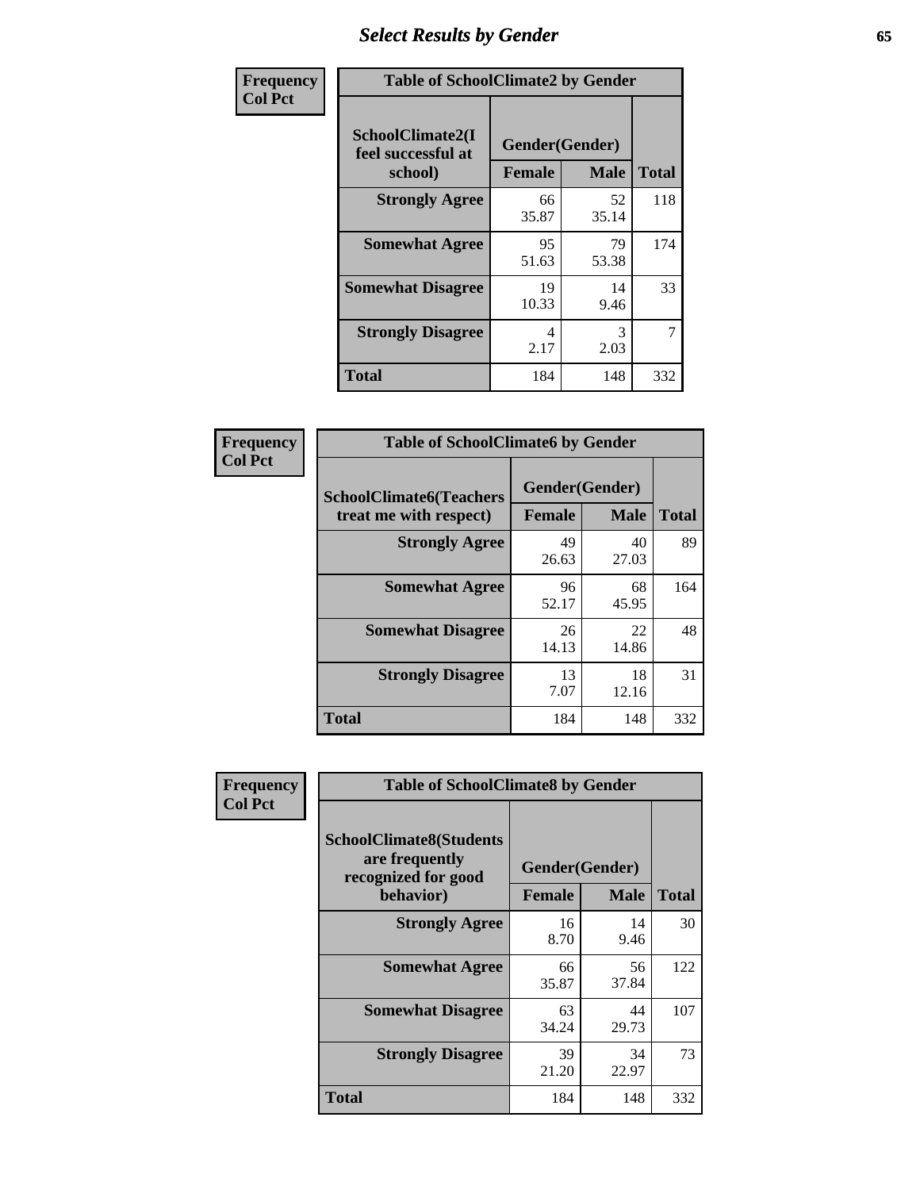# Select Results by Gender

**Frequency / Col Pct**

| Table of SchoolClimate2 by Gender | | | |
|---|---|---|---|
| SchoolClimate2(I feel successful at school) | Gender(Gender) | | |
| | Female | Male | Total |
| Strongly Agree | 66<br>35.87 | 52<br>35.14 | 118 |
| Somewhat Agree | 95<br>51.63 | 79<br>53.38 | 174 |
| Somewhat Disagree | 19<br>10.33 | 14<br>9.46 | 33 |
| Strongly Disagree | 4<br>2.17 | 3<br>2.03 | 7 |
| Total | 184 | 148 | 332 |

**Frequency / Col Pct**

| Table of SchoolClimate6 by Gender | | | |
|---|---|---|---|
| SchoolClimate6(Teachers treat me with respect) | Gender(Gender) | | |
| | Female | Male | Total |
| Strongly Agree | 49<br>26.63 | 40<br>27.03 | 89 |
| Somewhat Agree | 96<br>52.17 | 68<br>45.95 | 164 |
| Somewhat Disagree | 26<br>14.13 | 22<br>14.86 | 48 |
| Strongly Disagree | 13<br>7.07 | 18<br>12.16 | 31 |
| Total | 184 | 148 | 332 |

**Frequency / Col Pct**

| Table of SchoolClimate8 by Gender | | | |
|---|---|---|---|
| SchoolClimate8(Students are frequently recognized for good behavior) | Gender(Gender) | | |
| | Female | Male | Total |
| Strongly Agree | 16<br>8.70 | 14<br>9.46 | 30 |
| Somewhat Agree | 66<br>35.87 | 56<br>37.84 | 122 |
| Somewhat Disagree | 63<br>34.24 | 44<br>29.73 | 107 |
| Strongly Disagree | 39<br>21.20 | 34<br>22.97 | 73 |
| Total | 184 | 148 | 332 |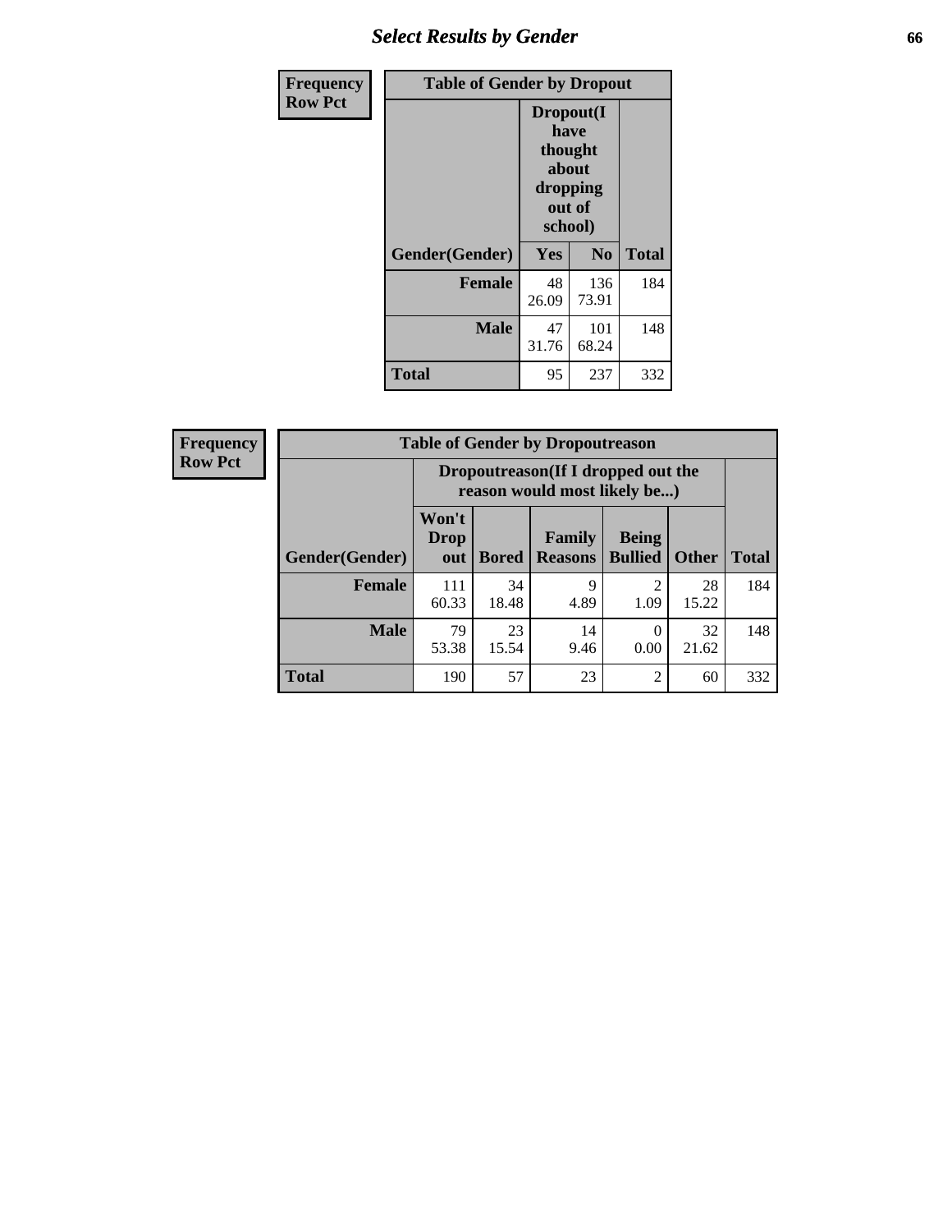## Select Results by Gender

**Frequency**
**Row Pct**

| Table of Gender by Dropout | | | |
|---|---|---|---|
| | Dropout(I have thought about dropping out of school) | | |
| Gender(Gender) | Yes | No | Total |
| **Female** | 48<br>26.09 | 136<br>73.91 | 184 |
| **Male** | 47<br>31.76 | 101<br>68.24 | 148 |
| **Total** | 95 | 237 | 332 |

**Frequency**
**Row Pct**

| Table of Gender by Dropoutreason | | | | | | |
|---|---|---|---|---|---|---|
| | Dropoutreason(If I dropped out the reason would most likely be...) | | | | | |
| Gender(Gender) | Won't Drop out | Bored | Family Reasons | Being Bullied | Other | Total |
| **Female** | 111<br>60.33 | 34<br>18.48 | 9<br>4.89 | 2<br>1.09 | 28<br>15.22 | 184 |
| **Male** | 79<br>53.38 | 23<br>15.54 | 14<br>9.46 | 0<br>0.00 | 32<br>21.62 | 148 |
| **Total** | 190 | 57 | 23 | 2 | 60 | 332 |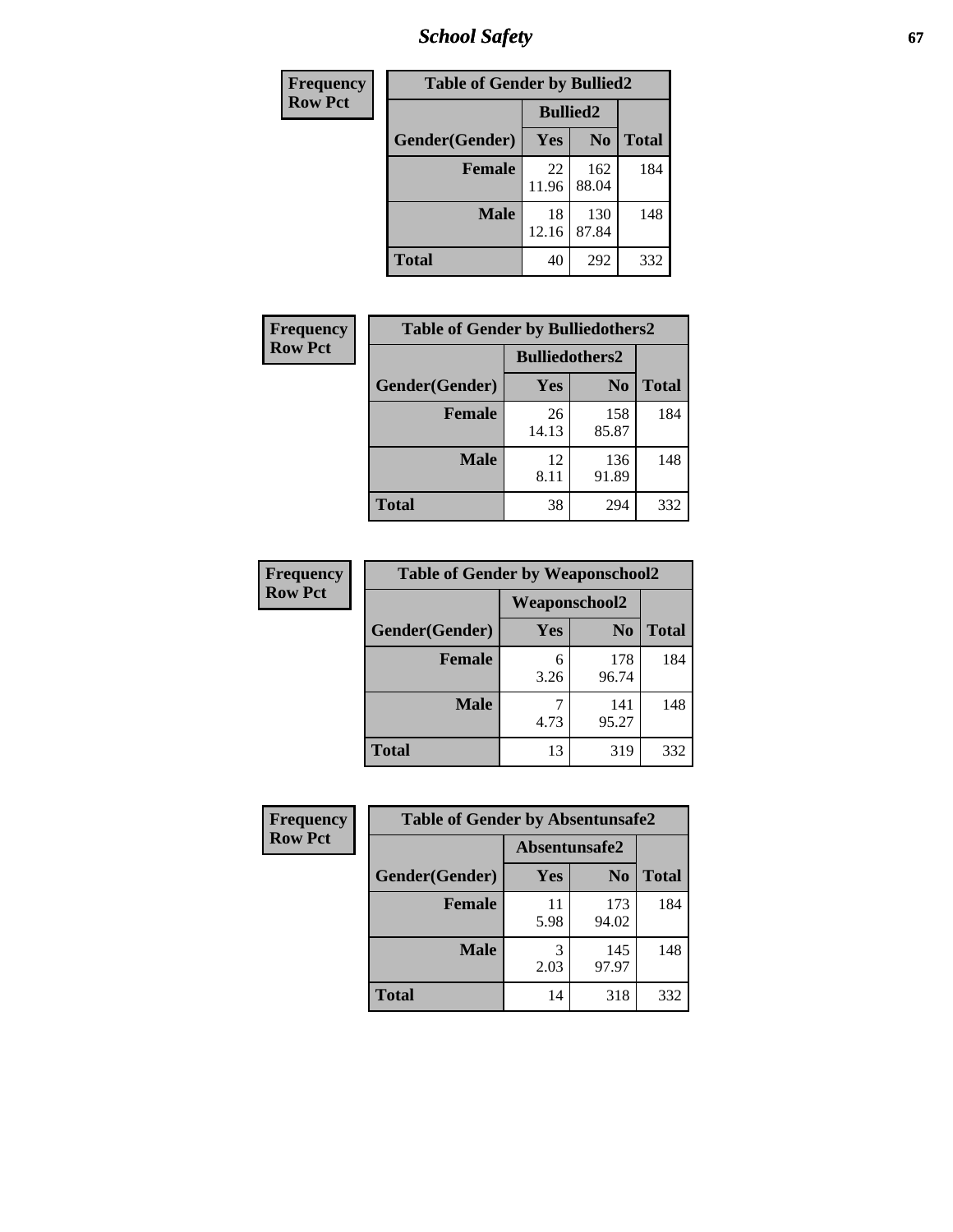| Frequency Row Pct |
|---|

| Table of Gender by Bullied2 | | | |
|---|---|---|---|
| | Bullied2 | | |
| Gender(Gender) | Yes | No | Total |
| Female | 22<br>11.96 | 162<br>88.04 | 184 |
| Male | 18<br>12.16 | 130<br>87.84 | 148 |
| Total | 40 | 292 | 332 |

| Frequency Row Pct |
|---|

| Table of Gender by Bulliedothers2 | | | |
|---|---|---|---|
| | Bulliedothers2 | | |
| Gender(Gender) | Yes | No | Total |
| Female | 26<br>14.13 | 158<br>85.87 | 184 |
| Male | 12<br>8.11 | 136<br>91.89 | 148 |
| Total | 38 | 294 | 332 |

| Frequency Row Pct |
|---|

| Table of Gender by Weaponschool2 | | | |
|---|---|---|---|
| | Weaponschool2 | | |
| Gender(Gender) | Yes | No | Total |
| Female | 6<br>3.26 | 178<br>96.74 | 184 |
| Male | 7<br>4.73 | 141<br>95.27 | 148 |
| Total | 13 | 319 | 332 |

| Frequency Row Pct |
|---|

| Table of Gender by Absentunsafe2 | | | |
|---|---|---|---|
| | Absentunsafe2 | | |
| Gender(Gender) | Yes | No | Total |
| Female | 11<br>5.98 | 173<br>94.02 | 184 |
| Male | 3<br>2.03 | 145<br>97.97 | 148 |
| Total | 14 | 318 | 332 |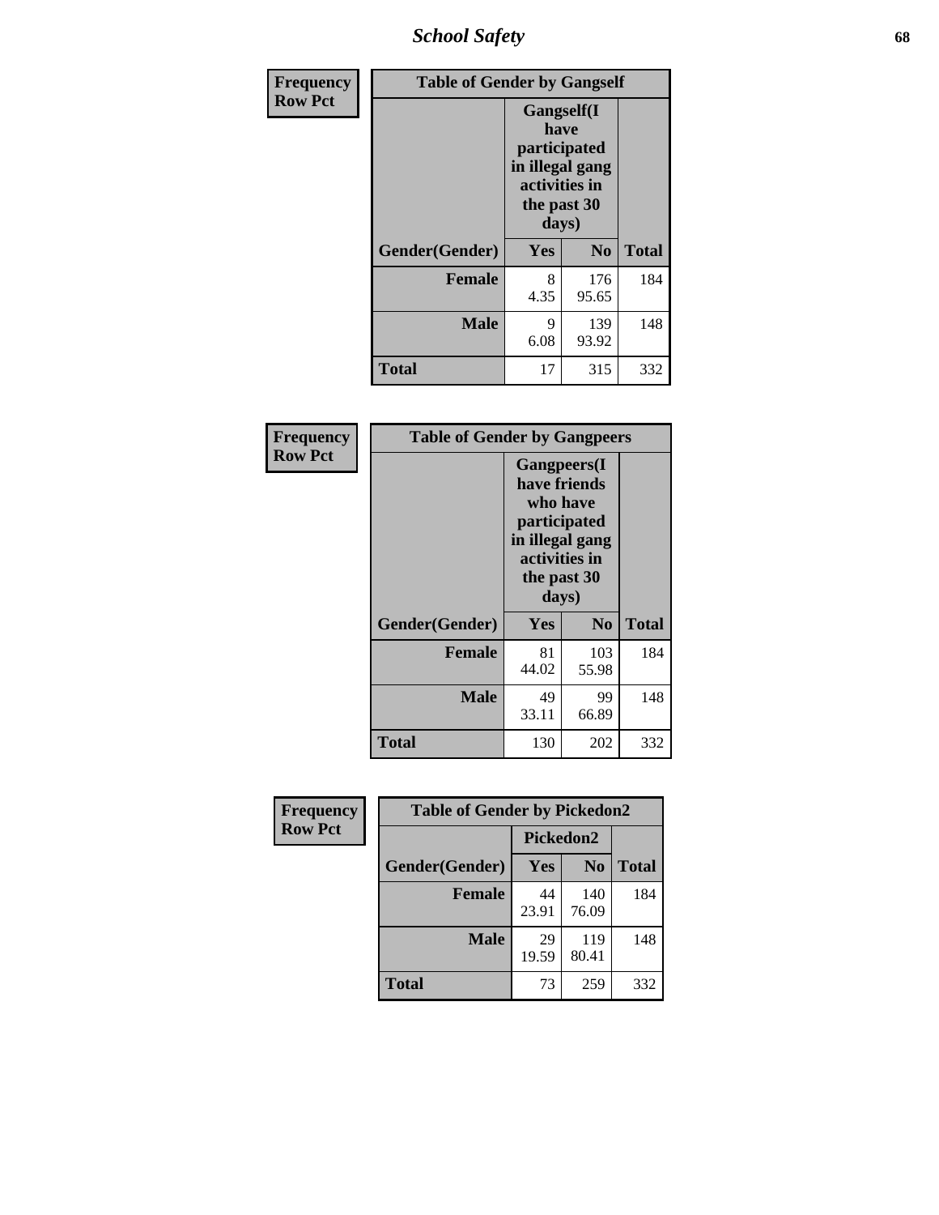| Frequency<br>Row Pct | Table of Gender by Gangself | | |
|---|---|---|---|
| | Gangself(I have participated in illegal gang activities in the past 30 days) | | |
| Gender(Gender) | Yes | No | Total |
| Female | 8<br>4.35 | 176<br>95.65 | 184 |
| Male | 9<br>6.08 | 139<br>93.92 | 148 |
| Total | 17 | 315 | 332 |

| Frequency<br>Row Pct | Table of Gender by Gangpeers | | |
|---|---|---|---|
| | Gangpeers(I have friends who have participated in illegal gang activities in the past 30 days) | | |
| Gender(Gender) | Yes | No | Total |
| Female | 81<br>44.02 | 103<br>55.98 | 184 |
| Male | 49<br>33.11 | 99<br>66.89 | 148 |
| Total | 130 | 202 | 332 |

| Frequency<br>Row Pct | Table of Gender by Pickedon2 | | |
|---|---|---|---|
| | Pickedon2 | | |
| Gender(Gender) | Yes | No | Total |
| Female | 44<br>23.91 | 140<br>76.09 | 184 |
| Male | 29<br>19.59 | 119<br>80.41 | 148 |
| Total | 73 | 259 | 332 |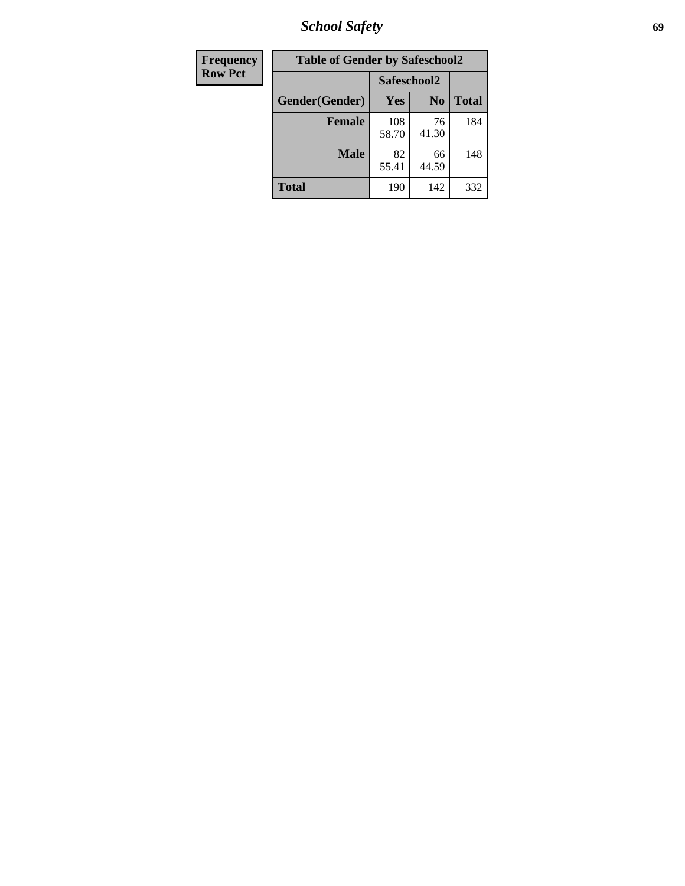| Frequency<br>Row Pct | Table of Gender by Safeschool2 | | | |
|---|---|---|---|---|
| | | Safeschool2 | | |
| | Gender(Gender) | Yes | No | Total |
| | **Female** | 108<br>58.70 | 76<br>41.30 | 184 |
| | **Male** | 82<br>55.41 | 66<br>44.59 | 148 |
| | **Total** | 190 | 142 | 332 |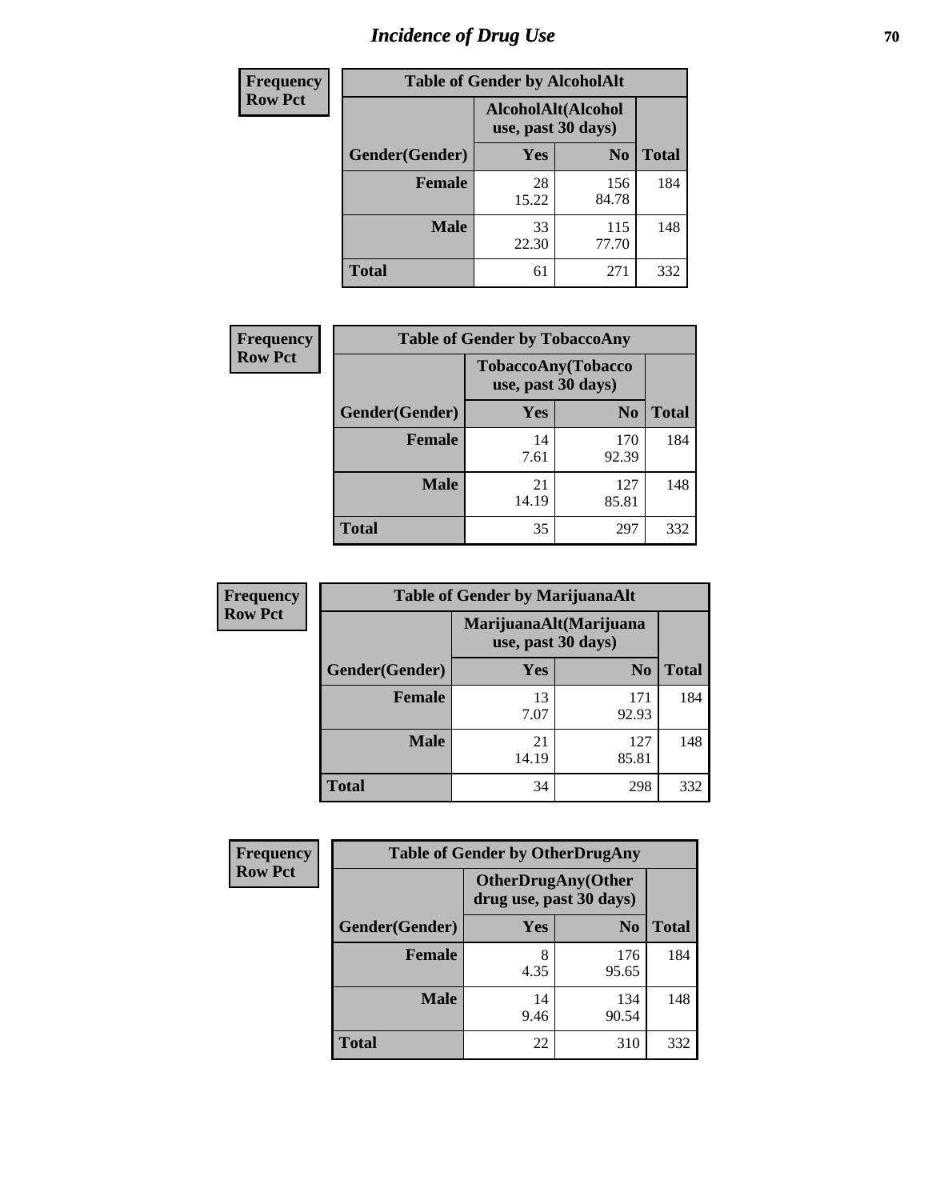# Incidence of Drug Use

| Frequency<br>Row Pct | | | |
|---|---|---|---|
| **Table of Gender by AlcoholAlt** | | | |
| | **AlcoholAlt(Alcohol use, past 30 days)** | | |
| **Gender(Gender)** | **Yes** | **No** | **Total** |
| **Female** | 28<br>15.22 | 156<br>84.78 | 184 |
| **Male** | 33<br>22.30 | 115<br>77.70 | 148 |
| **Total** | 61 | 271 | 332 |

| Frequency<br>Row Pct | | | |
|---|---|---|---|
| **Table of Gender by TobaccoAny** | | | |
| | **TobaccoAny(Tobacco use, past 30 days)** | | |
| **Gender(Gender)** | **Yes** | **No** | **Total** |
| **Female** | 14<br>7.61 | 170<br>92.39 | 184 |
| **Male** | 21<br>14.19 | 127<br>85.81 | 148 |
| **Total** | 35 | 297 | 332 |

| Frequency<br>Row Pct | | | |
|---|---|---|---|
| **Table of Gender by MarijuanaAlt** | | | |
| | **MarijuanaAlt(Marijuana use, past 30 days)** | | |
| **Gender(Gender)** | **Yes** | **No** | **Total** |
| **Female** | 13<br>7.07 | 171<br>92.93 | 184 |
| **Male** | 21<br>14.19 | 127<br>85.81 | 148 |
| **Total** | 34 | 298 | 332 |

| Frequency<br>Row Pct | | | |
|---|---|---|---|
| **Table of Gender by OtherDrugAny** | | | |
| | **OtherDrugAny(Other drug use, past 30 days)** | | |
| **Gender(Gender)** | **Yes** | **No** | **Total** |
| **Female** | 8<br>4.35 | 176<br>95.65 | 184 |
| **Male** | 14<br>9.46 | 134<br>90.54 | 148 |
| **Total** | 22 | 310 | 332 |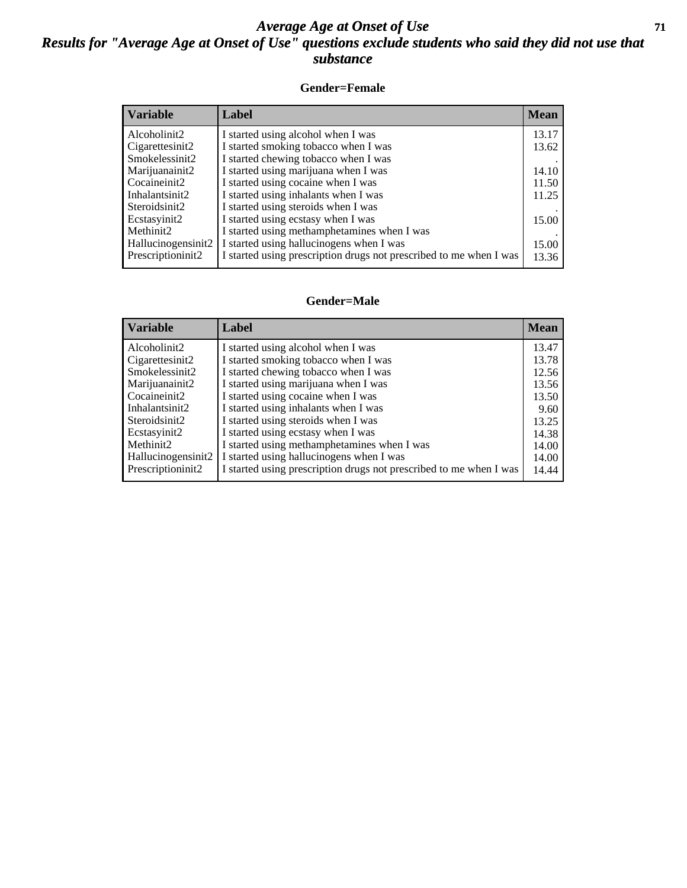# *Average Age at Onset of Use*

## *Results for "Average Age at Onset of Use" questions exclude students who said they did not use that substance*

### Gender=Female

| Variable | Label | Mean |
|---|---|---|
| Alcoholinit2 | I started using alcohol when I was | 13.17 |
| Cigarettesinit2 | I started smoking tobacco when I was | 13.62 |
| Smokelessinit2 | I started chewing tobacco when I was | . |
| Marijuanainit2 | I started using marijuana when I was | 14.10 |
| Cocaineinit2 | I started using cocaine when I was | 11.50 |
| Inhalantsinit2 | I started using inhalants when I was | 11.25 |
| Steroidsinit2 | I started using steroids when I was | . |
| Ecstasyinit2 | I started using ecstasy when I was | 15.00 |
| Methinit2 | I started using methamphetamines when I was | . |
| Hallucinogensinit2 | I started using hallucinogens when I was | 15.00 |
| Prescriptioninit2 | I started using prescription drugs not prescribed to me when I was | 13.36 |

### Gender=Male

| Variable | Label | Mean |
|---|---|---|
| Alcoholinit2 | I started using alcohol when I was | 13.47 |
| Cigarettesinit2 | I started smoking tobacco when I was | 13.78 |
| Smokelessinit2 | I started chewing tobacco when I was | 12.56 |
| Marijuanainit2 | I started using marijuana when I was | 13.56 |
| Cocaineinit2 | I started using cocaine when I was | 13.50 |
| Inhalantsinit2 | I started using inhalants when I was | 9.60 |
| Steroidsinit2 | I started using steroids when I was | 13.25 |
| Ecstasyinit2 | I started using ecstasy when I was | 14.38 |
| Methinit2 | I started using methamphetamines when I was | 14.00 |
| Hallucinogensinit2 | I started using hallucinogens when I was | 14.00 |
| Prescriptioninit2 | I started using prescription drugs not prescribed to me when I was | 14.44 |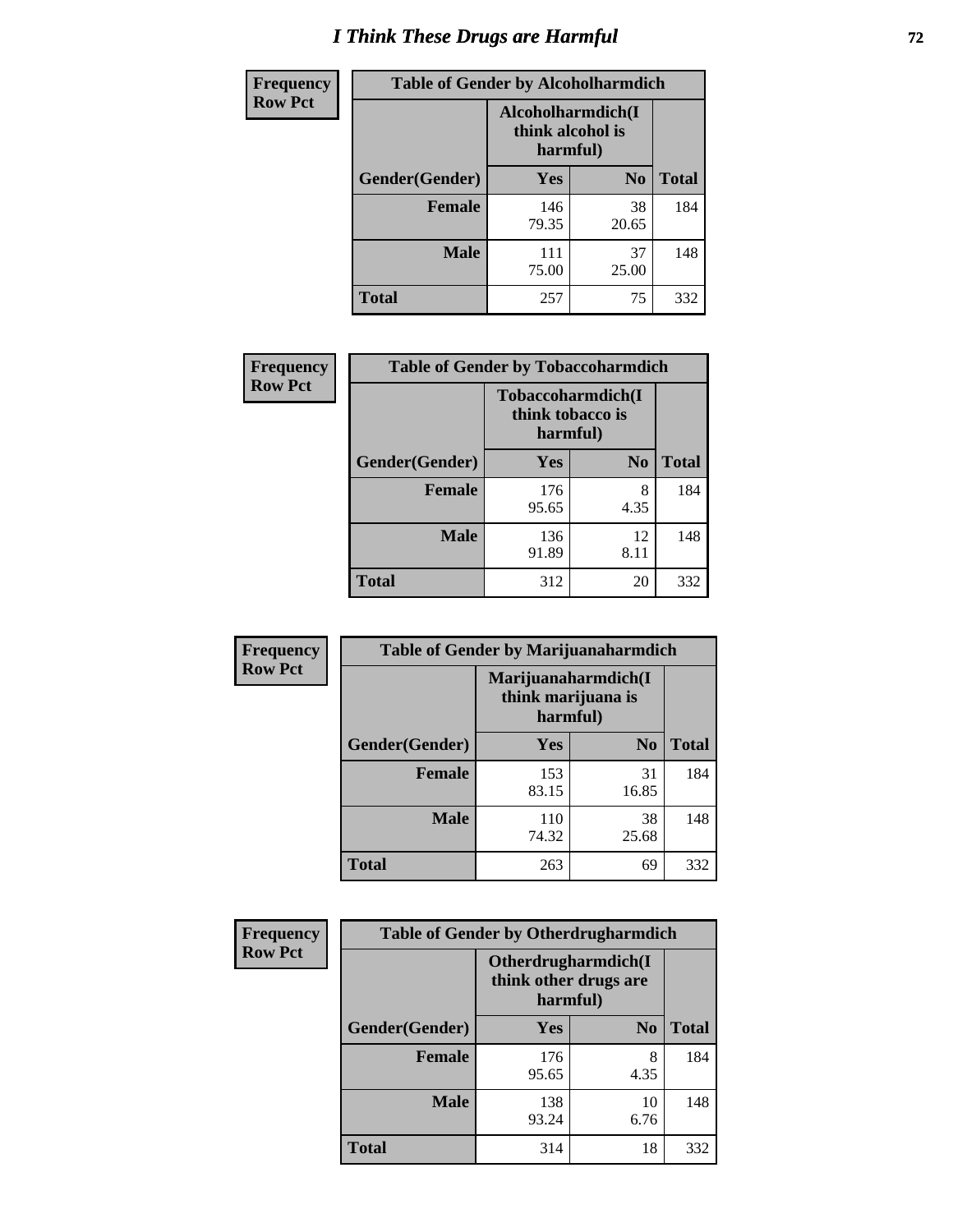# I Think These Drugs are Harmful

**Frequency**
**Row Pct**

| Table of Gender by Alcoholharmdich | | | |
|---|---|---|---|
| | Alcoholharmdich(I think alcohol is harmful) | | |
| Gender(Gender) | Yes | No | Total |
| Female | 146<br>79.35 | 38<br>20.65 | 184 |
| Male | 111<br>75.00 | 37<br>25.00 | 148 |
| Total | 257 | 75 | 332 |

**Frequency**
**Row Pct**

| Table of Gender by Tobaccoharmdich | | | |
|---|---|---|---|
| | Tobaccoharmdich(I think tobacco is harmful) | | |
| Gender(Gender) | Yes | No | Total |
| Female | 176<br>95.65 | 8<br>4.35 | 184 |
| Male | 136<br>91.89 | 12<br>8.11 | 148 |
| Total | 312 | 20 | 332 |

**Frequency**
**Row Pct**

| Table of Gender by Marijuanaharmdich | | | |
|---|---|---|---|
| | Marijuanaharmdich(I think marijuana is harmful) | | |
| Gender(Gender) | Yes | No | Total |
| Female | 153<br>83.15 | 31<br>16.85 | 184 |
| Male | 110<br>74.32 | 38<br>25.68 | 148 |
| Total | 263 | 69 | 332 |

**Frequency**
**Row Pct**

| Table of Gender by Otherdrugharmdich | | | |
|---|---|---|---|
| | Otherdrugharmdich(I think other drugs are harmful) | | |
| Gender(Gender) | Yes | No | Total |
| Female | 176<br>95.65 | 8<br>4.35 | 184 |
| Male | 138<br>93.24 | 10<br>6.76 | 148 |
| Total | 314 | 18 | 332 |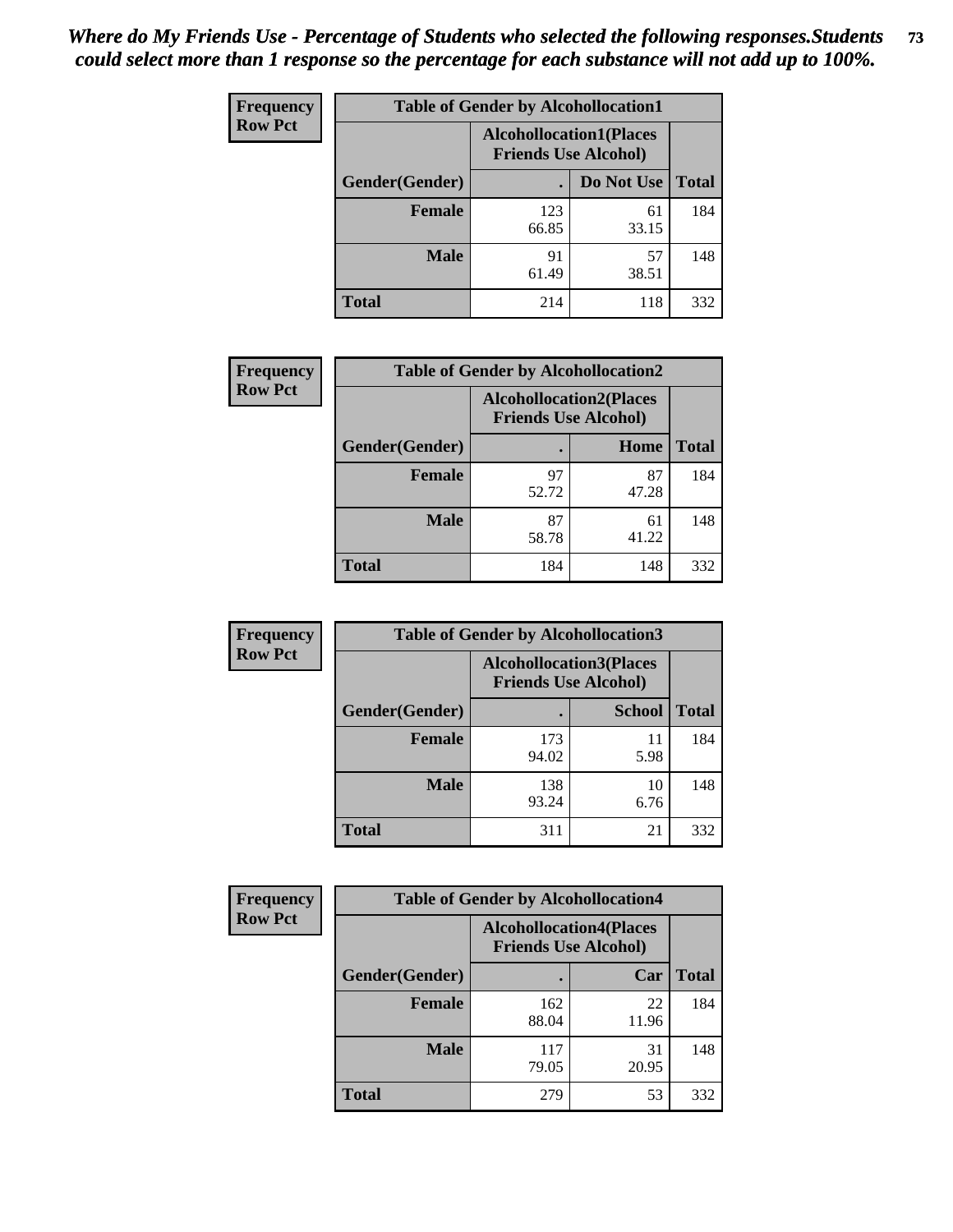*Where do My Friends Use - Percentage of Students who selected the following responses.Students could select more than 1 response so the percentage for each substance will not add up to 100%.*

**Frequency**
**Row Pct**

| Table of Gender by Alcohollocation1 | | | |
|---|---|---|---|
| | Alcohollocation1(Places Friends Use Alcohol) | | |
| Gender(Gender) | . | Do Not Use | Total |
| **Female** | 123<br>66.85 | 61<br>33.15 | 184 |
| **Male** | 91<br>61.49 | 57<br>38.51 | 148 |
| **Total** | 214 | 118 | 332 |

**Frequency**
**Row Pct**

| Table of Gender by Alcohollocation2 | | | |
|---|---|---|---|
| | Alcohollocation2(Places Friends Use Alcohol) | | |
| Gender(Gender) | . | Home | Total |
| **Female** | 97<br>52.72 | 87<br>47.28 | 184 |
| **Male** | 87<br>58.78 | 61<br>41.22 | 148 |
| **Total** | 184 | 148 | 332 |

**Frequency**
**Row Pct**

| Table of Gender by Alcohollocation3 | | | |
|---|---|---|---|
| | Alcohollocation3(Places Friends Use Alcohol) | | |
| Gender(Gender) | . | School | Total |
| **Female** | 173<br>94.02 | 11<br>5.98 | 184 |
| **Male** | 138<br>93.24 | 10<br>6.76 | 148 |
| **Total** | 311 | 21 | 332 |

**Frequency**
**Row Pct**

| Table of Gender by Alcohollocation4 | | | |
|---|---|---|---|
| | Alcohollocation4(Places Friends Use Alcohol) | | |
| Gender(Gender) | . | Car | Total |
| **Female** | 162<br>88.04 | 22<br>11.96 | 184 |
| **Male** | 117<br>79.05 | 31<br>20.95 | 148 |
| **Total** | 279 | 53 | 332 |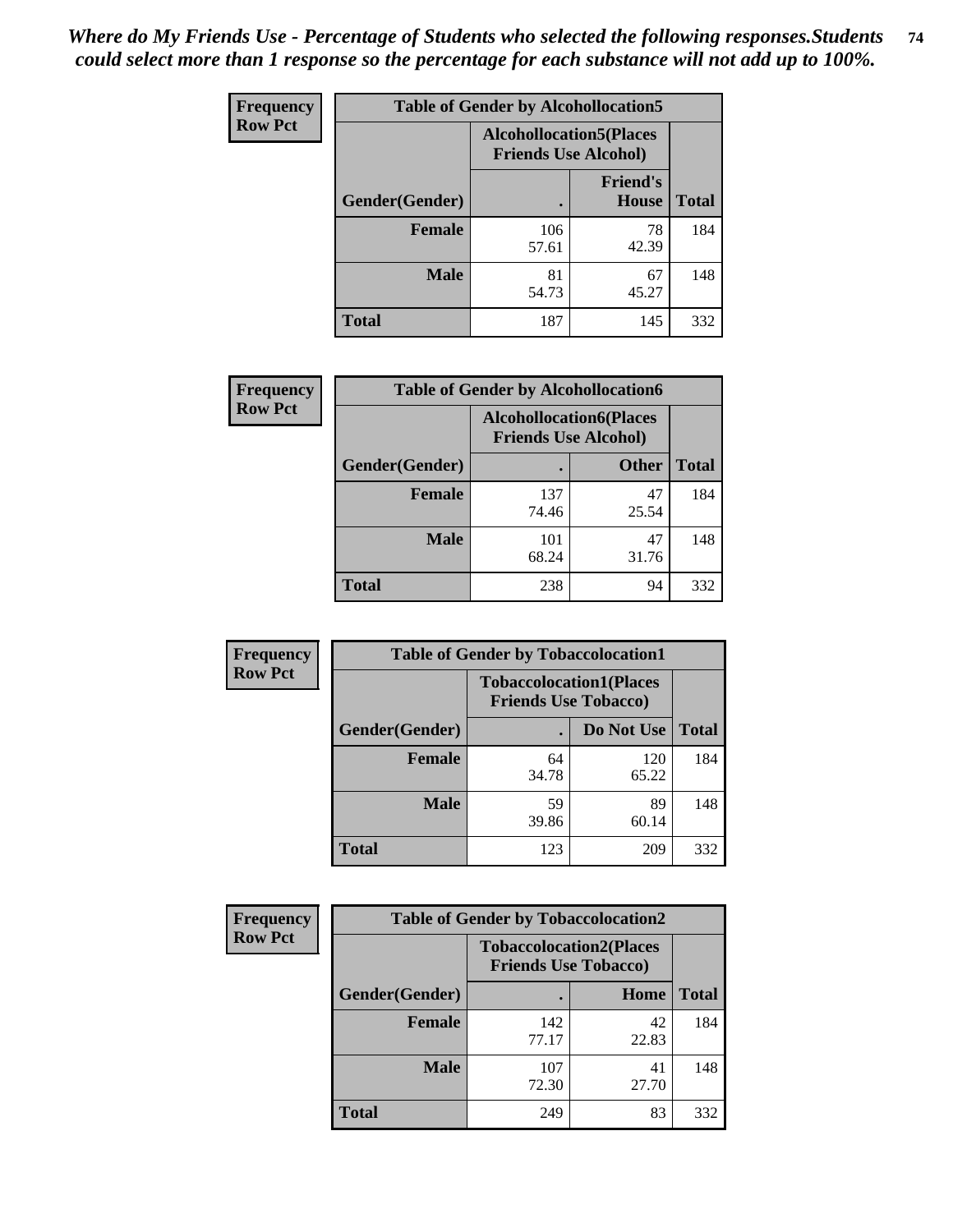*Where do My Friends Use - Percentage of Students who selected the following responses.Students could select more than 1 response so the percentage for each substance will not add up to 100%.*

**Frequency**
**Row Pct**

| Table of Gender by Alcohollocation5 | | | |
|---|---|---|---|
| | Alcohollocation5(Places Friends Use Alcohol) | | |
| Gender(Gender) | . | Friend's House | Total |
| **Female** | 106<br>57.61 | 78<br>42.39 | 184 |
| **Male** | 81<br>54.73 | 67<br>45.27 | 148 |
| **Total** | 187 | 145 | 332 |

**Frequency**
**Row Pct**

| Table of Gender by Alcohollocation6 | | | |
|---|---|---|---|
| | Alcohollocation6(Places Friends Use Alcohol) | | |
| Gender(Gender) | . | Other | Total |
| **Female** | 137<br>74.46 | 47<br>25.54 | 184 |
| **Male** | 101<br>68.24 | 47<br>31.76 | 148 |
| **Total** | 238 | 94 | 332 |

**Frequency**
**Row Pct**

| Table of Gender by Tobaccolocation1 | | | |
|---|---|---|---|
| | Tobaccolocation1(Places Friends Use Tobacco) | | |
| Gender(Gender) | . | Do Not Use | Total |
| **Female** | 64<br>34.78 | 120<br>65.22 | 184 |
| **Male** | 59<br>39.86 | 89<br>60.14 | 148 |
| **Total** | 123 | 209 | 332 |

**Frequency**
**Row Pct**

| Table of Gender by Tobaccolocation2 | | | |
|---|---|---|---|
| | Tobaccolocation2(Places Friends Use Tobacco) | | |
| Gender(Gender) | . | Home | Total |
| **Female** | 142<br>77.17 | 42<br>22.83 | 184 |
| **Male** | 107<br>72.30 | 41<br>27.70 | 148 |
| **Total** | 249 | 83 | 332 |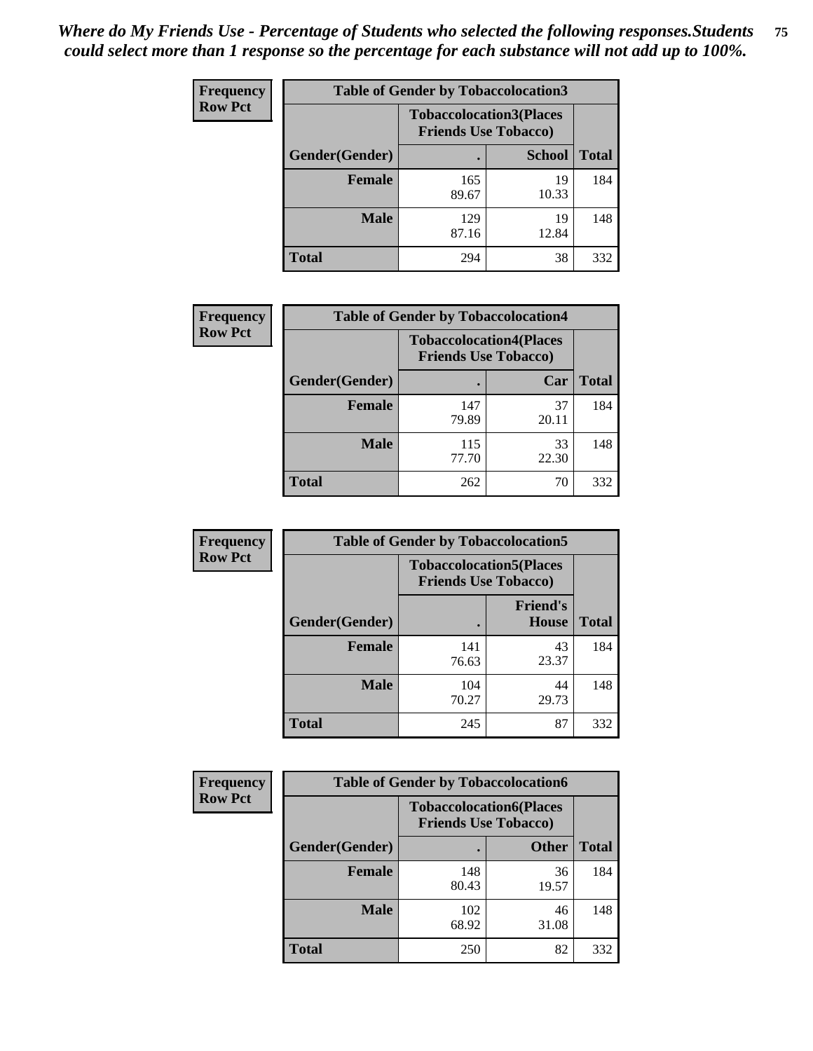*Where do My Friends Use - Percentage of Students who selected the following responses.Students could select more than 1 response so the percentage for each substance will not add up to 100%.*

**Frequency**
**Row Pct**

| Table of Gender by Tobaccolocation3 | | | |
|---|---|---|---|
| | Tobaccolocation3(Places Friends Use Tobacco) | | |
| Gender(Gender) | . | School | Total |
| Female | 165<br>89.67 | 19<br>10.33 | 184 |
| Male | 129<br>87.16 | 19<br>12.84 | 148 |
| Total | 294 | 38 | 332 |

**Frequency**
**Row Pct**

| Table of Gender by Tobaccolocation4 | | | |
|---|---|---|---|
| | Tobaccolocation4(Places Friends Use Tobacco) | | |
| Gender(Gender) | . | Car | Total |
| Female | 147<br>79.89 | 37<br>20.11 | 184 |
| Male | 115<br>77.70 | 33<br>22.30 | 148 |
| Total | 262 | 70 | 332 |

**Frequency**
**Row Pct**

| Table of Gender by Tobaccolocation5 | | | |
|---|---|---|---|
| | Tobaccolocation5(Places Friends Use Tobacco) | | |
| Gender(Gender) | . | Friend's House | Total |
| Female | 141<br>76.63 | 43<br>23.37 | 184 |
| Male | 104<br>70.27 | 44<br>29.73 | 148 |
| Total | 245 | 87 | 332 |

**Frequency**
**Row Pct**

| Table of Gender by Tobaccolocation6 | | | |
|---|---|---|---|
| | Tobaccolocation6(Places Friends Use Tobacco) | | |
| Gender(Gender) | . | Other | Total |
| Female | 148<br>80.43 | 36<br>19.57 | 184 |
| Male | 102<br>68.92 | 46<br>31.08 | 148 |
| Total | 250 | 82 | 332 |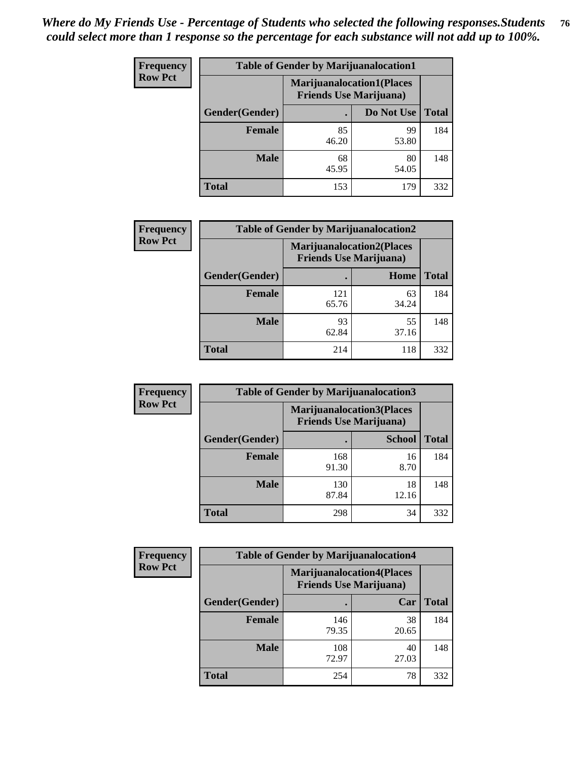*Where do My Friends Use - Percentage of Students who selected the following responses.Students could select more than 1 response so the percentage for each substance will not add up to 100%.*

**Frequency Row Pct**

| Table of Gender by Marijuanalocation1 | | | |
|---|---|---|---|
| | Marijuanalocation1(Places Friends Use Marijuana) | | |
| Gender(Gender) | . | Do Not Use | Total |
| Female | 85<br>46.20 | 99<br>53.80 | 184 |
| Male | 68<br>45.95 | 80<br>54.05 | 148 |
| Total | 153 | 179 | 332 |

**Frequency Row Pct**

| Table of Gender by Marijuanalocation2 | | | |
|---|---|---|---|
| | Marijuanalocation2(Places Friends Use Marijuana) | | |
| Gender(Gender) | . | Home | Total |
| Female | 121<br>65.76 | 63<br>34.24 | 184 |
| Male | 93<br>62.84 | 55<br>37.16 | 148 |
| Total | 214 | 118 | 332 |

**Frequency Row Pct**

| Table of Gender by Marijuanalocation3 | | | |
|---|---|---|---|
| | Marijuanalocation3(Places Friends Use Marijuana) | | |
| Gender(Gender) | . | School | Total |
| Female | 168<br>91.30 | 16<br>8.70 | 184 |
| Male | 130<br>87.84 | 18<br>12.16 | 148 |
| Total | 298 | 34 | 332 |

**Frequency Row Pct**

| Table of Gender by Marijuanalocation4 | | | |
|---|---|---|---|
| | Marijuanalocation4(Places Friends Use Marijuana) | | |
| Gender(Gender) | . | Car | Total |
| Female | 146<br>79.35 | 38<br>20.65 | 184 |
| Male | 108<br>72.97 | 40<br>27.03 | 148 |
| Total | 254 | 78 | 332 |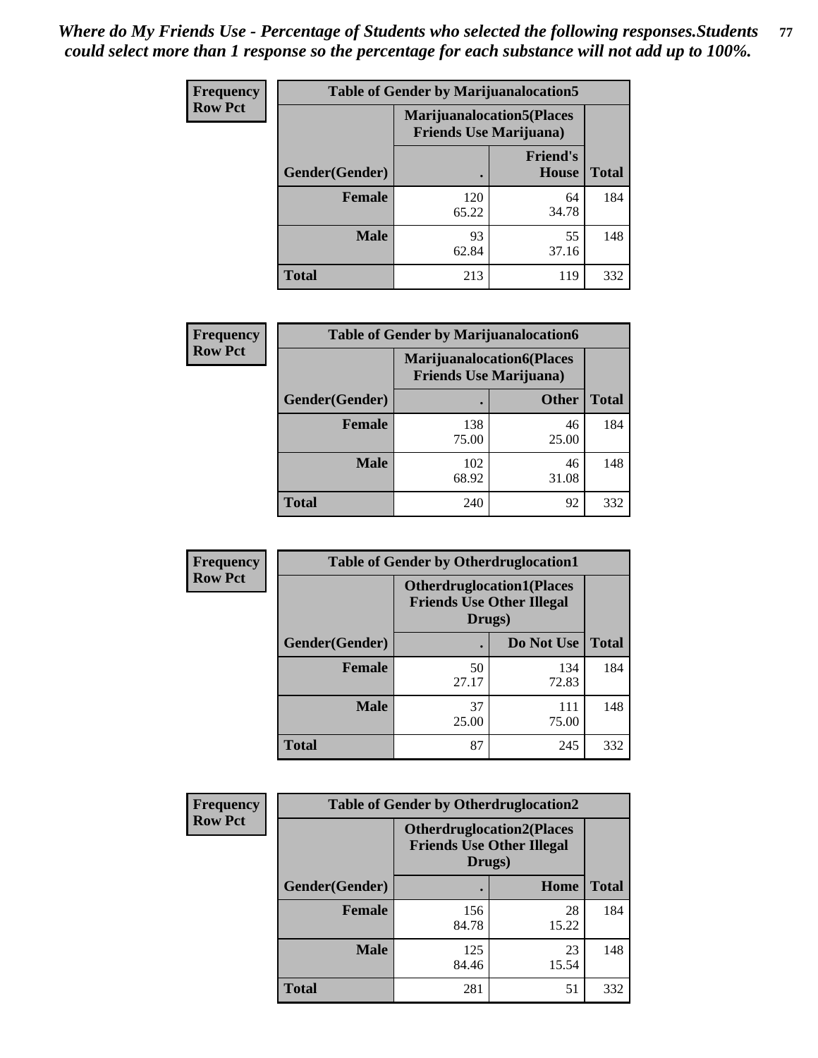*Where do My Friends Use - Percentage of Students who selected the following responses.Students could select more than 1 response so the percentage for each substance will not add up to 100%.*

**Frequency**
**Row Pct**

| Table of Gender by Marijuanalocation5 | | | |
|---|---|---|---|
| | Marijuanalocation5(Places Friends Use Marijuana) | | |
| Gender(Gender) | . | Friend's House | Total |
| **Female** | 120<br>65.22 | 64<br>34.78 | 184 |
| **Male** | 93<br>62.84 | 55<br>37.16 | 148 |
| **Total** | 213 | 119 | 332 |

**Frequency**
**Row Pct**

| Table of Gender by Marijuanalocation6 | | | |
|---|---|---|---|
| | Marijuanalocation6(Places Friends Use Marijuana) | | |
| Gender(Gender) | . | Other | Total |
| **Female** | 138<br>75.00 | 46<br>25.00 | 184 |
| **Male** | 102<br>68.92 | 46<br>31.08 | 148 |
| **Total** | 240 | 92 | 332 |

**Frequency**
**Row Pct**

| Table of Gender by Otherdruglocation1 | | | |
|---|---|---|---|
| | Otherdruglocation1(Places Friends Use Other Illegal Drugs) | | |
| Gender(Gender) | . | Do Not Use | Total |
| **Female** | 50<br>27.17 | 134<br>72.83 | 184 |
| **Male** | 37<br>25.00 | 111<br>75.00 | 148 |
| **Total** | 87 | 245 | 332 |

**Frequency**
**Row Pct**

| Table of Gender by Otherdruglocation2 | | | |
|---|---|---|---|
| | Otherdruglocation2(Places Friends Use Other Illegal Drugs) | | |
| Gender(Gender) | . | Home | Total |
| **Female** | 156<br>84.78 | 28<br>15.22 | 184 |
| **Male** | 125<br>84.46 | 23<br>15.54 | 148 |
| **Total** | 281 | 51 | 332 |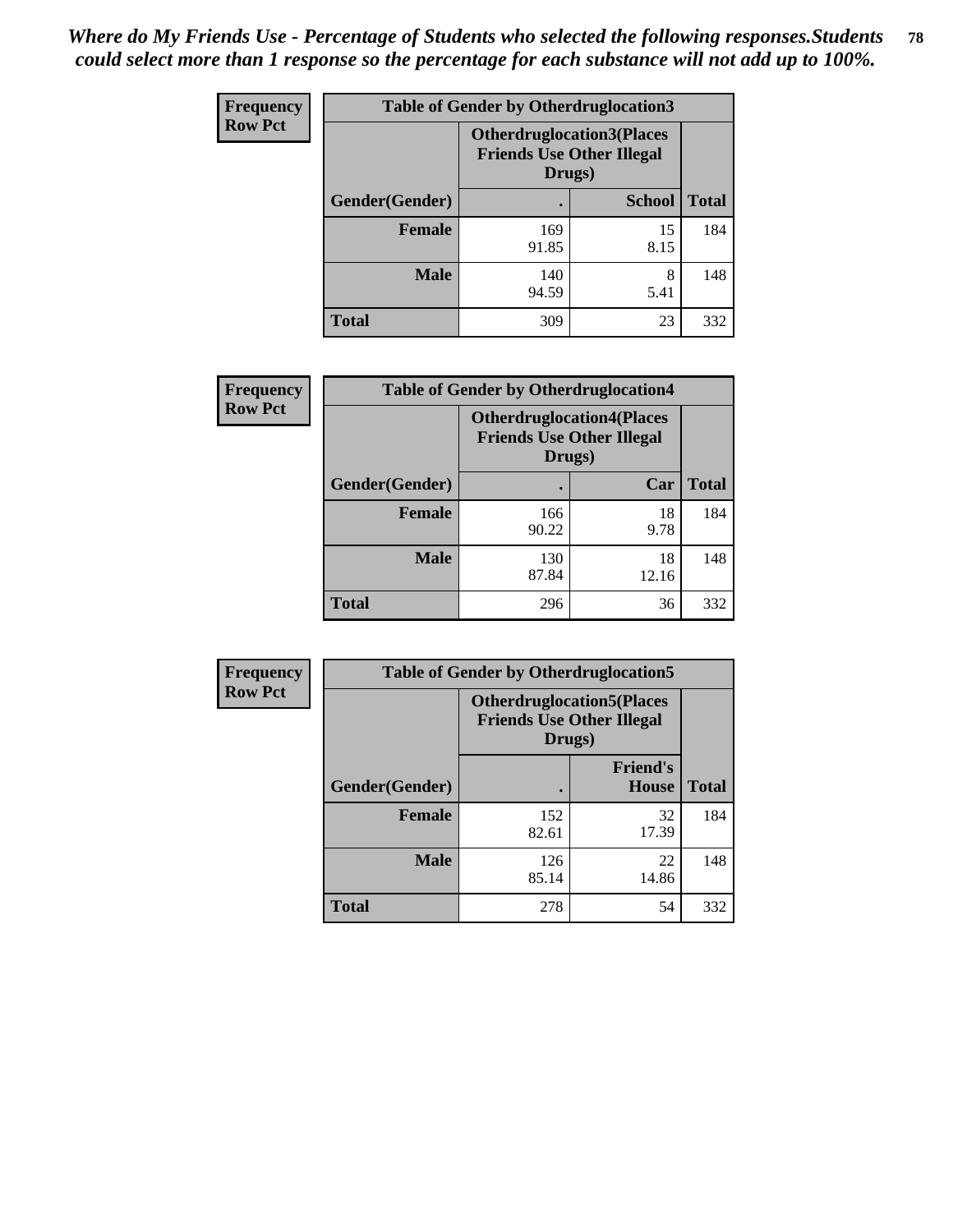*Where do My Friends Use - Percentage of Students who selected the following responses.Students could select more than 1 response so the percentage for each substance will not add up to 100%.*

**Frequency**
**Row Pct**

| Table of Gender by Otherdruglocation3 | | | |
|---|---|---|---|
| | Otherdruglocation3(Places Friends Use Other Illegal Drugs) | | |
| Gender(Gender) | . | School | Total |
| Female | 169<br>91.85 | 15<br>8.15 | 184 |
| Male | 140<br>94.59 | 8<br>5.41 | 148 |
| Total | 309 | 23 | 332 |

**Frequency**
**Row Pct**

| Table of Gender by Otherdruglocation4 | | | |
|---|---|---|---|
| | Otherdruglocation4(Places Friends Use Other Illegal Drugs) | | |
| Gender(Gender) | . | Car | Total |
| Female | 166<br>90.22 | 18<br>9.78 | 184 |
| Male | 130<br>87.84 | 18<br>12.16 | 148 |
| Total | 296 | 36 | 332 |

**Frequency**
**Row Pct**

| Table of Gender by Otherdruglocation5 | | | |
|---|---|---|---|
| | Otherdruglocation5(Places Friends Use Other Illegal Drugs) | | |
| Gender(Gender) | . | Friend's House | Total |
| Female | 152<br>82.61 | 32<br>17.39 | 184 |
| Male | 126<br>85.14 | 22<br>14.86 | 148 |
| Total | 278 | 54 | 332 |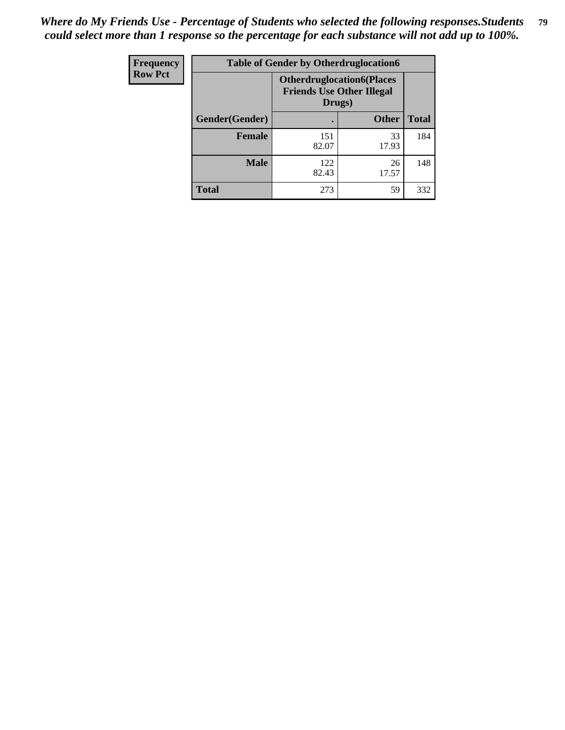*Where do My Friends Use - Percentage of Students who selected the following responses.Students could select more than 1 response so the percentage for each substance will not add up to 100%.*

| Frequency<br>Row Pct | Table of Gender by Otherdruglocation6 | | |
|---|---|---|---|
| | Otherdruglocation6(Places Friends Use Other Illegal Drugs) | | |
| Gender(Gender) | . | Other | Total |
| Female | 151<br>82.07 | 33<br>17.93 | 184 |
| Male | 122<br>82.43 | 26<br>17.57 | 148 |
| Total | 273 | 59 | 332 |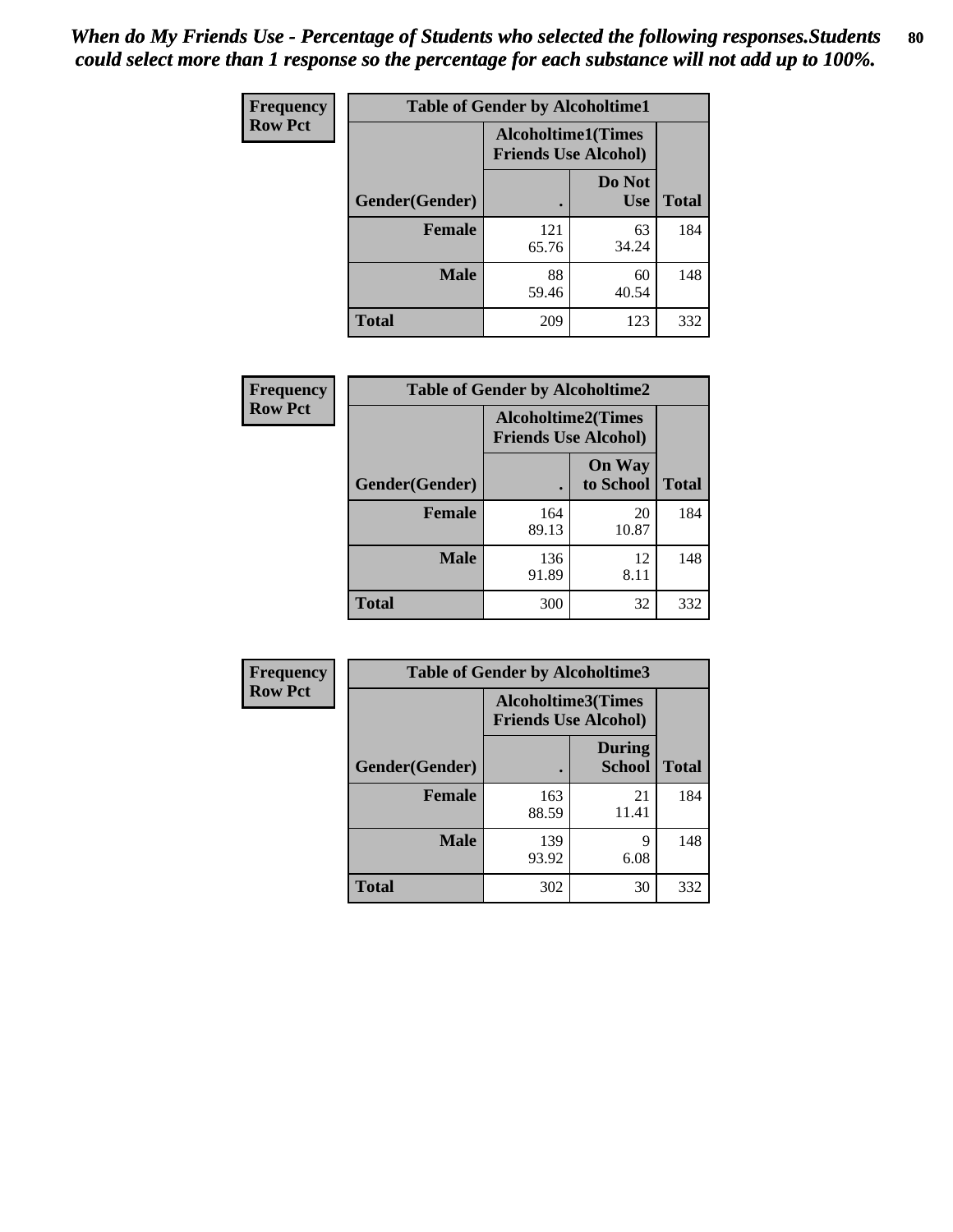*When do My Friends Use - Percentage of Students who selected the following responses.Students could select more than 1 response so the percentage for each substance will not add up to 100%.*

**Frequency Row Pct**

| Table of Gender by Alcoholtime1 | | | |
|---|---|---|---|
| | Alcoholtime1(Times Friends Use Alcohol) | | |
| Gender(Gender) | . | Do Not Use | Total |
| **Female** | 121<br>65.76 | 63<br>34.24 | 184 |
| **Male** | 88<br>59.46 | 60<br>40.54 | 148 |
| **Total** | 209 | 123 | 332 |

**Frequency Row Pct**

| Table of Gender by Alcoholtime2 | | | |
|---|---|---|---|
| | Alcoholtime2(Times Friends Use Alcohol) | | |
| Gender(Gender) | . | On Way to School | Total |
| **Female** | 164<br>89.13 | 20<br>10.87 | 184 |
| **Male** | 136<br>91.89 | 12<br>8.11 | 148 |
| **Total** | 300 | 32 | 332 |

**Frequency Row Pct**

| Table of Gender by Alcoholtime3 | | | |
|---|---|---|---|
| | Alcoholtime3(Times Friends Use Alcohol) | | |
| Gender(Gender) | . | During School | Total |
| **Female** | 163<br>88.59 | 21<br>11.41 | 184 |
| **Male** | 139<br>93.92 | 9<br>6.08 | 148 |
| **Total** | 302 | 30 | 332 |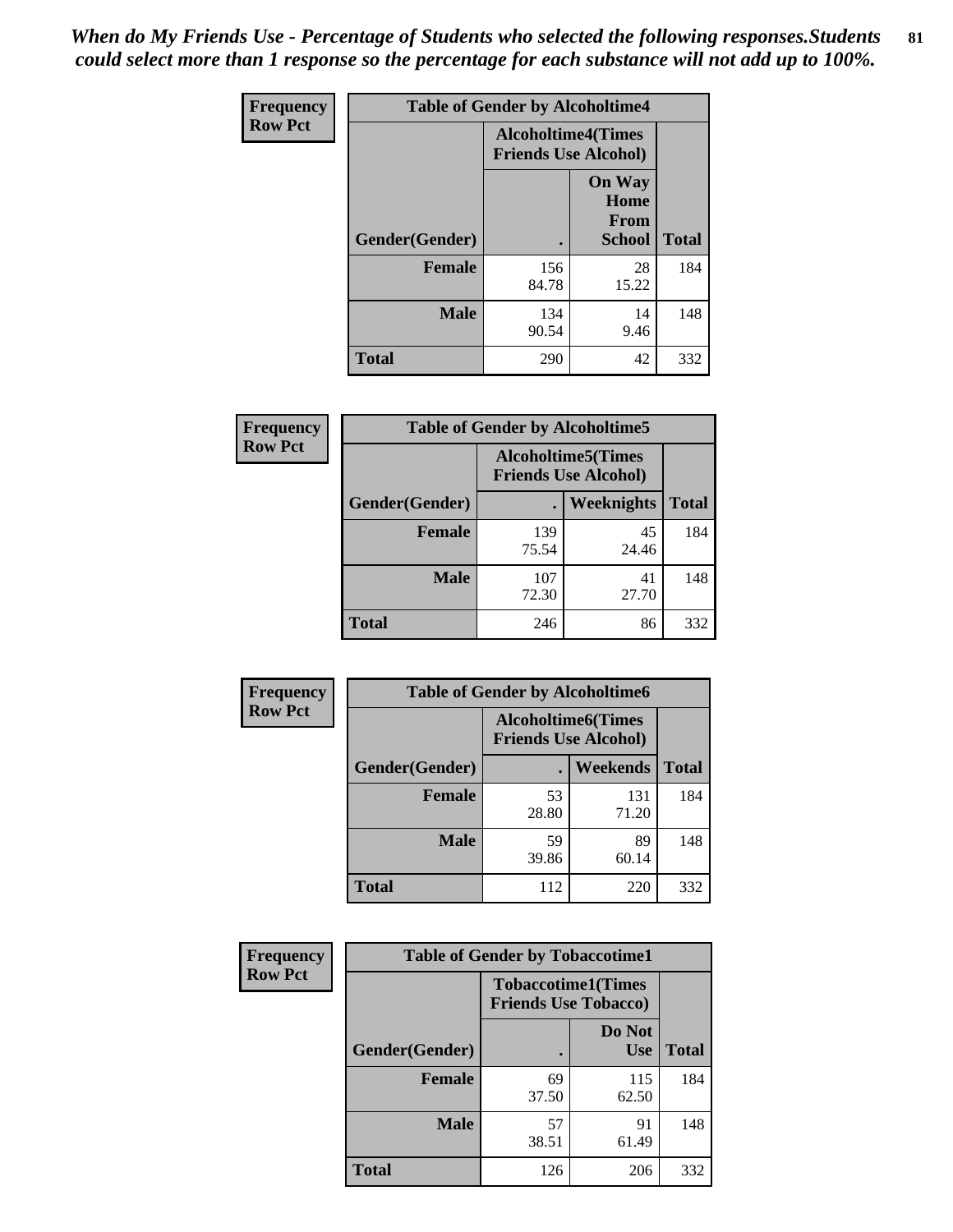*When do My Friends Use - Percentage of Students who selected the following responses.Students could select more than 1 response so the percentage for each substance will not add up to 100%.*

**Frequency**
**Row Pct**

| Table of Gender by Alcoholtime4 | | | |
|---|---|---|---|
| | Alcoholtime4(Times Friends Use Alcohol) | | |
| Gender(Gender) | . | On Way Home From School | Total |
| Female | 156<br>84.78 | 28<br>15.22 | 184 |
| Male | 134<br>90.54 | 14<br>9.46 | 148 |
| Total | 290 | 42 | 332 |

**Frequency**
**Row Pct**

| Table of Gender by Alcoholtime5 | | | |
|---|---|---|---|
| | Alcoholtime5(Times Friends Use Alcohol) | | |
| Gender(Gender) | . | Weeknights | Total |
| Female | 139<br>75.54 | 45<br>24.46 | 184 |
| Male | 107<br>72.30 | 41<br>27.70 | 148 |
| Total | 246 | 86 | 332 |

**Frequency**
**Row Pct**

| Table of Gender by Alcoholtime6 | | | |
|---|---|---|---|
| | Alcoholtime6(Times Friends Use Alcohol) | | |
| Gender(Gender) | . | Weekends | Total |
| Female | 53<br>28.80 | 131<br>71.20 | 184 |
| Male | 59<br>39.86 | 89<br>60.14 | 148 |
| Total | 112 | 220 | 332 |

**Frequency**
**Row Pct**

| Table of Gender by Tobaccotime1 | | | |
|---|---|---|---|
| | Tobaccotime1(Times Friends Use Tobacco) | | |
| Gender(Gender) | . | Do Not Use | Total |
| Female | 69<br>37.50 | 115<br>62.50 | 184 |
| Male | 57<br>38.51 | 91<br>61.49 | 148 |
| Total | 126 | 206 | 332 |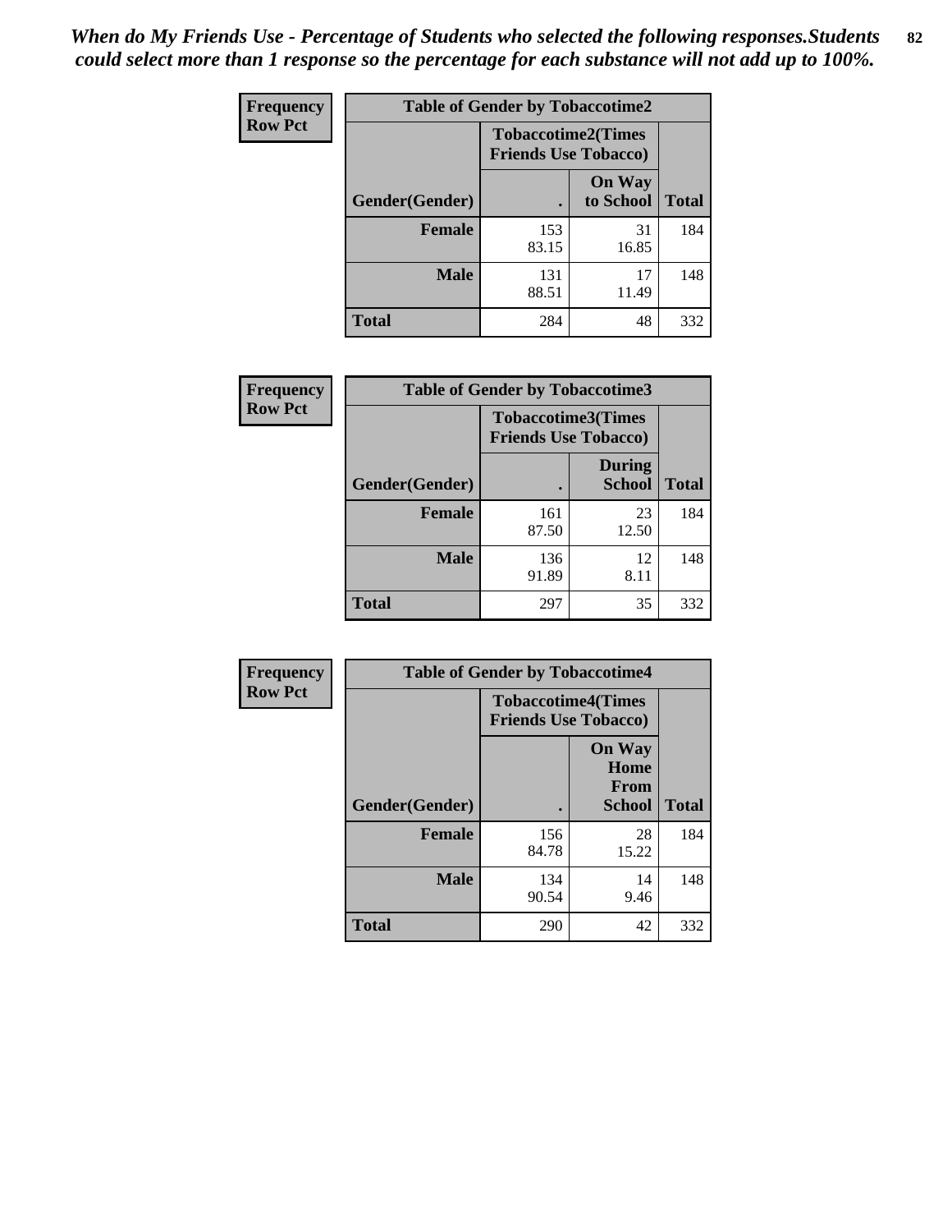*When do My Friends Use - Percentage of Students who selected the following responses.Students could select more than 1 response so the percentage for each substance will not add up to 100%.*

**Frequency**
**Row Pct**

| Table of Gender by Tobaccotime2 | | | |
|---|---|---|---|
| | Tobaccotime2(Times Friends Use Tobacco) | | |
| Gender(Gender) | . | On Way to School | Total |
| **Female** | 153<br>83.15 | 31<br>16.85 | 184 |
| **Male** | 131<br>88.51 | 17<br>11.49 | 148 |
| **Total** | 284 | 48 | 332 |

**Frequency**
**Row Pct**

| Table of Gender by Tobaccotime3 | | | |
|---|---|---|---|
| | Tobaccotime3(Times Friends Use Tobacco) | | |
| Gender(Gender) | . | During School | Total |
| **Female** | 161<br>87.50 | 23<br>12.50 | 184 |
| **Male** | 136<br>91.89 | 12<br>8.11 | 148 |
| **Total** | 297 | 35 | 332 |

**Frequency**
**Row Pct**

| Table of Gender by Tobaccotime4 | | | |
|---|---|---|---|
| | Tobaccotime4(Times Friends Use Tobacco) | | |
| Gender(Gender) | . | On Way Home From School | Total |
| **Female** | 156<br>84.78 | 28<br>15.22 | 184 |
| **Male** | 134<br>90.54 | 14<br>9.46 | 148 |
| **Total** | 290 | 42 | 332 |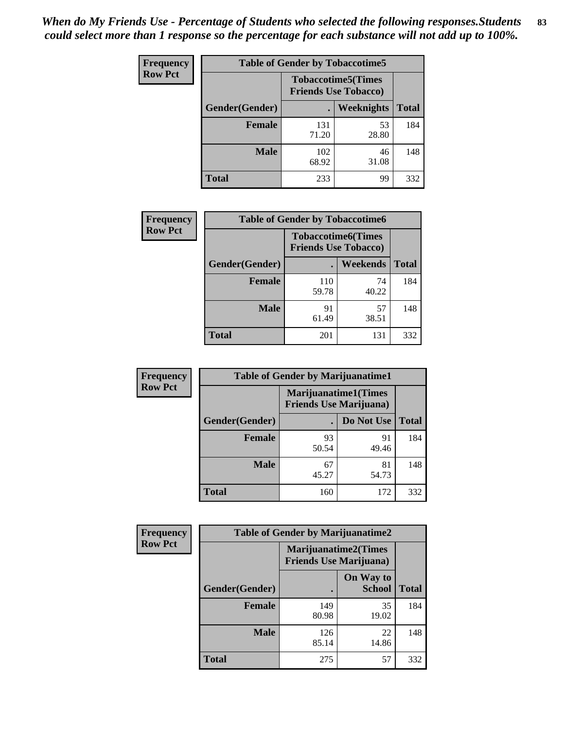*When do My Friends Use - Percentage of Students who selected the following responses.Students could select more than 1 response so the percentage for each substance will not add up to 100%.*

| Frequency Row Pct | Table of Gender by Tobaccotime5 | | |
|---|---|---|---|
| | Tobaccotime5(Times Friends Use Tobacco) | | |
| Gender(Gender) | . | Weeknights | Total |
| **Female** | 131<br>71.20 | 53<br>28.80 | 184 |
| **Male** | 102<br>68.92 | 46<br>31.08 | 148 |
| **Total** | 233 | 99 | 332 |

| Frequency Row Pct | Table of Gender by Tobaccotime6 | | |
|---|---|---|---|
| | Tobaccotime6(Times Friends Use Tobacco) | | |
| Gender(Gender) | . | Weekends | Total |
| **Female** | 110<br>59.78 | 74<br>40.22 | 184 |
| **Male** | 91<br>61.49 | 57<br>38.51 | 148 |
| **Total** | 201 | 131 | 332 |

| Frequency Row Pct | Table of Gender by Marijuanatime1 | | |
|---|---|---|---|
| | Marijuanatime1(Times Friends Use Marijuana) | | |
| Gender(Gender) | . | Do Not Use | Total |
| **Female** | 93<br>50.54 | 91<br>49.46 | 184 |
| **Male** | 67<br>45.27 | 81<br>54.73 | 148 |
| **Total** | 160 | 172 | 332 |

| Frequency Row Pct | Table of Gender by Marijuanatime2 | | |
|---|---|---|---|
| | Marijuanatime2(Times Friends Use Marijuana) | | |
| Gender(Gender) | . | On Way to School | Total |
| **Female** | 149<br>80.98 | 35<br>19.02 | 184 |
| **Male** | 126<br>85.14 | 22<br>14.86 | 148 |
| **Total** | 275 | 57 | 332 |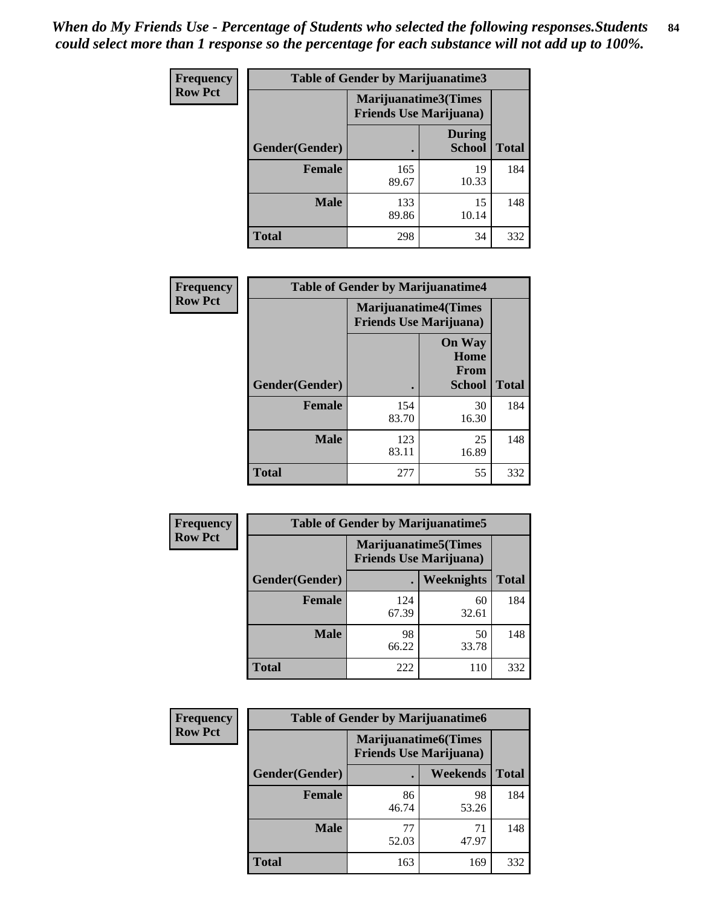*When do My Friends Use - Percentage of Students who selected the following responses.Students could select more than 1 response so the percentage for each substance will not add up to 100%.*

**Frequency / Row Pct**

| Table of Gender by Marijuanatime3 | | | |
|---|---|---|---|
| | Marijuanatime3(Times Friends Use Marijuana) | | |
| Gender(Gender) | . | During School | Total |
| **Female** | 165<br>89.67 | 19<br>10.33 | 184 |
| **Male** | 133<br>89.86 | 15<br>10.14 | 148 |
| **Total** | 298 | 34 | 332 |

**Frequency / Row Pct**

| Table of Gender by Marijuanatime4 | | | |
|---|---|---|---|
| | Marijuanatime4(Times Friends Use Marijuana) | | |
| Gender(Gender) | . | On Way Home From School | Total |
| **Female** | 154<br>83.70 | 30<br>16.30 | 184 |
| **Male** | 123<br>83.11 | 25<br>16.89 | 148 |
| **Total** | 277 | 55 | 332 |

**Frequency / Row Pct**

| Table of Gender by Marijuanatime5 | | | |
|---|---|---|---|
| | Marijuanatime5(Times Friends Use Marijuana) | | |
| Gender(Gender) | . | Weeknights | Total |
| **Female** | 124<br>67.39 | 60<br>32.61 | 184 |
| **Male** | 98<br>66.22 | 50<br>33.78 | 148 |
| **Total** | 222 | 110 | 332 |

**Frequency / Row Pct**

| Table of Gender by Marijuanatime6 | | | |
|---|---|---|---|
| | Marijuanatime6(Times Friends Use Marijuana) | | |
| Gender(Gender) | . | Weekends | Total |
| **Female** | 86<br>46.74 | 98<br>53.26 | 184 |
| **Male** | 77<br>52.03 | 71<br>47.97 | 148 |
| **Total** | 163 | 169 | 332 |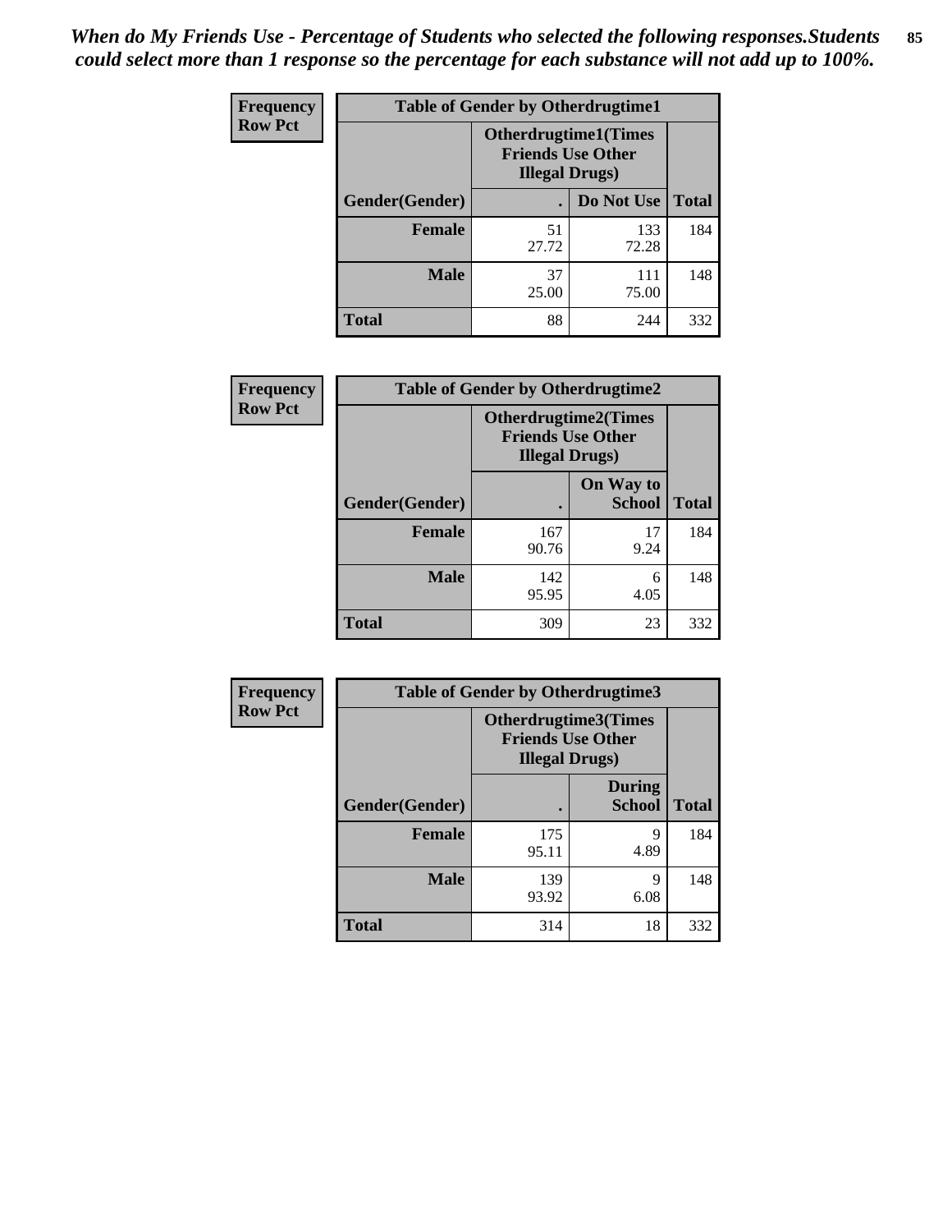*When do My Friends Use - Percentage of Students who selected the following responses.Students could select more than 1 response so the percentage for each substance will not add up to 100%.*

**Frequency**
**Row Pct**

| Table of Gender by Otherdrugtime1 | | | |
|---|---|---|---|
| | Otherdrugtime1(Times Friends Use Other Illegal Drugs) | | |
| Gender(Gender) | . | Do Not Use | Total |
| **Female** | 51<br>27.72 | 133<br>72.28 | 184 |
| **Male** | 37<br>25.00 | 111<br>75.00 | 148 |
| **Total** | 88 | 244 | 332 |

**Frequency**
**Row Pct**

| Table of Gender by Otherdrugtime2 | | | |
|---|---|---|---|
| | Otherdrugtime2(Times Friends Use Other Illegal Drugs) | | |
| Gender(Gender) | . | On Way to School | Total |
| **Female** | 167<br>90.76 | 17<br>9.24 | 184 |
| **Male** | 142<br>95.95 | 6<br>4.05 | 148 |
| **Total** | 309 | 23 | 332 |

**Frequency**
**Row Pct**

| Table of Gender by Otherdrugtime3 | | | |
|---|---|---|---|
| | Otherdrugtime3(Times Friends Use Other Illegal Drugs) | | |
| Gender(Gender) | . | During School | Total |
| **Female** | 175<br>95.11 | 9<br>4.89 | 184 |
| **Male** | 139<br>93.92 | 9<br>6.08 | 148 |
| **Total** | 314 | 18 | 332 |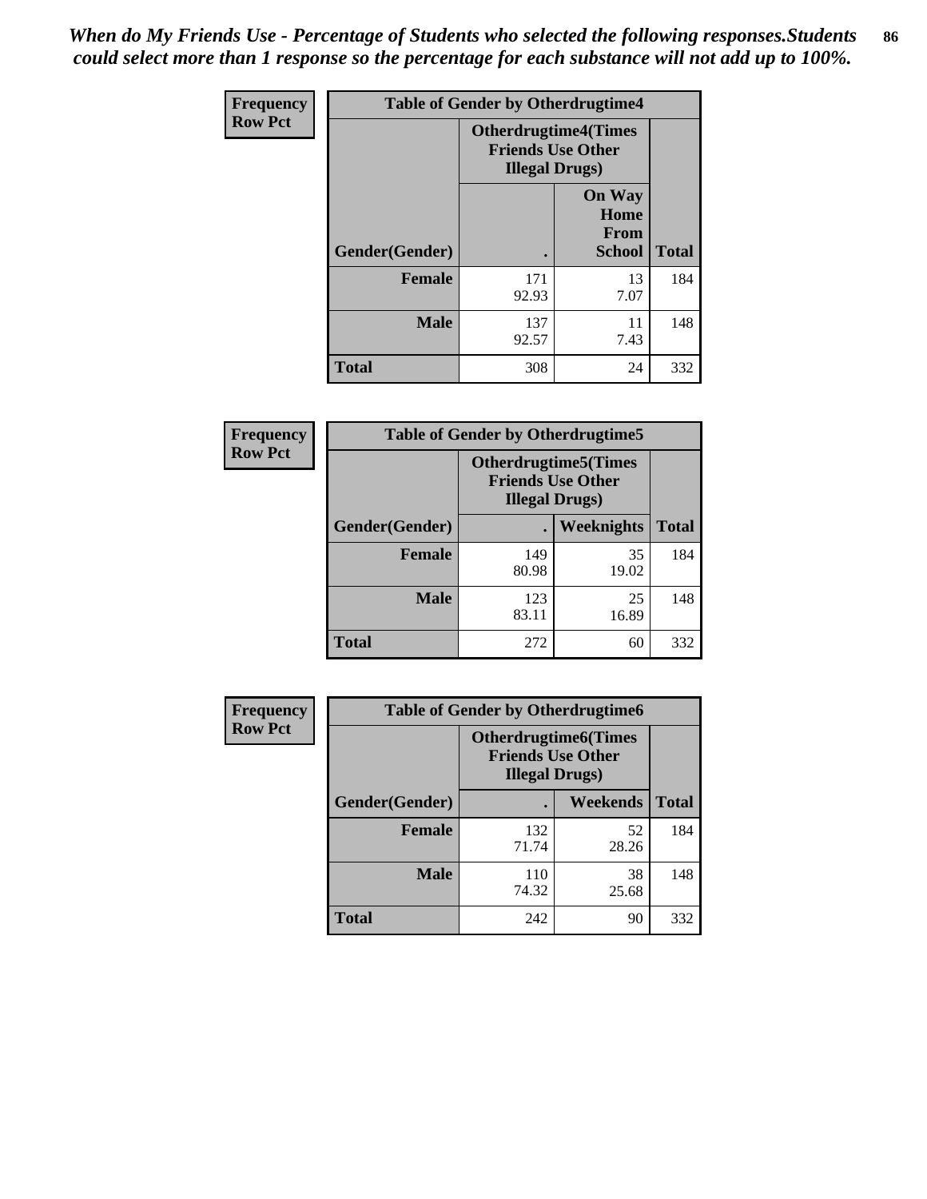*When do My Friends Use - Percentage of Students who selected the following responses.Students could select more than 1 response so the percentage for each substance will not add up to 100%.*

**Frequency**
**Row Pct**

| Table of Gender by Otherdrugtime4 | | | |
|---|---|---|---|
| | Otherdrugtime4(Times Friends Use Other Illegal Drugs) | | |
| Gender(Gender) | . | On Way Home From School | Total |
| Female | 171<br>92.93 | 13<br>7.07 | 184 |
| Male | 137<br>92.57 | 11<br>7.43 | 148 |
| Total | 308 | 24 | 332 |

**Frequency**
**Row Pct**

| Table of Gender by Otherdrugtime5 | | | |
|---|---|---|---|
| | Otherdrugtime5(Times Friends Use Other Illegal Drugs) | | |
| Gender(Gender) | . | Weeknights | Total |
| Female | 149<br>80.98 | 35<br>19.02 | 184 |
| Male | 123<br>83.11 | 25<br>16.89 | 148 |
| Total | 272 | 60 | 332 |

**Frequency**
**Row Pct**

| Table of Gender by Otherdrugtime6 | | | |
|---|---|---|---|
| | Otherdrugtime6(Times Friends Use Other Illegal Drugs) | | |
| Gender(Gender) | . | Weekends | Total |
| Female | 132<br>71.74 | 52<br>28.26 | 184 |
| Male | 110<br>74.32 | 38<br>25.68 | 148 |
| Total | 242 | 90 | 332 |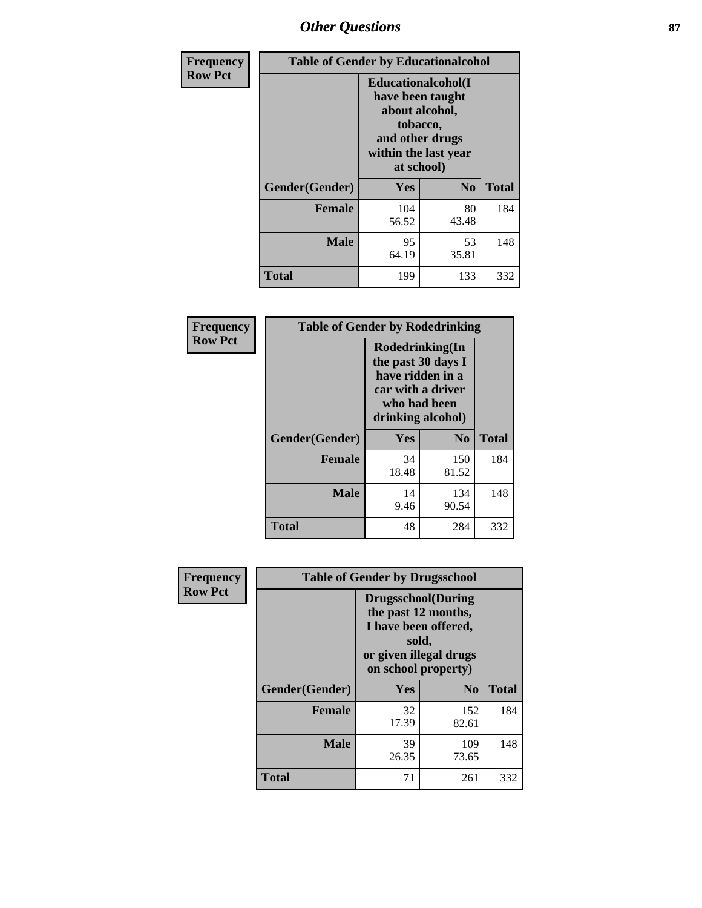# Other Questions

| Frequency<br>Row Pct | Table of Gender by Educationalcohol | | |
|---|---|---|---|
| | Educationalcohol(I have been taught about alcohol, tobacco, and other drugs within the last year at school) | | |
| Gender(Gender) | Yes | No | Total |
| Female | 104<br>56.52 | 80<br>43.48 | 184 |
| Male | 95<br>64.19 | 53<br>35.81 | 148 |
| Total | 199 | 133 | 332 |

| Frequency<br>Row Pct | Table of Gender by Rodedrinking | | |
|---|---|---|---|
| | Rodedrinking(In the past 30 days I have ridden in a car with a driver who had been drinking alcohol) | | |
| Gender(Gender) | Yes | No | Total |
| Female | 34<br>18.48 | 150<br>81.52 | 184 |
| Male | 14<br>9.46 | 134<br>90.54 | 148 |
| Total | 48 | 284 | 332 |

| Frequency<br>Row Pct | Table of Gender by Drugsschool | | |
|---|---|---|---|
| | Drugsschool(During the past 12 months, I have been offered, sold, or given illegal drugs on school property) | | |
| Gender(Gender) | Yes | No | Total |
| Female | 32<br>17.39 | 152<br>82.61 | 184 |
| Male | 39<br>26.35 | 109<br>73.65 | 148 |
| Total | 71 | 261 | 332 |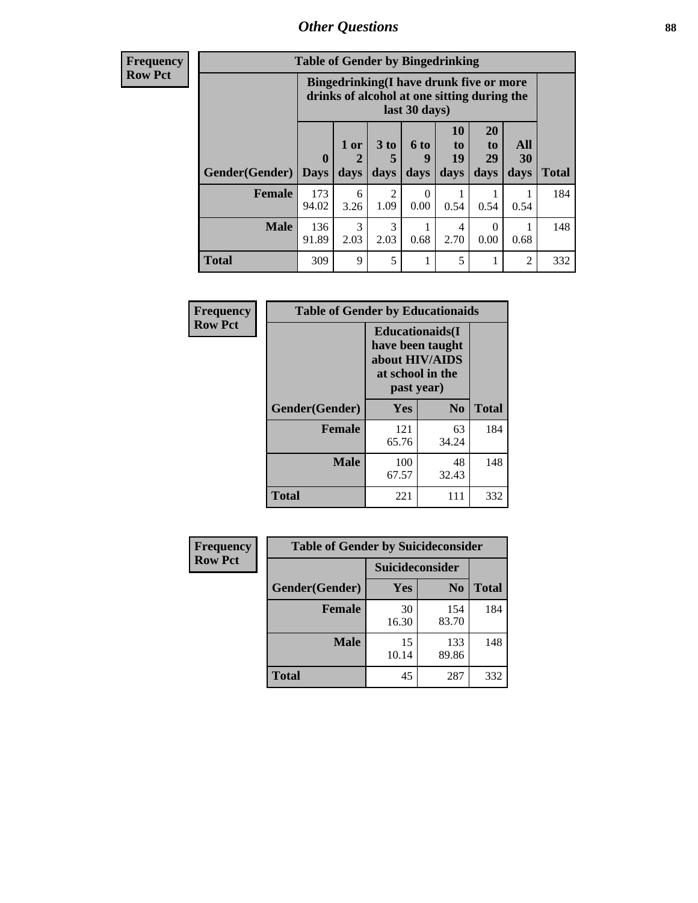## Other Questions

**Frequency**
**Row Pct**

| Table of Gender by Bingedrinking | | | | | | | | |
|---|---|---|---|---|---|---|---|---|
| | Bingedrinking(I have drunk five or more drinks of alcohol at one sitting during the last 30 days) | | | | | | | |
| Gender(Gender) | 0 Days | 1 or 2 days | 3 to 5 days | 6 to 9 days | 10 to 19 days | 20 to 29 days | All 30 days | Total |
| **Female** | 173<br>94.02 | 6<br>3.26 | 2<br>1.09 | 0<br>0.00 | 1<br>0.54 | 1<br>0.54 | 1<br>0.54 | 184 |
| **Male** | 136<br>91.89 | 3<br>2.03 | 3<br>2.03 | 1<br>0.68 | 4<br>2.70 | 0<br>0.00 | 1<br>0.68 | 148 |
| **Total** | 309 | 9 | 5 | 1 | 5 | 1 | 2 | 332 |

**Frequency**
**Row Pct**

| Table of Gender by Educationaids | | | |
|---|---|---|---|
| | Educationaids(I have been taught about HIV/AIDS at school in the past year) | | |
| Gender(Gender) | Yes | No | Total |
| **Female** | 121<br>65.76 | 63<br>34.24 | 184 |
| **Male** | 100<br>67.57 | 48<br>32.43 | 148 |
| **Total** | 221 | 111 | 332 |

**Frequency**
**Row Pct**

| Table of Gender by Suicideconsider | | | |
|---|---|---|---|
| | Suicideconsider | | |
| Gender(Gender) | Yes | No | Total |
| **Female** | 30<br>16.30 | 154<br>83.70 | 184 |
| **Male** | 15<br>10.14 | 133<br>89.86 | 148 |
| **Total** | 45 | 287 | 332 |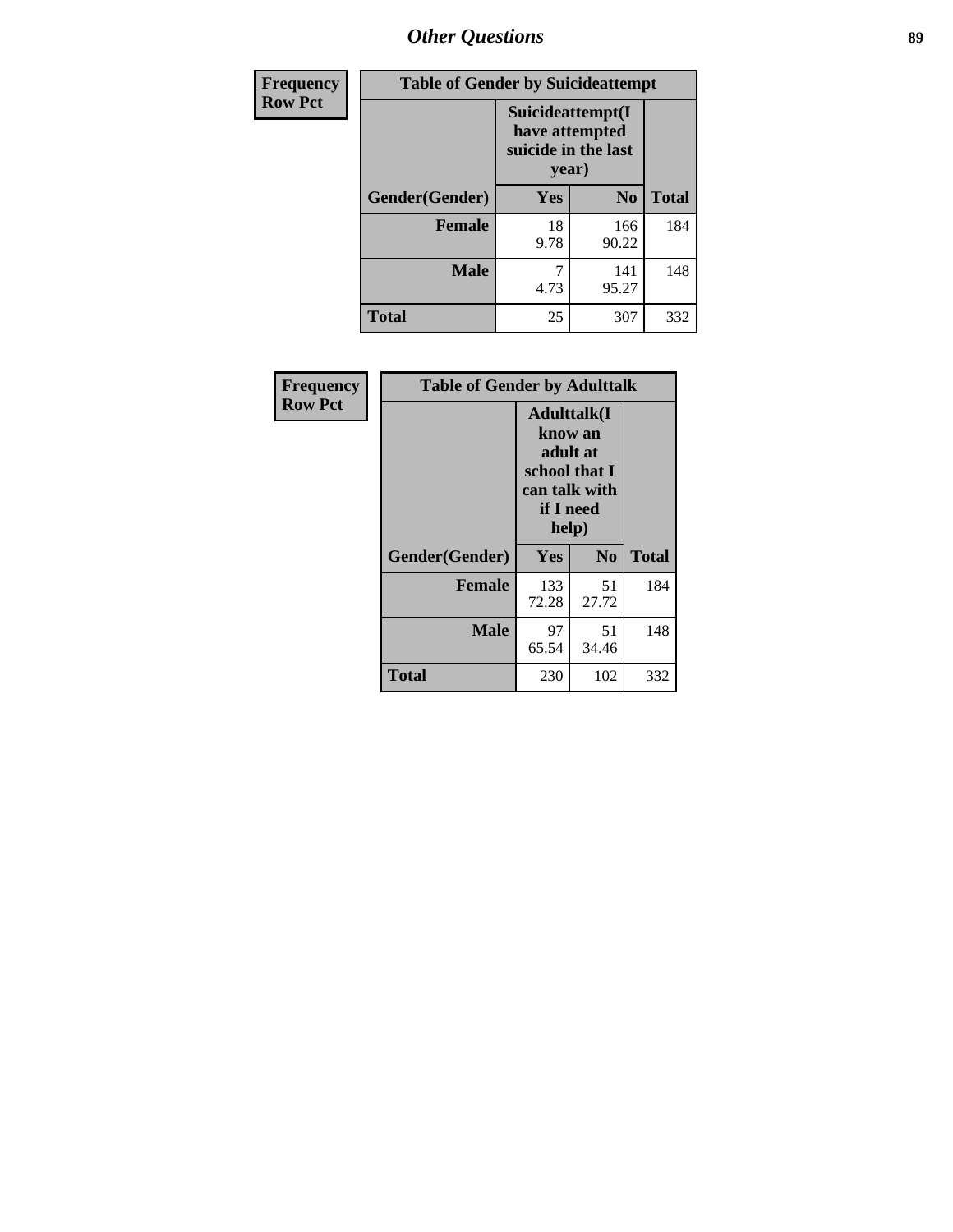| Frequency<br>Row Pct | Table of Gender by Suicideattempt | | |
|---|---|---|---|
| | Suicideattempt(I have attempted suicide in the last year) | | |
| Gender(Gender) | Yes | No | Total |
| Female | 18<br>9.78 | 166<br>90.22 | 184 |
| Male | 7<br>4.73 | 141<br>95.27 | 148 |
| Total | 25 | 307 | 332 |

| Frequency<br>Row Pct | Table of Gender by Adulttalk | | |
|---|---|---|---|
| | Adulttalk(I know an adult at school that I can talk with if I need help) | | |
| Gender(Gender) | Yes | No | Total |
| Female | 133<br>72.28 | 51<br>27.72 | 184 |
| Male | 97<br>65.54 | 51<br>34.46 | 148 |
| Total | 230 | 102 | 332 |